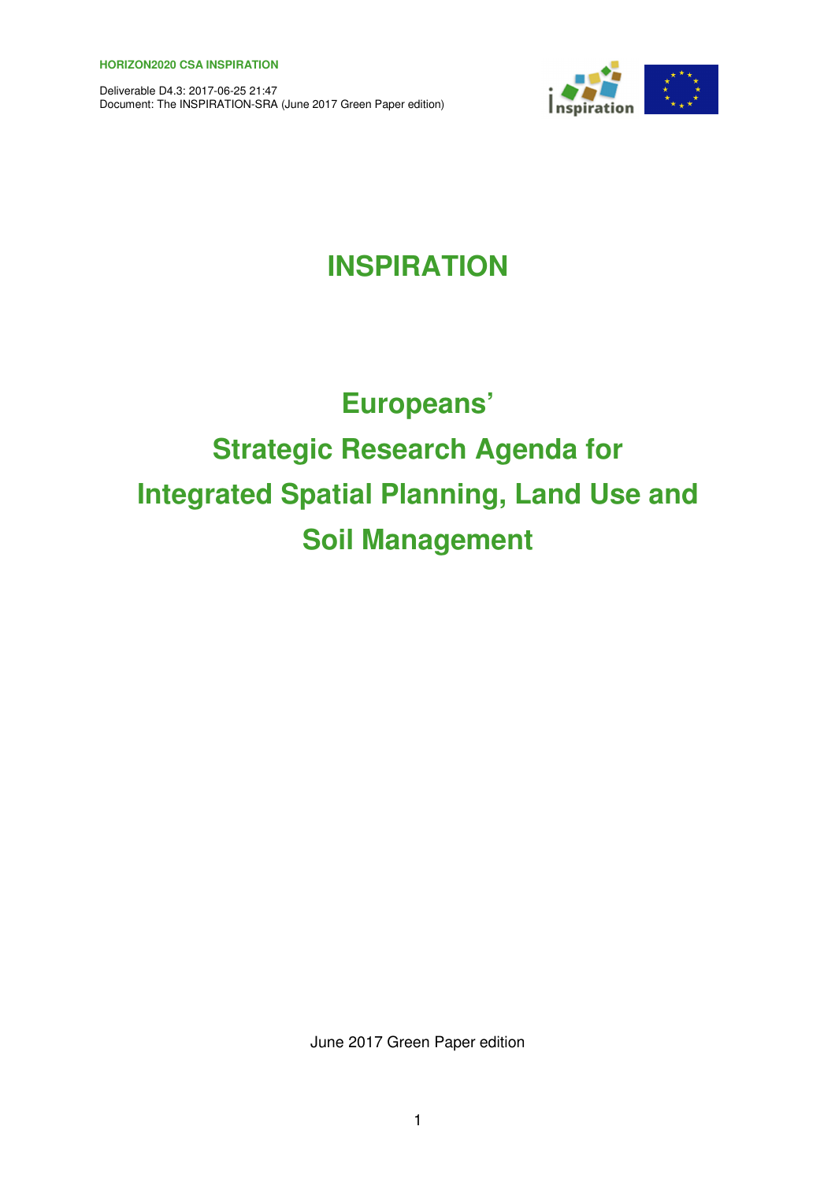HORIZON2020 CSA INSPIRATION

Deliverable D4.3: 2017-06-25 21:47
Document: The INSPIRATION-SRA (June 2017 Green Paper edition)

# INSPIRATION

# Europeans' Strategic Research Agenda for Integrated Spatial Planning, Land Use and Soil Management

June 2017 Green Paper edition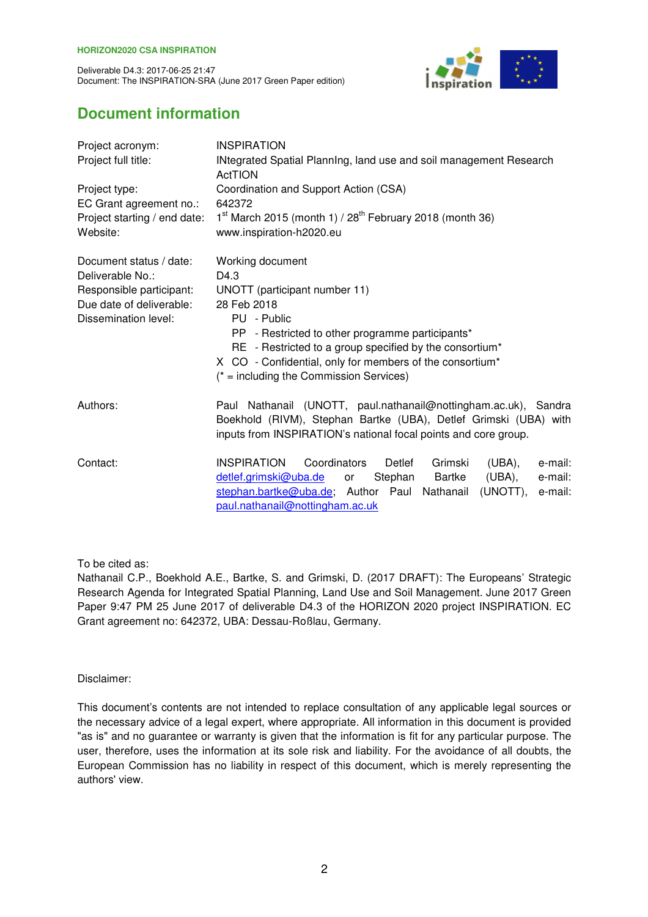# Document information

| | |
|---|---|
| Project acronym: | INSPIRATION |
| Project full title: | INtegrated Spatial PlannIng, land use and soil management Research ActTION |
| Project type: | Coordination and Support Action (CSA) |
| EC Grant agreement no.: | 642372 |
| Project starting / end date: | 1st March 2015 (month 1) / 28th February 2018 (month 36) |
| Website: | www.inspiration-h2020.eu |

| | |
|---|---|
| Document status / date: | Working document |
| Deliverable No.: | D4.3 |
| Responsible participant: | UNOTT (participant number 11) |
| Due date of deliverable: | 28 Feb 2018 |
| Dissemination level: | PU - Public<br>PP - Restricted to other programme participants*<br>RE - Restricted to a group specified by the consortium*<br>X CO - Confidential, only for members of the consortium*<br>(* = including the Commission Services) |

| | |
|---|---|
| Authors: | Paul Nathanail (UNOTT, paul.nathanail@nottingham.ac.uk), Sandra Boekhold (RIVM), Stephan Bartke (UBA), Detlef Grimski (UBA) with inputs from INSPIRATION's national focal points and core group. |
| Contact: | INSPIRATION Coordinators Detlef Grimski (UBA), e-mail: detlef.grimski@uba.de or Stephan Bartke (UBA), e-mail: stephan.bartke@uba.de; Author Paul Nathanail (UNOTT), e-mail: paul.nathanail@nottingham.ac.uk |

To be cited as:

Nathanail C.P., Boekhold A.E., Bartke, S. and Grimski, D. (2017 DRAFT): The Europeans' Strategic Research Agenda for Integrated Spatial Planning, Land Use and Soil Management. June 2017 Green Paper 9:47 PM 25 June 2017 of deliverable D4.3 of the HORIZON 2020 project INSPIRATION. EC Grant agreement no: 642372, UBA: Dessau-Roßlau, Germany.

Disclaimer:

This document's contents are not intended to replace consultation of any applicable legal sources or the necessary advice of a legal expert, where appropriate. All information in this document is provided "as is" and no guarantee or warranty is given that the information is fit for any particular purpose. The user, therefore, uses the information at its sole risk and liability. For the avoidance of all doubts, the European Commission has no liability in respect of this document, which is merely representing the authors' view.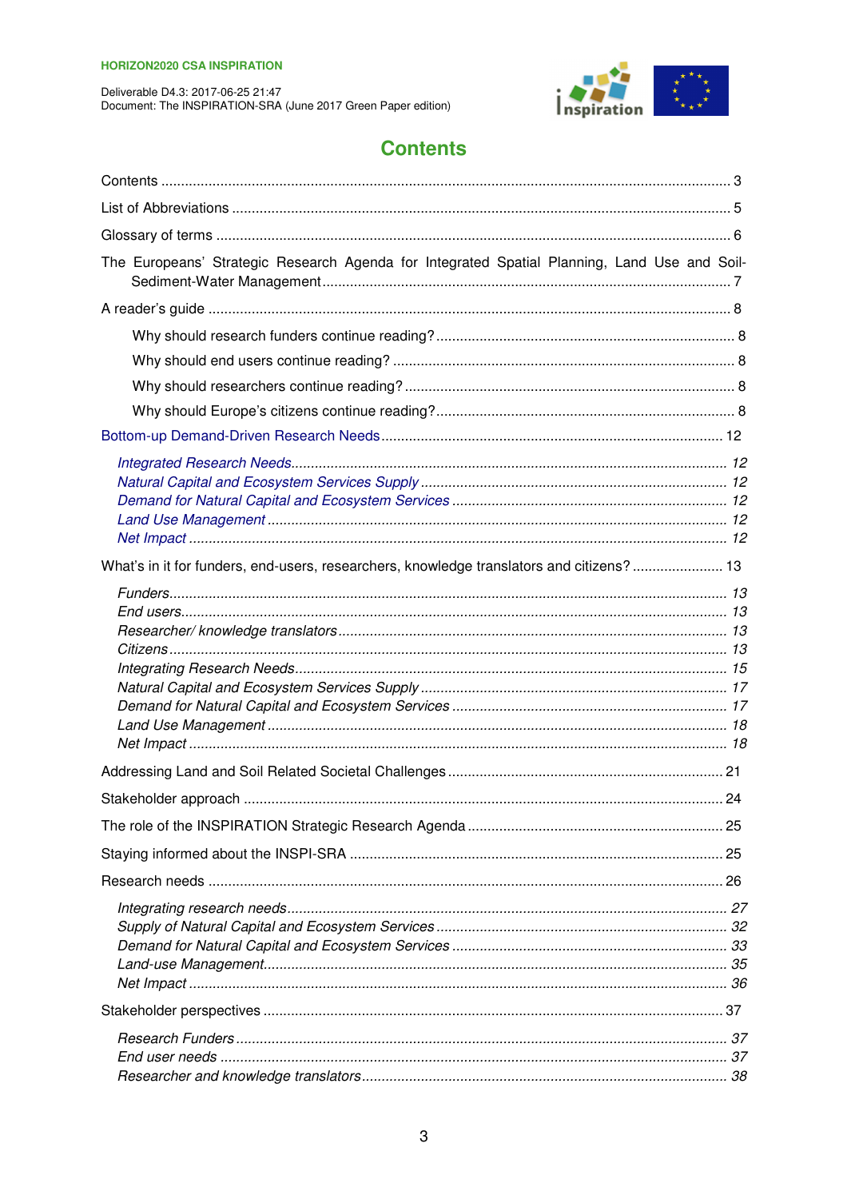# Contents

Contents ........................................................................................................................................ 3

List of Abbreviations ........................................................................................................................ 5

Glossary of terms ............................................................................................................................. 6

The Europeans' Strategic Research Agenda for Integrated Spatial Planning, Land Use and Soil-Sediment-Water Management ......................................................................................................... 7

A reader's guide ................................................................................................................................ 8

Why should research funders continue reading? ........................................................................... 8

Why should end users continue reading? ...................................................................................... 8

Why should researchers continue reading? ................................................................................... 8

Why should Europe's citizens continue reading? ........................................................................... 8

Bottom-up Demand-Driven Research Needs ..................................................................................... 12

*Integrated Research Needs* ............................................................................................................ *12*
*Natural Capital and Ecosystem Services Supply* ............................................................................ *12*
*Demand for Natural Capital and Ecosystem Services* .................................................................... *12*
*Land Use Management* ................................................................................................................... *12*
*Net Impact* ...................................................................................................................................... *12*

What's in it for funders, end-users, researchers, knowledge translators and citizens? ....................... 13

*Funders* ........................................................................................................................................... *13*
*End users* ........................................................................................................................................ *13*
*Researcher/ knowledge translators* ................................................................................................ *13*
*Citizens* ........................................................................................................................................... *13*
*Integrating Research Needs* ............................................................................................................ *15*
*Natural Capital and Ecosystem Services Supply* ............................................................................ *17*
*Demand for Natural Capital and Ecosystem Services* .................................................................... *17*
*Land Use Management* ................................................................................................................... *18*
*Net Impact* ...................................................................................................................................... *18*

Addressing Land and Soil Related Societal Challenges ..................................................................... 21

Stakeholder approach ....................................................................................................................... 24

The role of the INSPIRATION Strategic Research Agenda ................................................................ 25

Staying informed about the INSPI-SRA ............................................................................................. 25

Research needs ................................................................................................................................. 26

*Integrating research needs* ............................................................................................................. *27*
*Supply of Natural Capital and Ecosystem Services* ........................................................................ *32*
*Demand for Natural Capital and Ecosystem Services* .................................................................... *33*
*Land-use Management* .................................................................................................................... *35*
*Net Impact* ...................................................................................................................................... *36*

Stakeholder perspectives .................................................................................................................. 37

*Research Funders* ........................................................................................................................... *37*
*End user needs* ............................................................................................................................... *37*
*Researcher and knowledge translators* .......................................................................................... *38*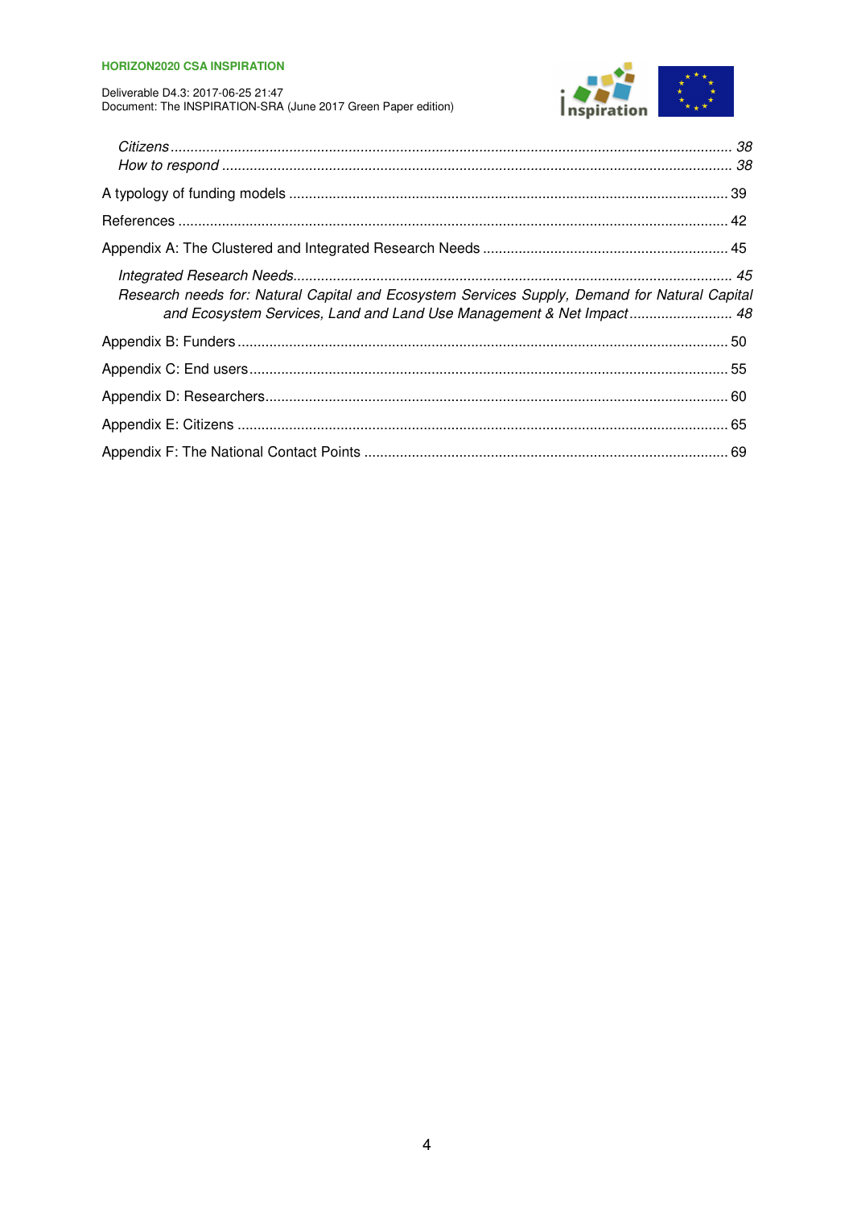*Citizens* ........................................................................................................................................ *38*
*How to respond* ............................................................................................................................ *38*

A typology of funding models ............................................................................................................ 39

References ........................................................................................................................................ 42

Appendix A: The Clustered and Integrated Research Needs ............................................................ 45

*Integrated Research Needs* .............................................................................................................. *45*
*Research needs for: Natural Capital and Ecosystem Services Supply, Demand for Natural Capital and Ecosystem Services, Land and Land Use Management & Net Impact* .......................... *48*

Appendix B: Funders ......................................................................................................................... 50

Appendix C: End users ...................................................................................................................... 55

Appendix D: Researchers .................................................................................................................. 60

Appendix E: Citizens ......................................................................................................................... 65

Appendix F: The National Contact Points ......................................................................................... 69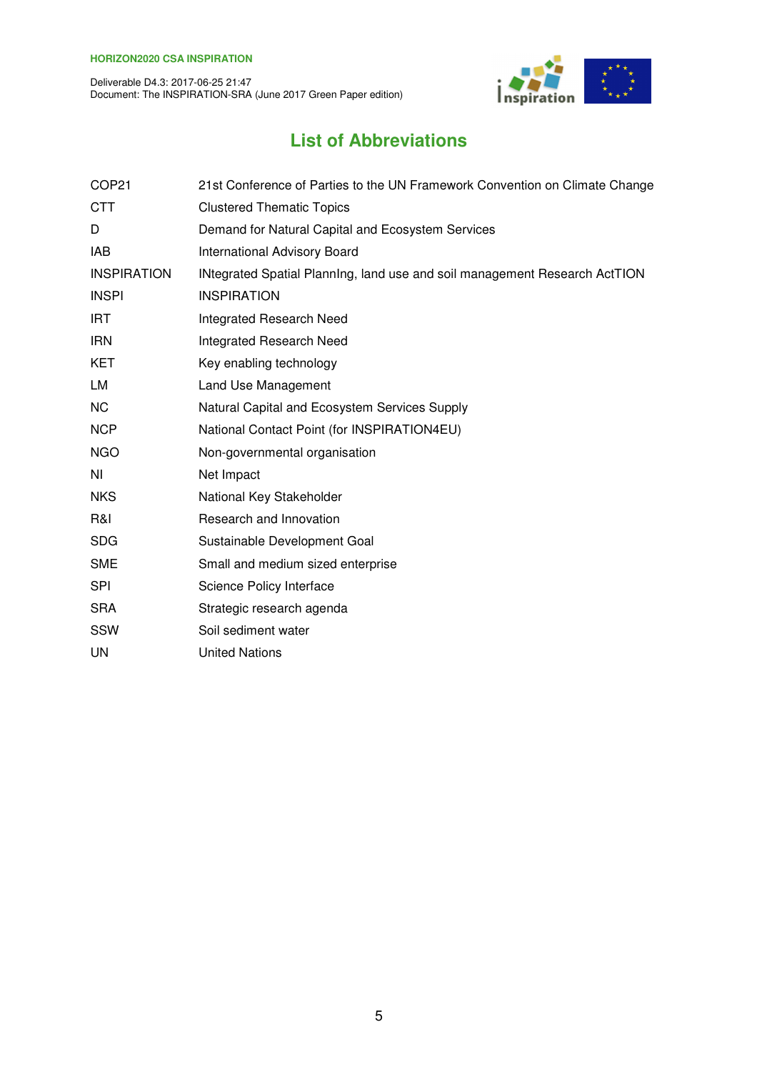## List of Abbreviations

| | |
|---|---|
| COP21 | 21st Conference of Parties to the UN Framework Convention on Climate Change |
| CTT | Clustered Thematic Topics |
| D | Demand for Natural Capital and Ecosystem Services |
| IAB | International Advisory Board |
| INSPIRATION | INtegrated Spatial PlannIng, land use and soil management Research ActTION |
| INSPI | INSPIRATION |
| IRT | Integrated Research Need |
| IRN | Integrated Research Need |
| KET | Key enabling technology |
| LM | Land Use Management |
| NC | Natural Capital and Ecosystem Services Supply |
| NCP | National Contact Point (for INSPIRATION4EU) |
| NGO | Non-governmental organisation |
| NI | Net Impact |
| NKS | National Key Stakeholder |
| R&I | Research and Innovation |
| SDG | Sustainable Development Goal |
| SME | Small and medium sized enterprise |
| SPI | Science Policy Interface |
| SRA | Strategic research agenda |
| SSW | Soil sediment water |
| UN | United Nations |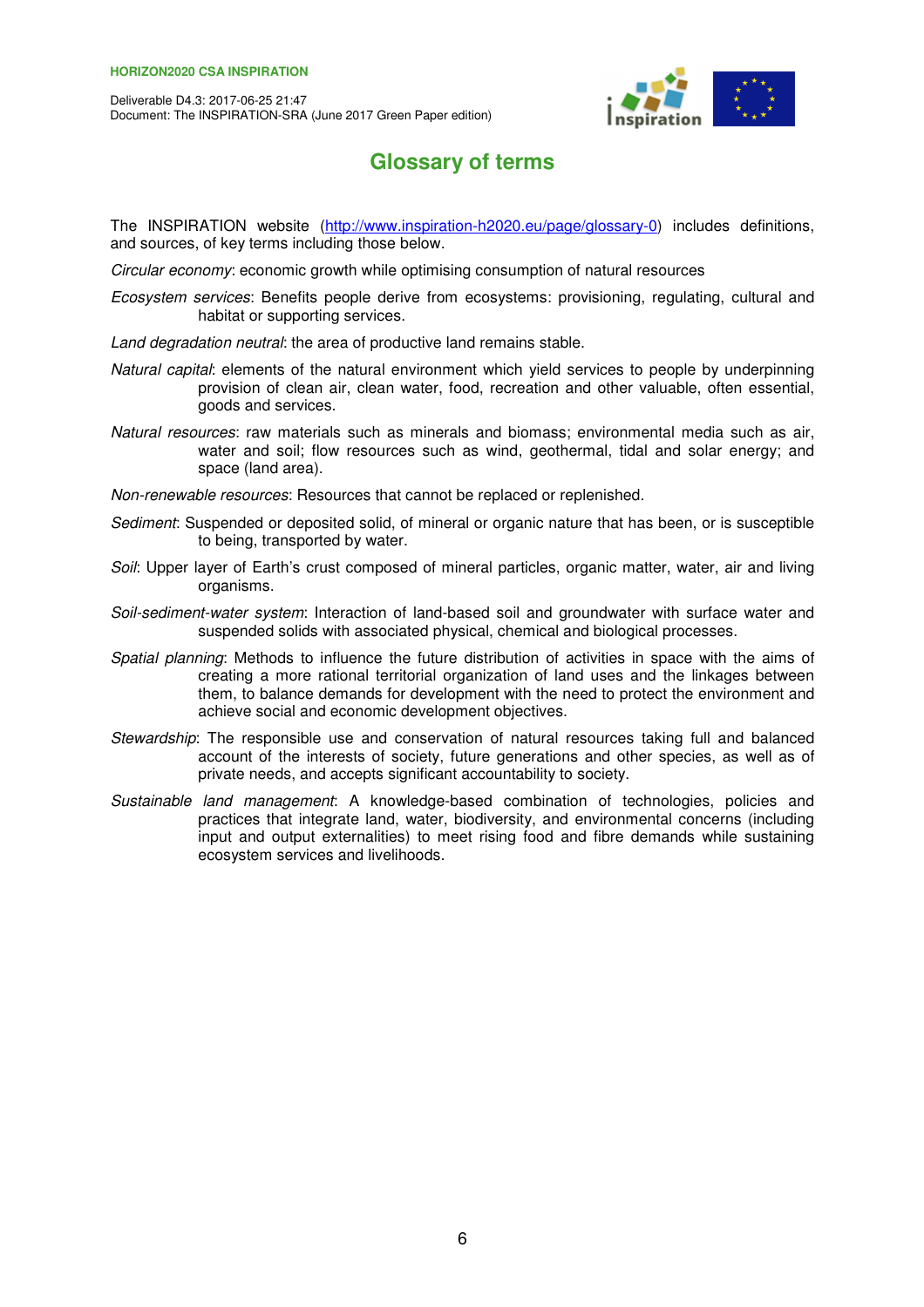# Glossary of terms

The INSPIRATION website (http://www.inspiration-h2020.eu/page/glossary-0) includes definitions, and sources, of key terms including those below.

*Circular economy*: economic growth while optimising consumption of natural resources

*Ecosystem services*: Benefits people derive from ecosystems: provisioning, regulating, cultural and habitat or supporting services.

*Land degradation neutral*: the area of productive land remains stable.

*Natural capital*: elements of the natural environment which yield services to people by underpinning provision of clean air, clean water, food, recreation and other valuable, often essential, goods and services.

*Natural resources*: raw materials such as minerals and biomass; environmental media such as air, water and soil; flow resources such as wind, geothermal, tidal and solar energy; and space (land area).

*Non-renewable resources*: Resources that cannot be replaced or replenished.

*Sediment*: Suspended or deposited solid, of mineral or organic nature that has been, or is susceptible to being, transported by water.

*Soil*: Upper layer of Earth's crust composed of mineral particles, organic matter, water, air and living organisms.

*Soil-sediment-water system*: Interaction of land-based soil and groundwater with surface water and suspended solids with associated physical, chemical and biological processes.

*Spatial planning*: Methods to influence the future distribution of activities in space with the aims of creating a more rational territorial organization of land uses and the linkages between them, to balance demands for development with the need to protect the environment and achieve social and economic development objectives.

*Stewardship*: The responsible use and conservation of natural resources taking full and balanced account of the interests of society, future generations and other species, as well as of private needs, and accepts significant accountability to society.

*Sustainable land management*: A knowledge-based combination of technologies, policies and practices that integrate land, water, biodiversity, and environmental concerns (including input and output externalities) to meet rising food and fibre demands while sustaining ecosystem services and livelihoods.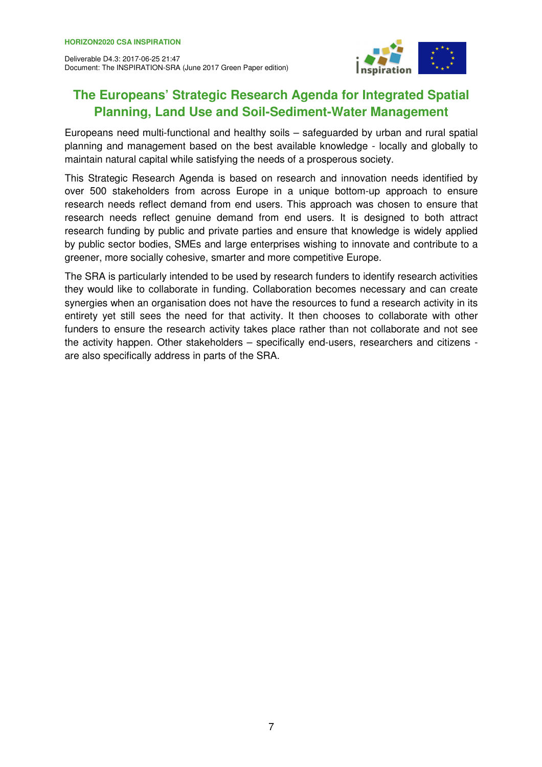# The Europeans' Strategic Research Agenda for Integrated Spatial Planning, Land Use and Soil-Sediment-Water Management

Europeans need multi-functional and healthy soils – safeguarded by urban and rural spatial planning and management based on the best available knowledge - locally and globally to maintain natural capital while satisfying the needs of a prosperous society.

This Strategic Research Agenda is based on research and innovation needs identified by over 500 stakeholders from across Europe in a unique bottom-up approach to ensure research needs reflect demand from end users. This approach was chosen to ensure that research needs reflect genuine demand from end users. It is designed to both attract research funding by public and private parties and ensure that knowledge is widely applied by public sector bodies, SMEs and large enterprises wishing to innovate and contribute to a greener, more socially cohesive, smarter and more competitive Europe.

The SRA is particularly intended to be used by research funders to identify research activities they would like to collaborate in funding. Collaboration becomes necessary and can create synergies when an organisation does not have the resources to fund a research activity in its entirety yet still sees the need for that activity. It then chooses to collaborate with other funders to ensure the research activity takes place rather than not collaborate and not see the activity happen. Other stakeholders – specifically end-users, researchers and citizens - are also specifically address in parts of the SRA.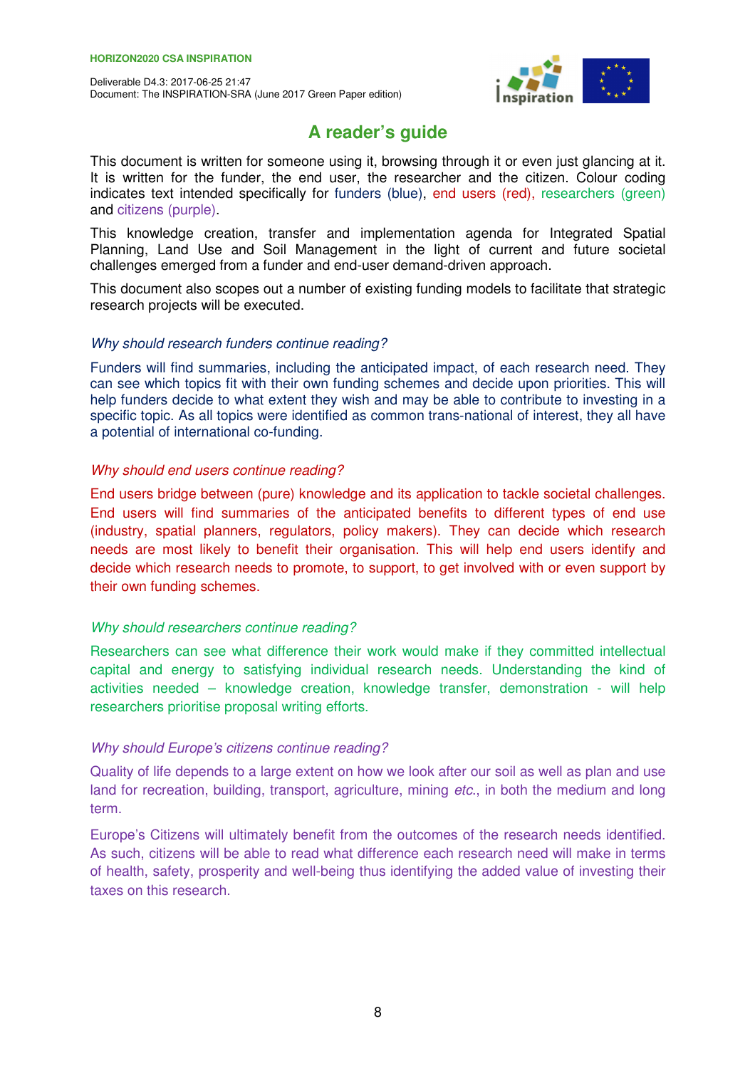# A reader's guide

This document is written for someone using it, browsing through it or even just glancing at it. It is written for the funder, the end user, the researcher and the citizen. Colour coding indicates text intended specifically for funders (blue), end users (red), researchers (green) and citizens (purple).

This knowledge creation, transfer and implementation agenda for Integrated Spatial Planning, Land Use and Soil Management in the light of current and future societal challenges emerged from a funder and end-user demand-driven approach.

This document also scopes out a number of existing funding models to facilitate that strategic research projects will be executed.

*Why should research funders continue reading?*

Funders will find summaries, including the anticipated impact, of each research need. They can see which topics fit with their own funding schemes and decide upon priorities. This will help funders decide to what extent they wish and may be able to contribute to investing in a specific topic. As all topics were identified as common trans-national of interest, they all have a potential of international co-funding.

*Why should end users continue reading?*

End users bridge between (pure) knowledge and its application to tackle societal challenges. End users will find summaries of the anticipated benefits to different types of end use (industry, spatial planners, regulators, policy makers). They can decide which research needs are most likely to benefit their organisation. This will help end users identify and decide which research needs to promote, to support, to get involved with or even support by their own funding schemes.

*Why should researchers continue reading?*

Researchers can see what difference their work would make if they committed intellectual capital and energy to satisfying individual research needs. Understanding the kind of activities needed – knowledge creation, knowledge transfer, demonstration - will help researchers prioritise proposal writing efforts.

*Why should Europe's citizens continue reading?*

Quality of life depends to a large extent on how we look after our soil as well as plan and use land for recreation, building, transport, agriculture, mining *etc.*, in both the medium and long term.

Europe's Citizens will ultimately benefit from the outcomes of the research needs identified. As such, citizens will be able to read what difference each research need will make in terms of health, safety, prosperity and well-being thus identifying the added value of investing their taxes on this research.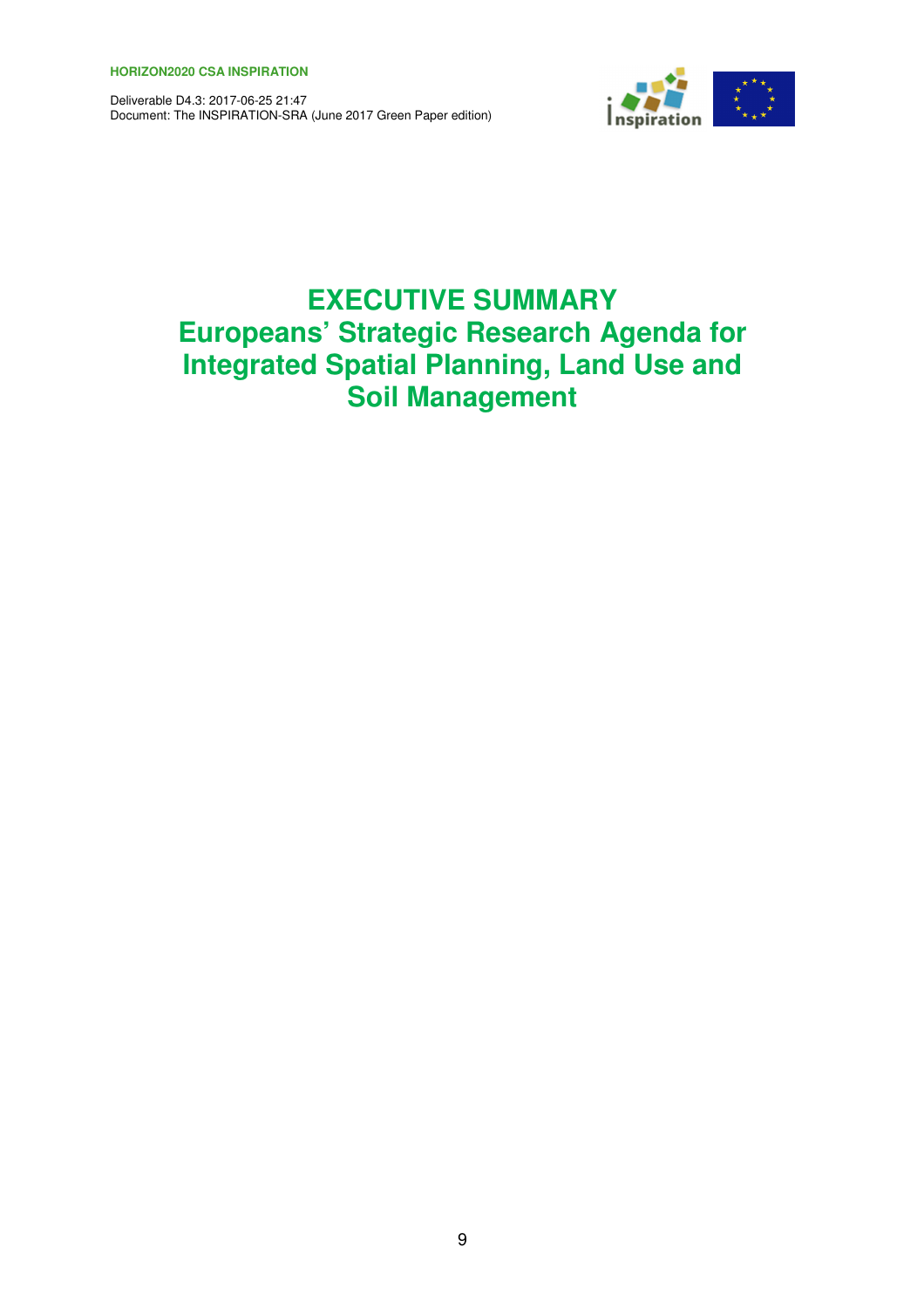# EXECUTIVE SUMMARY
# Europeans' Strategic Research Agenda for Integrated Spatial Planning, Land Use and Soil Management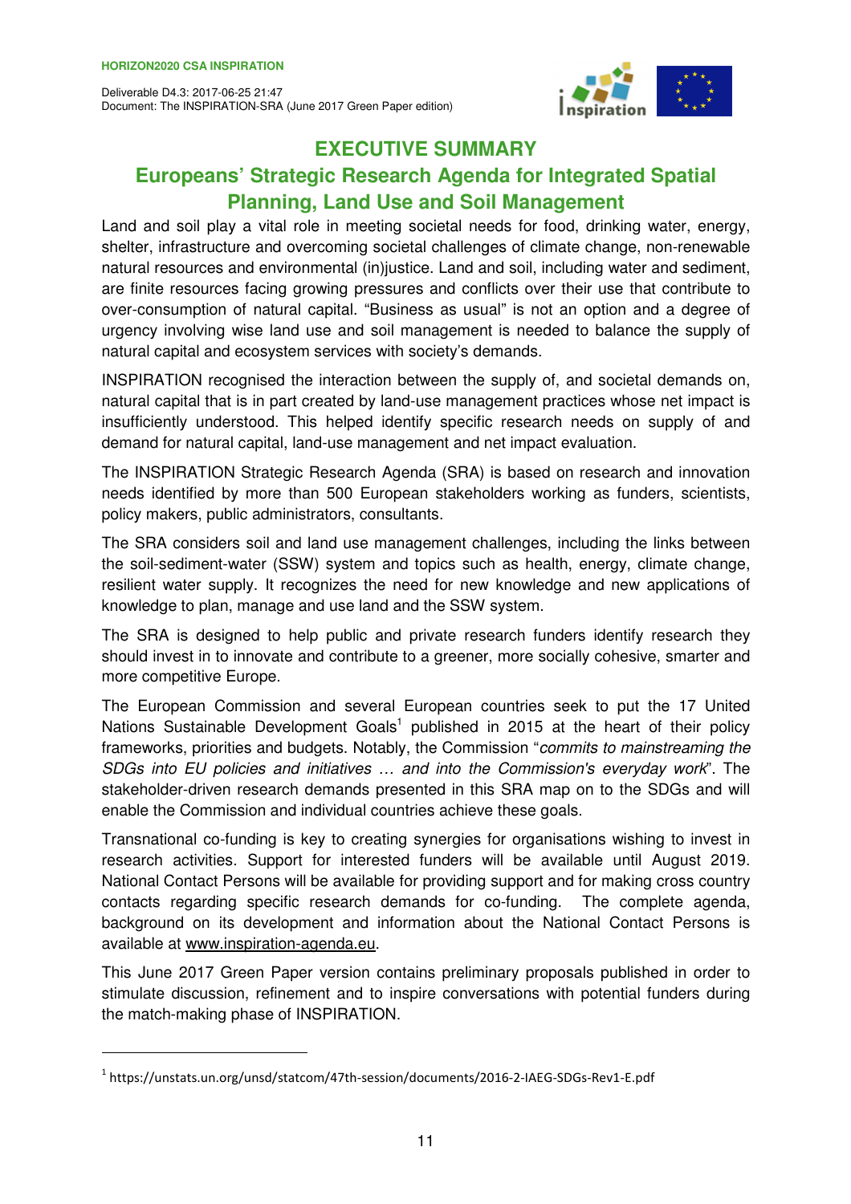# EXECUTIVE SUMMARY

## Europeans' Strategic Research Agenda for Integrated Spatial Planning, Land Use and Soil Management

Land and soil play a vital role in meeting societal needs for food, drinking water, energy, shelter, infrastructure and overcoming societal challenges of climate change, non-renewable natural resources and environmental (in)justice. Land and soil, including water and sediment, are finite resources facing growing pressures and conflicts over their use that contribute to over-consumption of natural capital. "Business as usual" is not an option and a degree of urgency involving wise land use and soil management is needed to balance the supply of natural capital and ecosystem services with society's demands.

INSPIRATION recognised the interaction between the supply of, and societal demands on, natural capital that is in part created by land-use management practices whose net impact is insufficiently understood. This helped identify specific research needs on supply of and demand for natural capital, land-use management and net impact evaluation.

The INSPIRATION Strategic Research Agenda (SRA) is based on research and innovation needs identified by more than 500 European stakeholders working as funders, scientists, policy makers, public administrators, consultants.

The SRA considers soil and land use management challenges, including the links between the soil-sediment-water (SSW) system and topics such as health, energy, climate change, resilient water supply. It recognizes the need for new knowledge and new applications of knowledge to plan, manage and use land and the SSW system.

The SRA is designed to help public and private research funders identify research they should invest in to innovate and contribute to a greener, more socially cohesive, smarter and more competitive Europe.

The European Commission and several European countries seek to put the 17 United Nations Sustainable Development Goals[1] published in 2015 at the heart of their policy frameworks, priorities and budgets. Notably, the Commission "*commits to mainstreaming the SDGs into EU policies and initiatives … and into the Commission's everyday work*". The stakeholder-driven research demands presented in this SRA map on to the SDGs and will enable the Commission and individual countries achieve these goals.

Transnational co-funding is key to creating synergies for organisations wishing to invest in research activities. Support for interested funders will be available until August 2019. National Contact Persons will be available for providing support and for making cross country contacts regarding specific research demands for co-funding. The complete agenda, background on its development and information about the National Contact Persons is available at www.inspiration-agenda.eu.

This June 2017 Green Paper version contains preliminary proposals published in order to stimulate discussion, refinement and to inspire conversations with potential funders during the match-making phase of INSPIRATION.

---

[1] https://unstats.un.org/unsd/statcom/47th-session/documents/2016-2-IAEG-SDGs-Rev1-E.pdf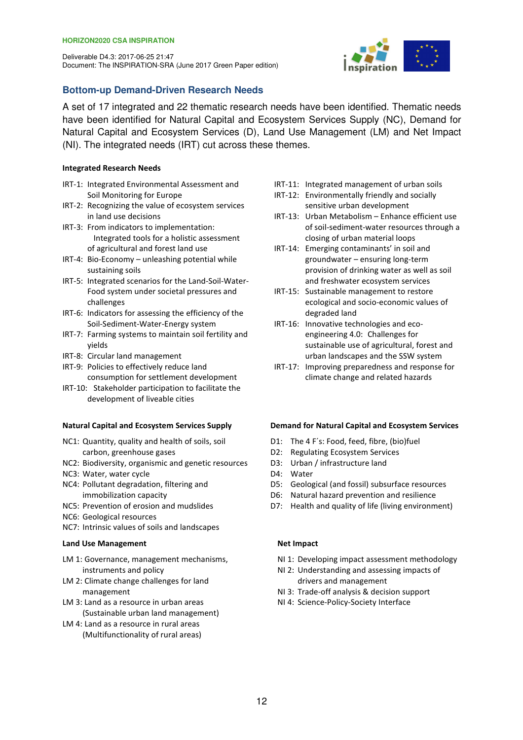## Bottom-up Demand-Driven Research Needs

A set of 17 integrated and 22 thematic research needs have been identified. Thematic needs have been identified for Natural Capital and Ecosystem Services Supply (NC), Demand for Natural Capital and Ecosystem Services (D), Land Use Management (LM) and Net Impact (NI). The integrated needs (IRT) cut across these themes.

**Integrated Research Needs**

- IRT-1: Integrated Environmental Assessment and Soil Monitoring for Europe
- IRT-2: Recognizing the value of ecosystem services in land use decisions
- IRT-3: From indicators to implementation: Integrated tools for a holistic assessment of agricultural and forest land use
- IRT-4: Bio-Economy – unleashing potential while sustaining soils
- IRT-5: Integrated scenarios for the Land-Soil-Water-Food system under societal pressures and challenges
- IRT-6: Indicators for assessing the efficiency of the Soil-Sediment-Water-Energy system
- IRT-7: Farming systems to maintain soil fertility and yields
- IRT-8: Circular land management
- IRT-9: Policies to effectively reduce land consumption for settlement development
- IRT-10: Stakeholder participation to facilitate the development of liveable cities
- IRT-11: Integrated management of urban soils
- IRT-12: Environmentally friendly and socially sensitive urban development
- IRT-13: Urban Metabolism – Enhance efficient use of soil-sediment-water resources through a closing of urban material loops
- IRT-14: Emerging contaminants' in soil and groundwater – ensuring long-term provision of drinking water as well as soil and freshwater ecosystem services
- IRT-15: Sustainable management to restore ecological and socio-economic values of degraded land
- IRT-16: Innovative technologies and eco-engineering 4.0: Challenges for sustainable use of agricultural, forest and urban landscapes and the SSW system
- IRT-17: Improving preparedness and response for climate change and related hazards

**Natural Capital and Ecosystem Services Supply**

- NC1: Quantity, quality and health of soils, soil carbon, greenhouse gases
- NC2: Biodiversity, organismic and genetic resources
- NC3: Water, water cycle
- NC4: Pollutant degradation, filtering and immobilization capacity
- NC5: Prevention of erosion and mudslides
- NC6: Geological resources
- NC7: Intrinsic values of soils and landscapes

**Demand for Natural Capital and Ecosystem Services**

- D1: The 4 F´s: Food, feed, fibre, (bio)fuel
- D2: Regulating Ecosystem Services
- D3: Urban / infrastructure land
- D4: Water
- D5: Geological (and fossil) subsurface resources
- D6: Natural hazard prevention and resilience
- D7: Health and quality of life (living environment)

**Land Use Management**

- LM 1: Governance, management mechanisms, instruments and policy
- LM 2: Climate change challenges for land management
- LM 3: Land as a resource in urban areas (Sustainable urban land management)
- LM 4: Land as a resource in rural areas (Multifunctionality of rural areas)

**Net Impact**

- NI 1: Developing impact assessment methodology
- NI 2: Understanding and assessing impacts of drivers and management
- NI 3: Trade-off analysis & decision support
- NI 4: Science-Policy-Society Interface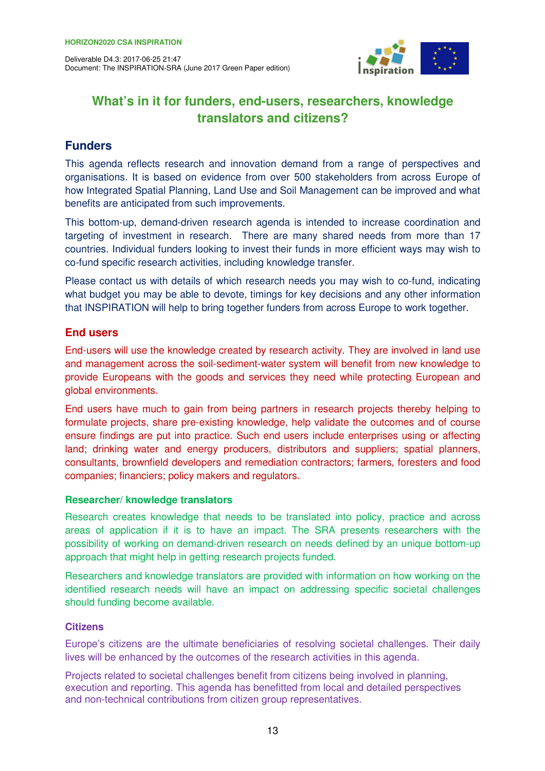## What's in it for funders, end-users, researchers, knowledge translators and citizens?

### Funders

This agenda reflects research and innovation demand from a range of perspectives and organisations. It is based on evidence from over 500 stakeholders from across Europe of how Integrated Spatial Planning, Land Use and Soil Management can be improved and what benefits are anticipated from such improvements.

This bottom-up, demand-driven research agenda is intended to increase coordination and targeting of investment in research. There are many shared needs from more than 17 countries. Individual funders looking to invest their funds in more efficient ways may wish to co-fund specific research activities, including knowledge transfer.

Please contact us with details of which research needs you may wish to co-fund, indicating what budget you may be able to devote, timings for key decisions and any other information that INSPIRATION will help to bring together funders from across Europe to work together.

### End users

End-users will use the knowledge created by research activity. They are involved in land use and management across the soil-sediment-water system will benefit from new knowledge to provide Europeans with the goods and services they need while protecting European and global environments.

End users have much to gain from being partners in research projects thereby helping to formulate projects, share pre-existing knowledge, help validate the outcomes and of course ensure findings are put into practice. Such end users include enterprises using or affecting land; drinking water and energy producers, distributors and suppliers; spatial planners, consultants, brownfield developers and remediation contractors; farmers, foresters and food companies; financiers; policy makers and regulators.

#### Researcher/ knowledge translators

Research creates knowledge that needs to be translated into policy, practice and across areas of application if it is to have an impact. The SRA presents researchers with the possibility of working on demand-driven research on needs defined by an unique bottom-up approach that might help in getting research projects funded.

Researchers and knowledge translators are provided with information on how working on the identified research needs will have an impact on addressing specific societal challenges should funding become available.

#### Citizens

Europe's citizens are the ultimate beneficiaries of resolving societal challenges. Their daily lives will be enhanced by the outcomes of the research activities in this agenda.

Projects related to societal challenges benefit from citizens being involved in planning, execution and reporting. This agenda has benefitted from local and detailed perspectives and non-technical contributions from citizen group representatives.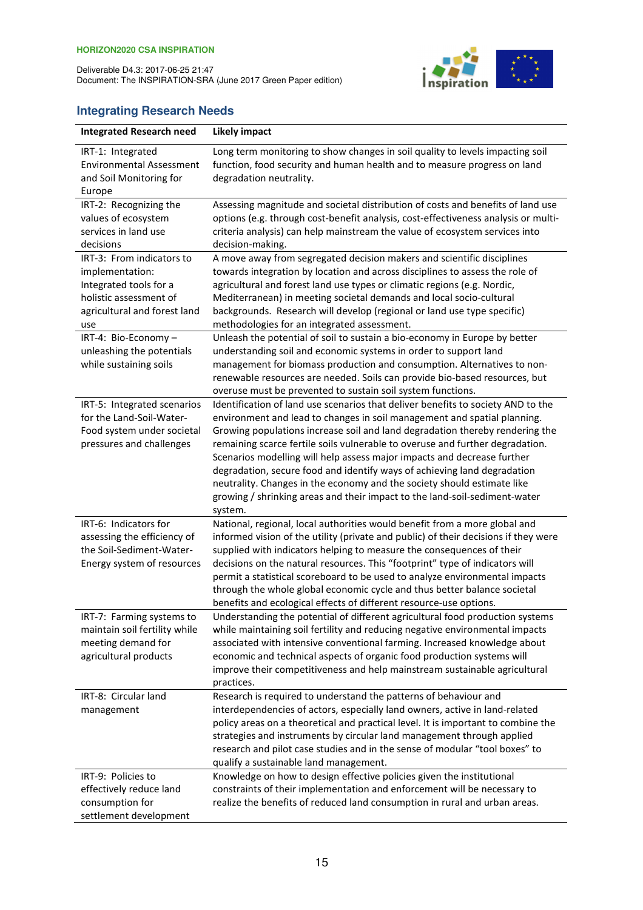## Integrating Research Needs

| Integrated Research need | Likely impact |
|---|---|
| IRT-1: Integrated Environmental Assessment and Soil Monitoring for Europe | Long term monitoring to show changes in soil quality to levels impacting soil function, food security and human health and to measure progress on land degradation neutrality. |
| IRT-2: Recognizing the values of ecosystem services in land use decisions | Assessing magnitude and societal distribution of costs and benefits of land use options (e.g. through cost-benefit analysis, cost-effectiveness analysis or multi-criteria analysis) can help mainstream the value of ecosystem services into decision-making. |
| IRT-3: From indicators to implementation: Integrated tools for a holistic assessment of agricultural and forest land use | A move away from segregated decision makers and scientific disciplines towards integration by location and across disciplines to assess the role of agricultural and forest land use types or climatic regions (e.g. Nordic, Mediterranean) in meeting societal demands and local socio-cultural backgrounds. Research will develop (regional or land use type specific) methodologies for an integrated assessment. |
| IRT-4: Bio-Economy – unleashing the potentials while sustaining soils | Unleash the potential of soil to sustain a bio-economy in Europe by better understanding soil and economic systems in order to support land management for biomass production and consumption. Alternatives to non-renewable resources are needed. Soils can provide bio-based resources, but overuse must be prevented to sustain soil system functions. |
| IRT-5: Integrated scenarios for the Land-Soil-Water-Food system under societal pressures and challenges | Identification of land use scenarios that deliver benefits to society AND to the environment and lead to changes in soil management and spatial planning. Growing populations increase soil and land degradation thereby rendering the remaining scarce fertile soils vulnerable to overuse and further degradation. Scenarios modelling will help assess major impacts and decrease further degradation, secure food and identify ways of achieving land degradation neutrality. Changes in the economy and the society should estimate like growing / shrinking areas and their impact to the land-soil-sediment-water system. |
| IRT-6: Indicators for assessing the efficiency of the Soil-Sediment-Water-Energy system of resources | National, regional, local authorities would benefit from a more global and informed vision of the utility (private and public) of their decisions if they were supplied with indicators helping to measure the consequences of their decisions on the natural resources. This "footprint" type of indicators will permit a statistical scoreboard to be used to analyze environmental impacts through the whole global economic cycle and thus better balance societal benefits and ecological effects of different resource-use options. |
| IRT-7: Farming systems to maintain soil fertility while meeting demand for agricultural products | Understanding the potential of different agricultural food production systems while maintaining soil fertility and reducing negative environmental impacts associated with intensive conventional farming. Increased knowledge about economic and technical aspects of organic food production systems will improve their competitiveness and help mainstream sustainable agricultural practices. |
| IRT-8: Circular land management | Research is required to understand the patterns of behaviour and interdependencies of actors, especially land owners, active in land-related policy areas on a theoretical and practical level. It is important to combine the strategies and instruments by circular land management through applied research and pilot case studies and in the sense of modular "tool boxes" to qualify a sustainable land management. |
| IRT-9: Policies to effectively reduce land consumption for settlement development | Knowledge on how to design effective policies given the institutional constraints of their implementation and enforcement will be necessary to realize the benefits of reduced land consumption in rural and urban areas. |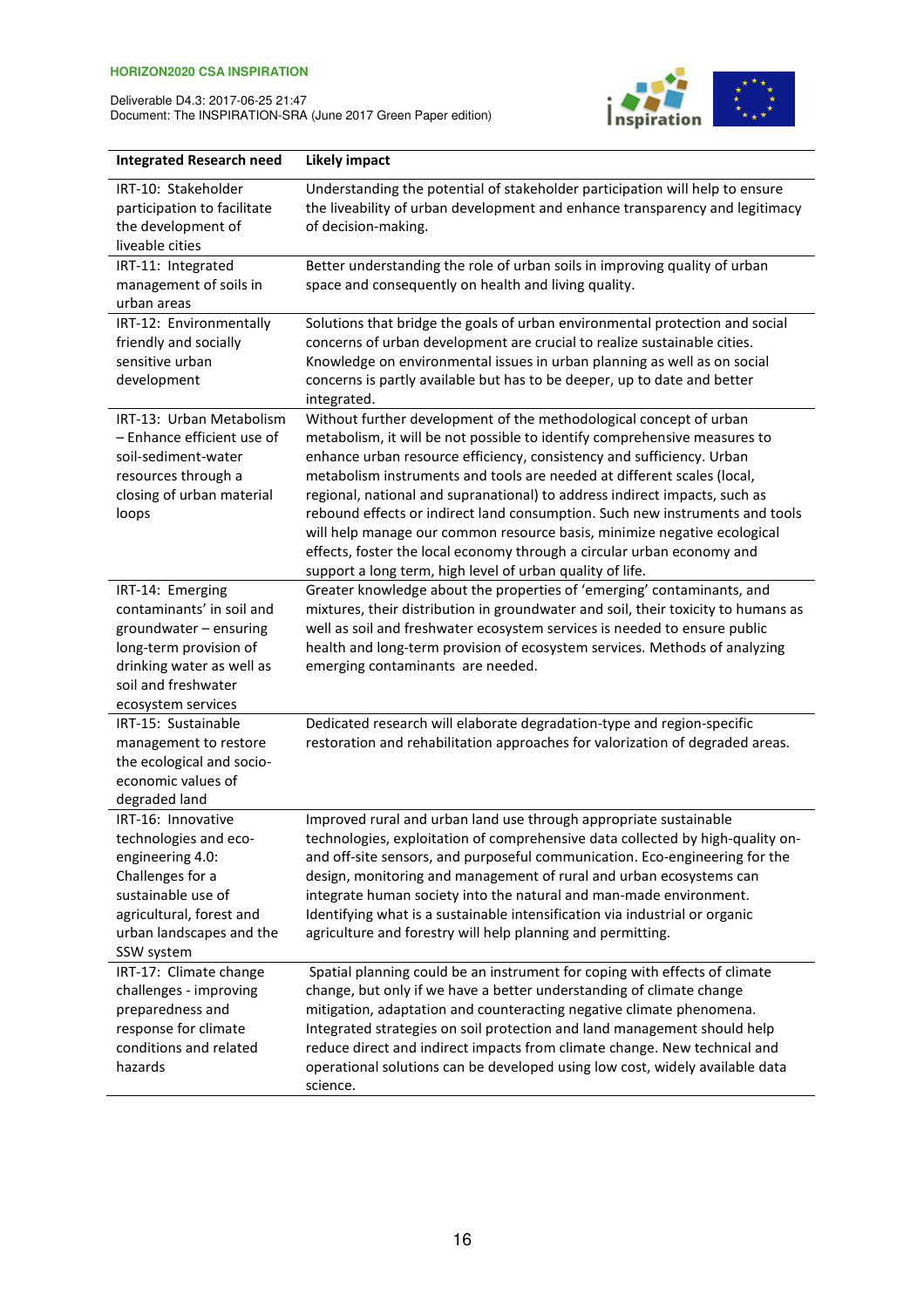| Integrated Research need | Likely impact |
|---|---|
| IRT-10: Stakeholder participation to facilitate the development of liveable cities | Understanding the potential of stakeholder participation will help to ensure the liveability of urban development and enhance transparency and legitimacy of decision-making. |
| IRT-11: Integrated management of soils in urban areas | Better understanding the role of urban soils in improving quality of urban space and consequently on health and living quality. |
| IRT-12: Environmentally friendly and socially sensitive urban development | Solutions that bridge the goals of urban environmental protection and social concerns of urban development are crucial to realize sustainable cities. Knowledge on environmental issues in urban planning as well as on social concerns is partly available but has to be deeper, up to date and better integrated. |
| IRT-13: Urban Metabolism – Enhance efficient use of soil-sediment-water resources through a closing of urban material loops | Without further development of the methodological concept of urban metabolism, it will be not possible to identify comprehensive measures to enhance urban resource efficiency, consistency and sufficiency. Urban metabolism instruments and tools are needed at different scales (local, regional, national and supranational) to address indirect impacts, such as rebound effects or indirect land consumption. Such new instruments and tools will help manage our common resource basis, minimize negative ecological effects, foster the local economy through a circular urban economy and support a long term, high level of urban quality of life. |
| IRT-14: Emerging contaminants' in soil and groundwater – ensuring long-term provision of drinking water as well as soil and freshwater ecosystem services | Greater knowledge about the properties of 'emerging' contaminants, and mixtures, their distribution in groundwater and soil, their toxicity to humans as well as soil and freshwater ecosystem services is needed to ensure public health and long-term provision of ecosystem services. Methods of analyzing emerging contaminants are needed. |
| IRT-15: Sustainable management to restore the ecological and socio-economic values of degraded land | Dedicated research will elaborate degradation-type and region-specific restoration and rehabilitation approaches for valorization of degraded areas. |
| IRT-16: Innovative technologies and eco-engineering 4.0: Challenges for a sustainable use of agricultural, forest and urban landscapes and the SSW system | Improved rural and urban land use through appropriate sustainable technologies, exploitation of comprehensive data collected by high-quality on- and off-site sensors, and purposeful communication. Eco-engineering for the design, monitoring and management of rural and urban ecosystems can integrate human society into the natural and man-made environment. Identifying what is a sustainable intensification via industrial or organic agriculture and forestry will help planning and permitting. |
| IRT-17: Climate change challenges - improving preparedness and response for climate conditions and related hazards | Spatial planning could be an instrument for coping with effects of climate change, but only if we have a better understanding of climate change mitigation, adaptation and counteracting negative climate phenomena. Integrated strategies on soil protection and land management should help reduce direct and indirect impacts from climate change. New technical and operational solutions can be developed using low cost, widely available data science. |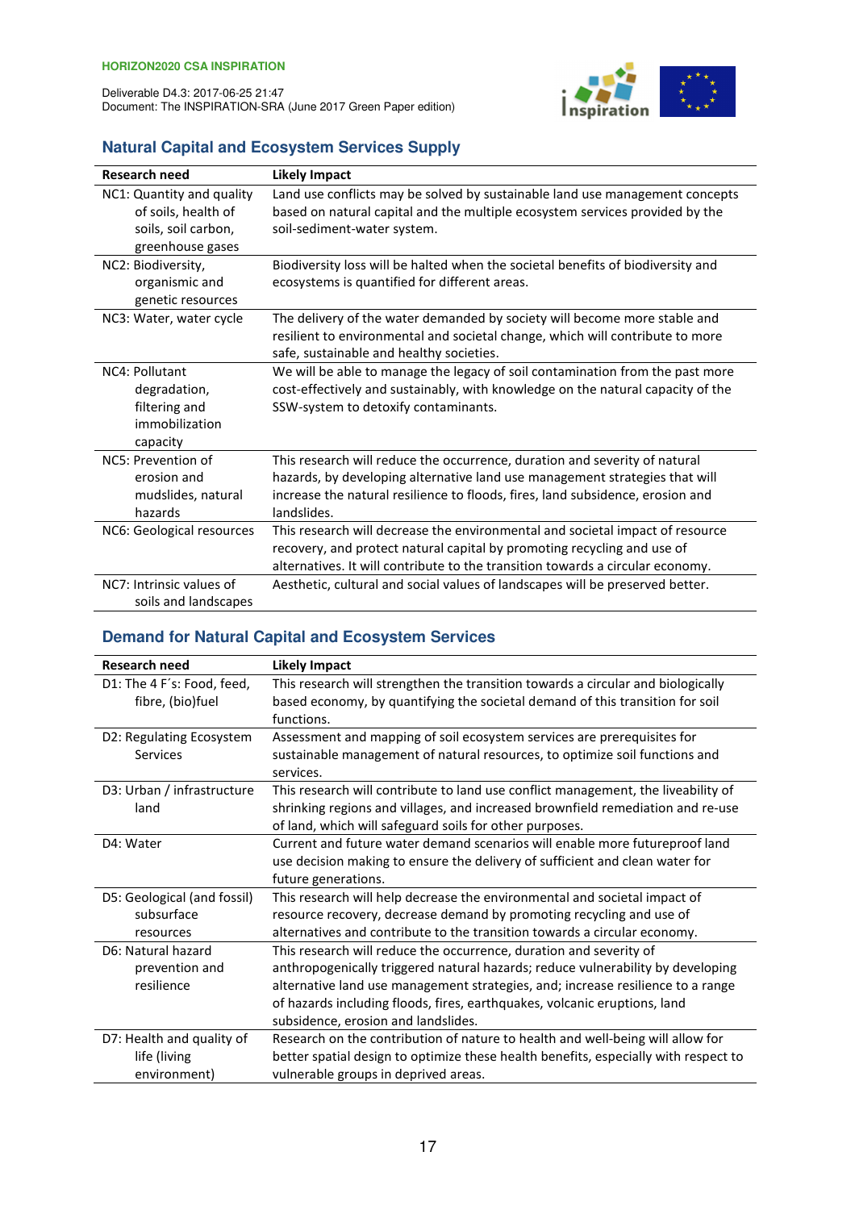## Natural Capital and Ecosystem Services Supply

| Research need | Likely Impact |
|---|---|
| NC1: Quantity and quality of soils, health of soils, soil carbon, greenhouse gases | Land use conflicts may be solved by sustainable land use management concepts based on natural capital and the multiple ecosystem services provided by the soil-sediment-water system. |
| NC2: Biodiversity, organismic and genetic resources | Biodiversity loss will be halted when the societal benefits of biodiversity and ecosystems is quantified for different areas. |
| NC3: Water, water cycle | The delivery of the water demanded by society will become more stable and resilient to environmental and societal change, which will contribute to more safe, sustainable and healthy societies. |
| NC4: Pollutant degradation, filtering and immobilization capacity | We will be able to manage the legacy of soil contamination from the past more cost-effectively and sustainably, with knowledge on the natural capacity of the SSW-system to detoxify contaminants. |
| NC5: Prevention of erosion and mudslides, natural hazards | This research will reduce the occurrence, duration and severity of natural hazards, by developing alternative land use management strategies that will increase the natural resilience to floods, fires, land subsidence, erosion and landslides. |
| NC6: Geological resources | This research will decrease the environmental and societal impact of resource recovery, and protect natural capital by promoting recycling and use of alternatives. It will contribute to the transition towards a circular economy. |
| NC7: Intrinsic values of soils and landscapes | Aesthetic, cultural and social values of landscapes will be preserved better. |

## Demand for Natural Capital and Ecosystem Services

| Research need | Likely Impact |
|---|---|
| D1: The 4 F´s: Food, feed, fibre, (bio)fuel | This research will strengthen the transition towards a circular and biologically based economy, by quantifying the societal demand of this transition for soil functions. |
| D2: Regulating Ecosystem Services | Assessment and mapping of soil ecosystem services are prerequisites for sustainable management of natural resources, to optimize soil functions and services. |
| D3: Urban / infrastructure land | This research will contribute to land use conflict management, the liveability of shrinking regions and villages, and increased brownfield remediation and re-use of land, which will safeguard soils for other purposes. |
| D4: Water | Current and future water demand scenarios will enable more futureproof land use decision making to ensure the delivery of sufficient and clean water for future generations. |
| D5: Geological (and fossil) subsurface resources | This research will help decrease the environmental and societal impact of resource recovery, decrease demand by promoting recycling and use of alternatives and contribute to the transition towards a circular economy. |
| D6: Natural hazard prevention and resilience | This research will reduce the occurrence, duration and severity of anthropogenically triggered natural hazards; reduce vulnerability by developing alternative land use management strategies, and; increase resilience to a range of hazards including floods, fires, earthquakes, volcanic eruptions, land subsidence, erosion and landslides. |
| D7: Health and quality of life (living environment) | Research on the contribution of nature to health and well-being will allow for better spatial design to optimize these health benefits, especially with respect to vulnerable groups in deprived areas. |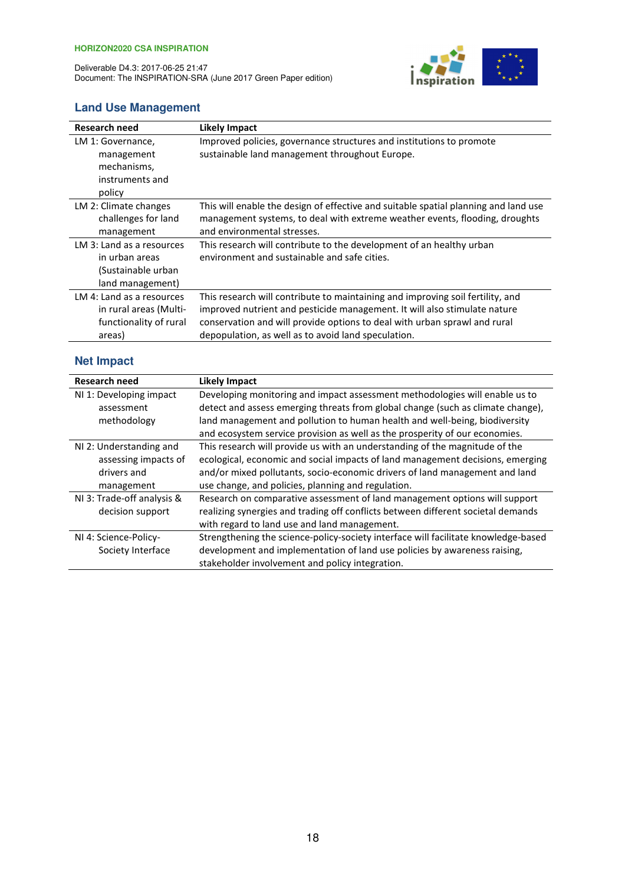## Land Use Management

| Research need | Likely Impact |
|---|---|
| LM 1: Governance, management mechanisms, instruments and policy | Improved policies, governance structures and institutions to promote sustainable land management throughout Europe. |
| LM 2: Climate changes challenges for land management | This will enable the design of effective and suitable spatial planning and land use management systems, to deal with extreme weather events, flooding, droughts and environmental stresses. |
| LM 3: Land as a resources in urban areas (Sustainable urban land management) | This research will contribute to the development of an healthy urban environment and sustainable and safe cities. |
| LM 4: Land as a resources in rural areas (Multi-functionality of rural areas) | This research will contribute to maintaining and improving soil fertility, and improved nutrient and pesticide management. It will also stimulate nature conservation and will provide options to deal with urban sprawl and rural depopulation, as well as to avoid land speculation. |

## Net Impact

| Research need | Likely Impact |
|---|---|
| NI 1: Developing impact assessment methodology | Developing monitoring and impact assessment methodologies will enable us to detect and assess emerging threats from global change (such as climate change), land management and pollution to human health and well-being, biodiversity and ecosystem service provision as well as the prosperity of our economies. |
| NI 2: Understanding and assessing impacts of drivers and management | This research will provide us with an understanding of the magnitude of the ecological, economic and social impacts of land management decisions, emerging and/or mixed pollutants, socio-economic drivers of land management and land use change, and policies, planning and regulation. |
| NI 3: Trade-off analysis & decision support | Research on comparative assessment of land management options will support realizing synergies and trading off conflicts between different societal demands with regard to land use and land management. |
| NI 4: Science-Policy-Society Interface | Strengthening the science-policy-society interface will facilitate knowledge-based development and implementation of land use policies by awareness raising, stakeholder involvement and policy integration. |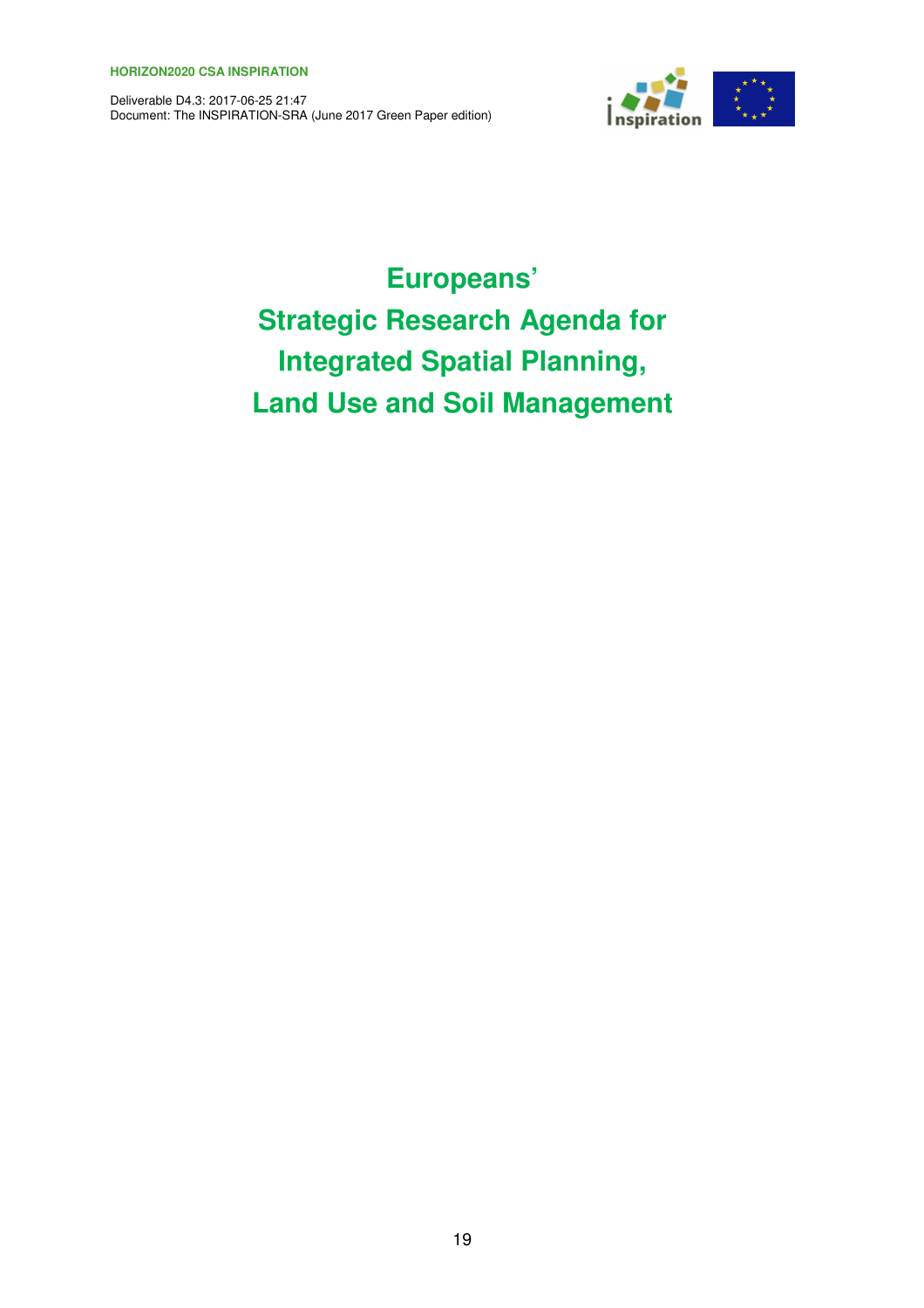# Europeans'
# Strategic Research Agenda for
# Integrated Spatial Planning,
# Land Use and Soil Management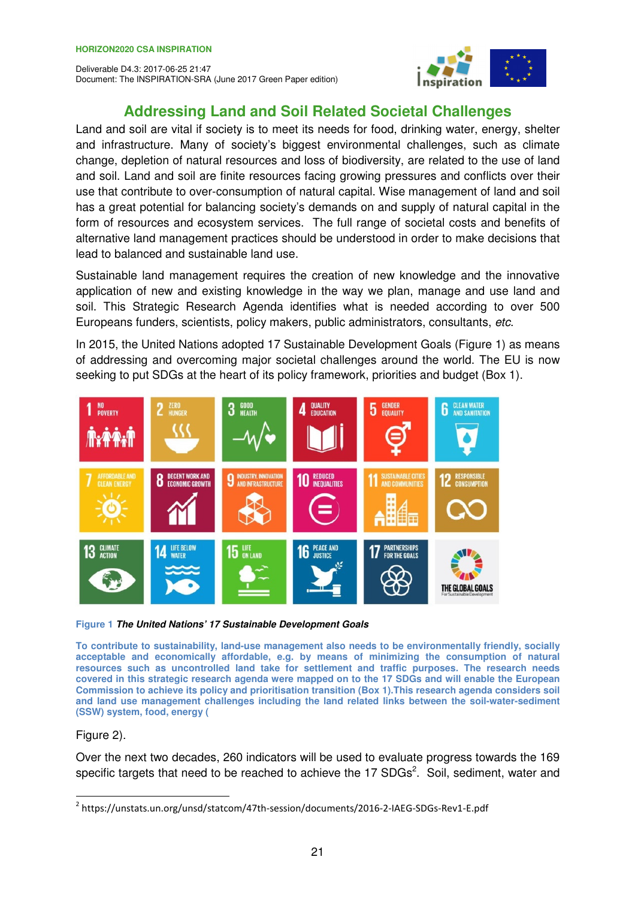## Addressing Land and Soil Related Societal Challenges

Land and soil are vital if society is to meet its needs for food, drinking water, energy, shelter and infrastructure. Many of society's biggest environmental challenges, such as climate change, depletion of natural resources and loss of biodiversity, are related to the use of land and soil. Land and soil are finite resources facing growing pressures and conflicts over their use that contribute to over-consumption of natural capital. Wise management of land and soil has a great potential for balancing society's demands on and supply of natural capital in the form of resources and ecosystem services. The full range of societal costs and benefits of alternative land management practices should be understood in order to make decisions that lead to balanced and sustainable land use.

Sustainable land management requires the creation of new knowledge and the innovative application of new and existing knowledge in the way we plan, manage and use land and soil. This Strategic Research Agenda identifies what is needed according to over 500 Europeans funders, scientists, policy makers, public administrators, consultants, *etc*.

In 2015, the United Nations adopted 17 Sustainable Development Goals (Figure 1) as means of addressing and overcoming major societal challenges around the world. The EU is now seeking to put SDGs at the heart of its policy framework, priorities and budget (Box 1).

1 NO POVERTY
2 ZERO HUNGER
3 GOOD HEALTH
4 QUALITY EDUCATION
5 GENDER EQUALITY
6 CLEAN WATER AND SANITATION
7 AFFORDABLE AND CLEAN ENERGY
8 DECENT WORK AND ECONOMIC GROWTH
9 INDUSTRY, INNOVATION AND INFRASTRUCTURE
10 REDUCED INEQUALITIES
11 SUSTAINABLE CITIES AND COMMUNITIES
12 RESPONSIBLE CONSUMPTION
13 CLIMATE ACTION
14 LIFE BELOW WATER
15 LIFE ON LAND
16 PEACE AND JUSTICE
17 PARTNERSHIPS FOR THE GOALS
THE GLOBAL GOALS For Sustainable Development

**Figure 1** ***The United Nations' 17 Sustainable Development Goals***

**To contribute to sustainability, land-use management also needs to be environmentally friendly, socially acceptable and economically affordable, e.g. by means of minimizing the consumption of natural resources such as uncontrolled land take for settlement and traffic purposes. The research needs covered in this strategic research agenda were mapped on to the 17 SDGs and will enable the European Commission to achieve its policy and prioritisation transition (Box 1).This research agenda considers soil and land use management challenges including the land related links between the soil-water-sediment (SSW) system, food, energy (**

Figure 2).

Over the next two decades, 260 indicators will be used to evaluate progress towards the 169 specific targets that need to be reached to achieve the 17 SDGs[2]. Soil, sediment, water and

[2] https://unstats.un.org/unsd/statcom/47th-session/documents/2016-2-IAEG-SDGs-Rev1-E.pdf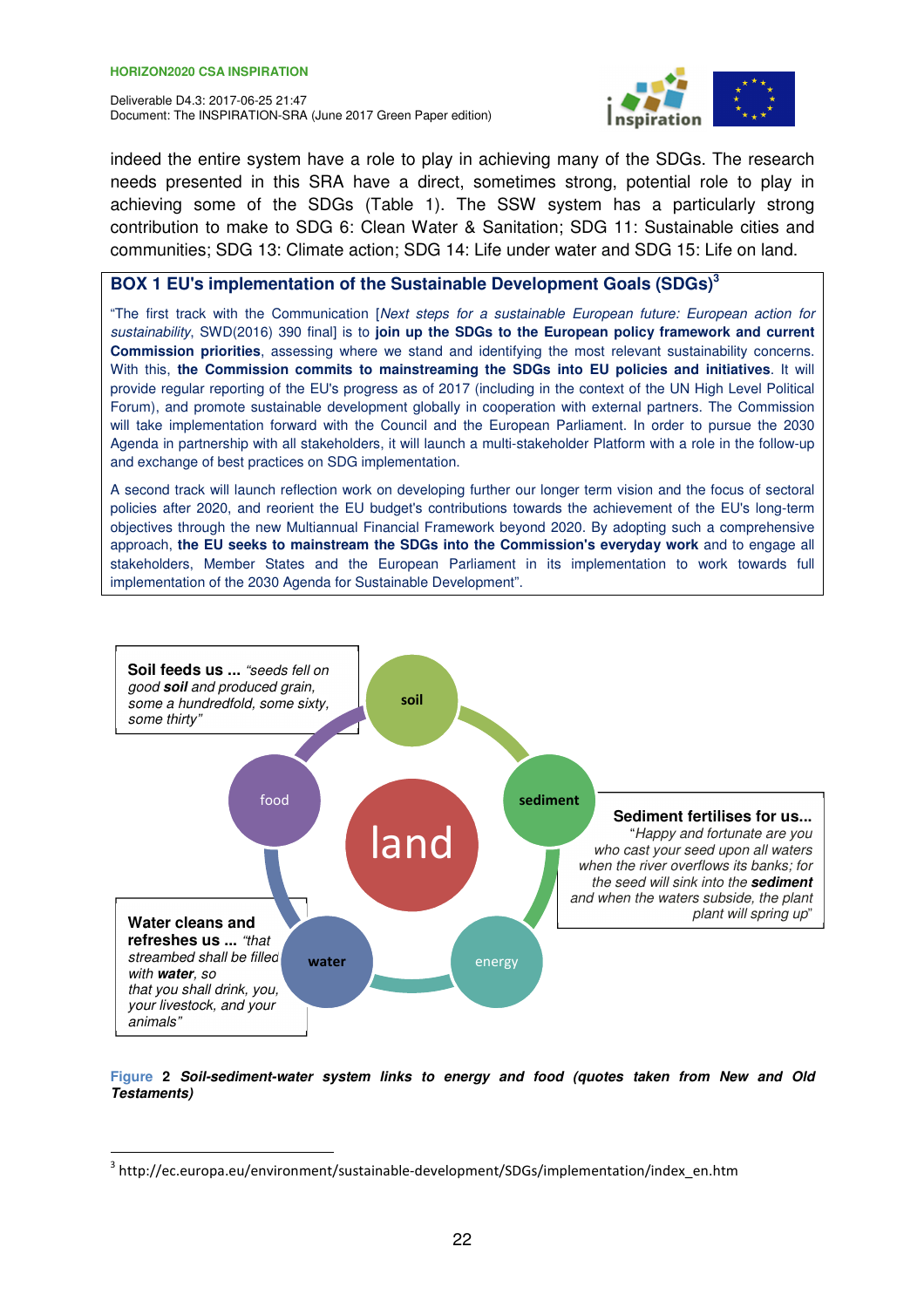indeed the entire system have a role to play in achieving many of the SDGs. The research needs presented in this SRA have a direct, sometimes strong, potential role to play in achieving some of the SDGs (Table 1). The SSW system has a particularly strong contribution to make to SDG 6: Clean Water & Sanitation; SDG 11: Sustainable cities and communities; SDG 13: Climate action; SDG 14: Life under water and SDG 15: Life on land.

### BOX 1 EU's implementation of the Sustainable Development Goals (SDGs)[3]

"The first track with the Communication [*Next steps for a sustainable European future: European action for sustainability*, SWD(2016) 390 final] is to **join up the SDGs to the European policy framework and current Commission priorities**, assessing where we stand and identifying the most relevant sustainability concerns. With this, **the Commission commits to mainstreaming the SDGs into EU policies and initiatives**. It will provide regular reporting of the EU's progress as of 2017 (including in the context of the UN High Level Political Forum), and promote sustainable development globally in cooperation with external partners. The Commission will take implementation forward with the Council and the European Parliament. In order to pursue the 2030 Agenda in partnership with all stakeholders, it will launch a multi-stakeholder Platform with a role in the follow-up and exchange of best practices on SDG implementation.

A second track will launch reflection work on developing further our longer term vision and the focus of sectoral policies after 2020, and reorient the EU budget's contributions towards the achievement of the EU's long-term objectives through the new Multiannual Financial Framework beyond 2020. By adopting such a comprehensive approach, **the EU seeks to mainstream the SDGs into the Commission's everyday work** and to engage all stakeholders, Member States and the European Parliament in its implementation to work towards full implementation of the 2030 Agenda for Sustainable Development".

**Soil feeds us ...** *"seeds fell on good **soil** and produced grain, some a hundredfold, some sixty, some thirty"*

**Sediment fertilises for us...** "*Happy and fortunate are you who cast your seed upon all waters when the river overflows its banks; for the seed will sink into the **sediment** and when the waters subside, the plant will spring up*"

**Water cleans and refreshes us ...** *"that streambed shall be filled with **water**, so that you shall drink, you, your livestock, and your animals"*

soil

sediment

energy

water

food

land

**Figure 2** ***Soil-sediment-water system links to energy and food (quotes taken from New and Old Testaments)***

[3] http://ec.europa.eu/environment/sustainable-development/SDGs/implementation/index_en.htm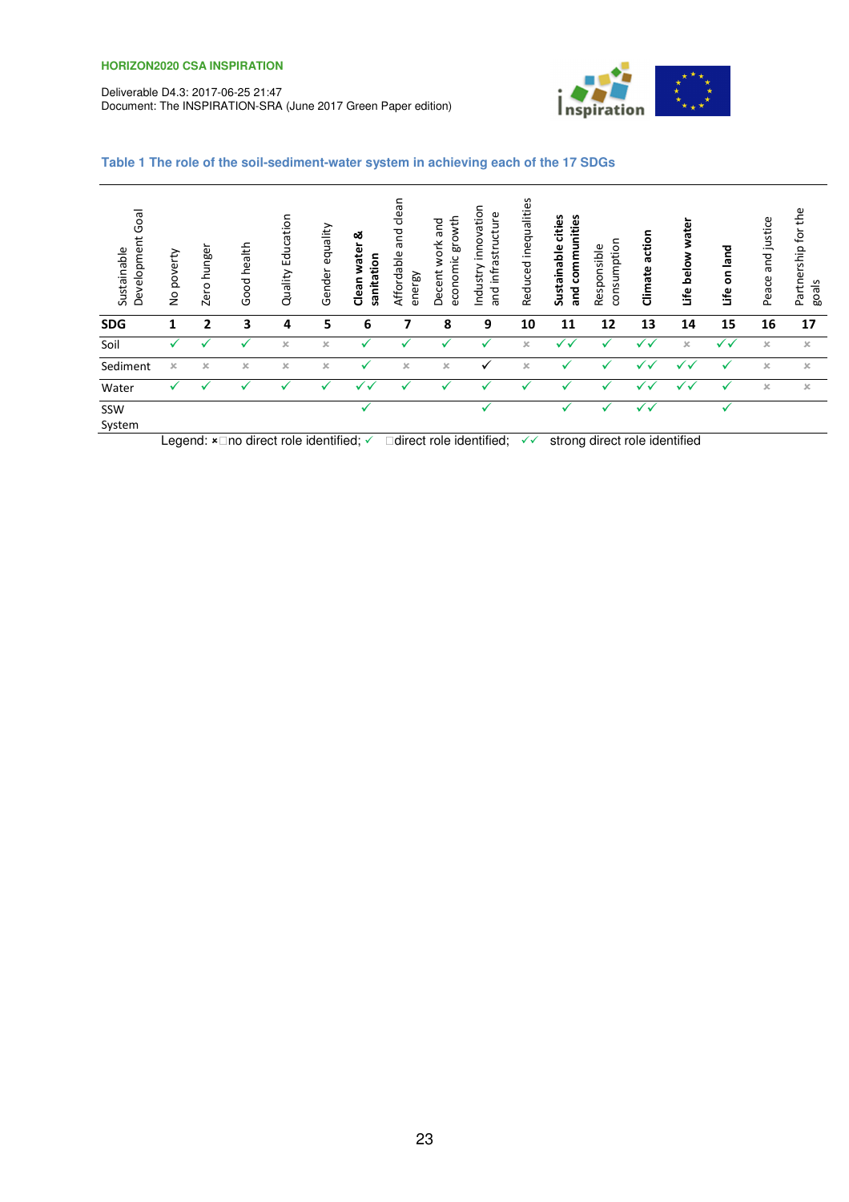**Table 1 The role of the soil-sediment-water system in achieving each of the 17 SDGs**

| Sustainable Development Goal | No poverty | Zero hunger | Good health | Quality Education | Gender equality | **Clean water & sanitation** | Affordable and clean energy | Decent work and economic growth | Industry innovation and infrastructure | Reduced inequalities | **Sustainable cities and communities** | Responsible consumption | **Climate action** | **Life below water** | **Life on land** | Peace and justice | Partnership for the goals |
|---|---|---|---|---|---|---|---|---|---|---|---|---|---|---|---|---|---|
| **SDG** | **1** | **2** | **3** | **4** | **5** | **6** | **7** | **8** | **9** | **10** | **11** | **12** | **13** | **14** | **15** | **16** | **17** |
| Soil | ✓ | ✓ | ✓ | × | × | ✓ | ✓ | ✓ | ✓ | × | ✓✓ | ✓ | ✓✓ | × | ✓✓ | × | × |
| Sediment | × | × | × | × | × | ✓ | × | × | ✓ | × | ✓ | ✓ | ✓✓ | ✓✓ | ✓ | × | × |
| Water | ✓ | ✓ | ✓ | ✓ | ✓ | ✓✓ | ✓ | ✓ | ✓ | ✓ | ✓ | ✓ | ✓✓ | ✓✓ | ✓ | × | × |
| SSW System | | | | | | ✓ | | | ✓ | | ✓ | ✓ | ✓✓ | | ✓ | | |

Legend: × no direct role identified; ✓ direct role identified; ✓✓ strong direct role identified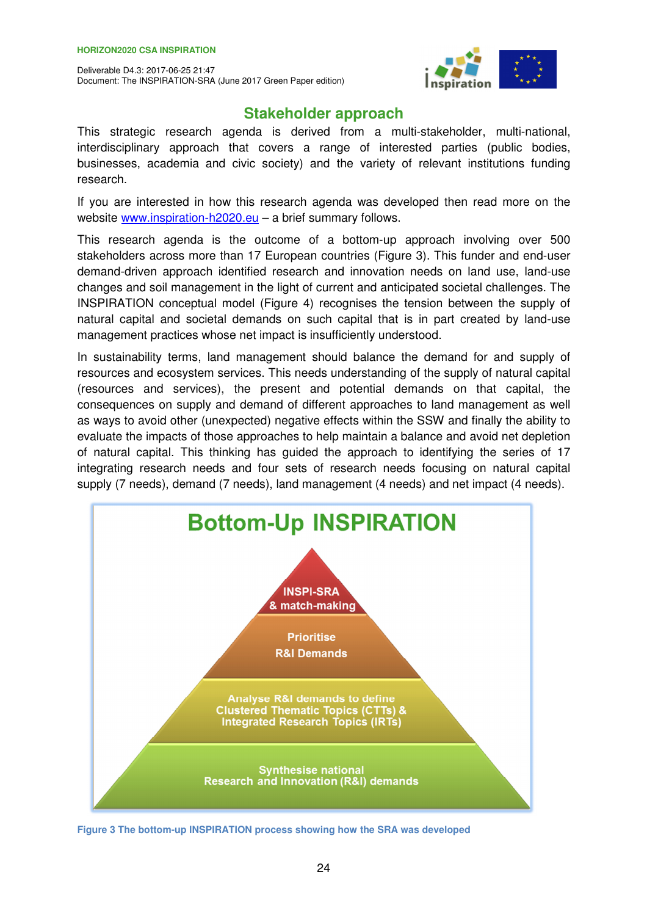## Stakeholder approach

This strategic research agenda is derived from a multi-stakeholder, multi-national, interdisciplinary approach that covers a range of interested parties (public bodies, businesses, academia and civic society) and the variety of relevant institutions funding research.

If you are interested in how this research agenda was developed then read more on the website www.inspiration-h2020.eu – a brief summary follows.

This research agenda is the outcome of a bottom-up approach involving over 500 stakeholders across more than 17 European countries (Figure 3). This funder and end-user demand-driven approach identified research and innovation needs on land use, land-use changes and soil management in the light of current and anticipated societal challenges. The INSPIRATION conceptual model (Figure 4) recognises the tension between the supply of natural capital and societal demands on such capital that is in part created by land-use management practices whose net impact is insufficiently understood.

In sustainability terms, land management should balance the demand for and supply of resources and ecosystem services. This needs understanding of the supply of natural capital (resources and services), the present and potential demands on that capital, the consequences on supply and demand of different approaches to land management as well as ways to avoid other (unexpected) negative effects within the SSW and finally the ability to evaluate the impacts of those approaches to help maintain a balance and avoid net depletion of natural capital. This thinking has guided the approach to identifying the series of 17 integrating research needs and four sets of research needs focusing on natural capital supply (7 needs), demand (7 needs), land management (4 needs) and net impact (4 needs).

Bottom-Up INSPIRATION

INSPI-SRA & match-making

Prioritise R&I Demands

Analyse R&I demands to define Clustered Thematic Topics (CTTs) & Integrated Research Topics (IRTs)

Synthesise national Research and Innovation (R&I) demands

Figure 3 The bottom-up INSPIRATION process showing how the SRA was developed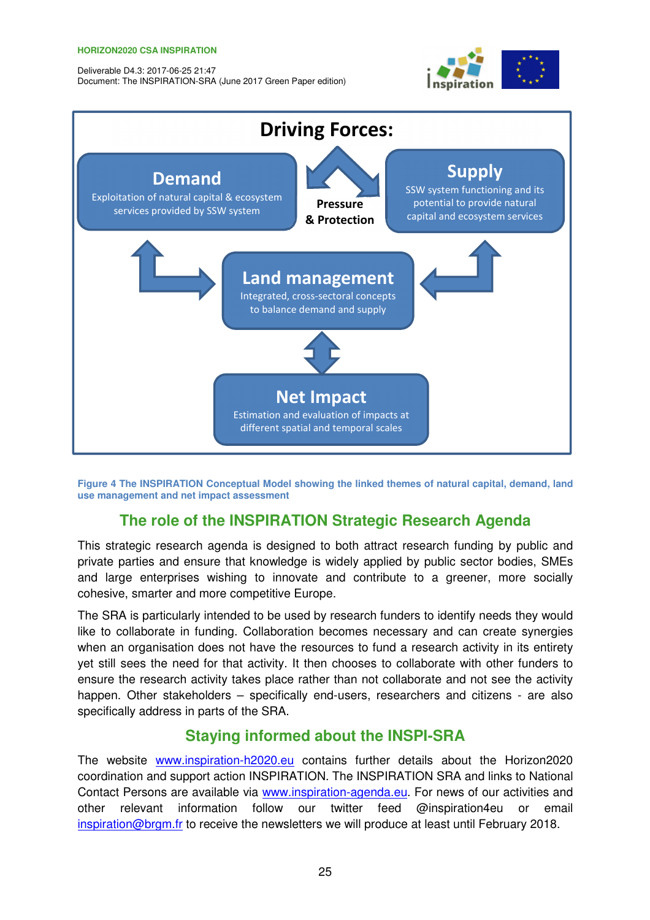Driving Forces:

Demand
Exploitation of natural capital & ecosystem services provided by SSW system

Pressure
& Protection

Supply
SSW system functioning and its potential to provide natural capital and ecosystem services

Land management
Integrated, cross-sectoral concepts to balance demand and supply

Net Impact
Estimation and evaluation of impacts at different spatial and temporal scales

**Figure 4 The INSPIRATION Conceptual Model showing the linked themes of natural capital, demand, land use management and net impact assessment**

## The role of the INSPIRATION Strategic Research Agenda

This strategic research agenda is designed to both attract research funding by public and private parties and ensure that knowledge is widely applied by public sector bodies, SMEs and large enterprises wishing to innovate and contribute to a greener, more socially cohesive, smarter and more competitive Europe.

The SRA is particularly intended to be used by research funders to identify needs they would like to collaborate in funding. Collaboration becomes necessary and can create synergies when an organisation does not have the resources to fund a research activity in its entirety yet still sees the need for that activity. It then chooses to collaborate with other funders to ensure the research activity takes place rather than not collaborate and not see the activity happen. Other stakeholders – specifically end-users, researchers and citizens - are also specifically address in parts of the SRA.

## Staying informed about the INSPI-SRA

The website www.inspiration-h2020.eu contains further details about the Horizon2020 coordination and support action INSPIRATION. The INSPIRATION SRA and links to National Contact Persons are available via www.inspiration-agenda.eu. For news of our activities and other relevant information follow our twitter feed @inspiration4eu or email inspiration@brgm.fr to receive the newsletters we will produce at least until February 2018.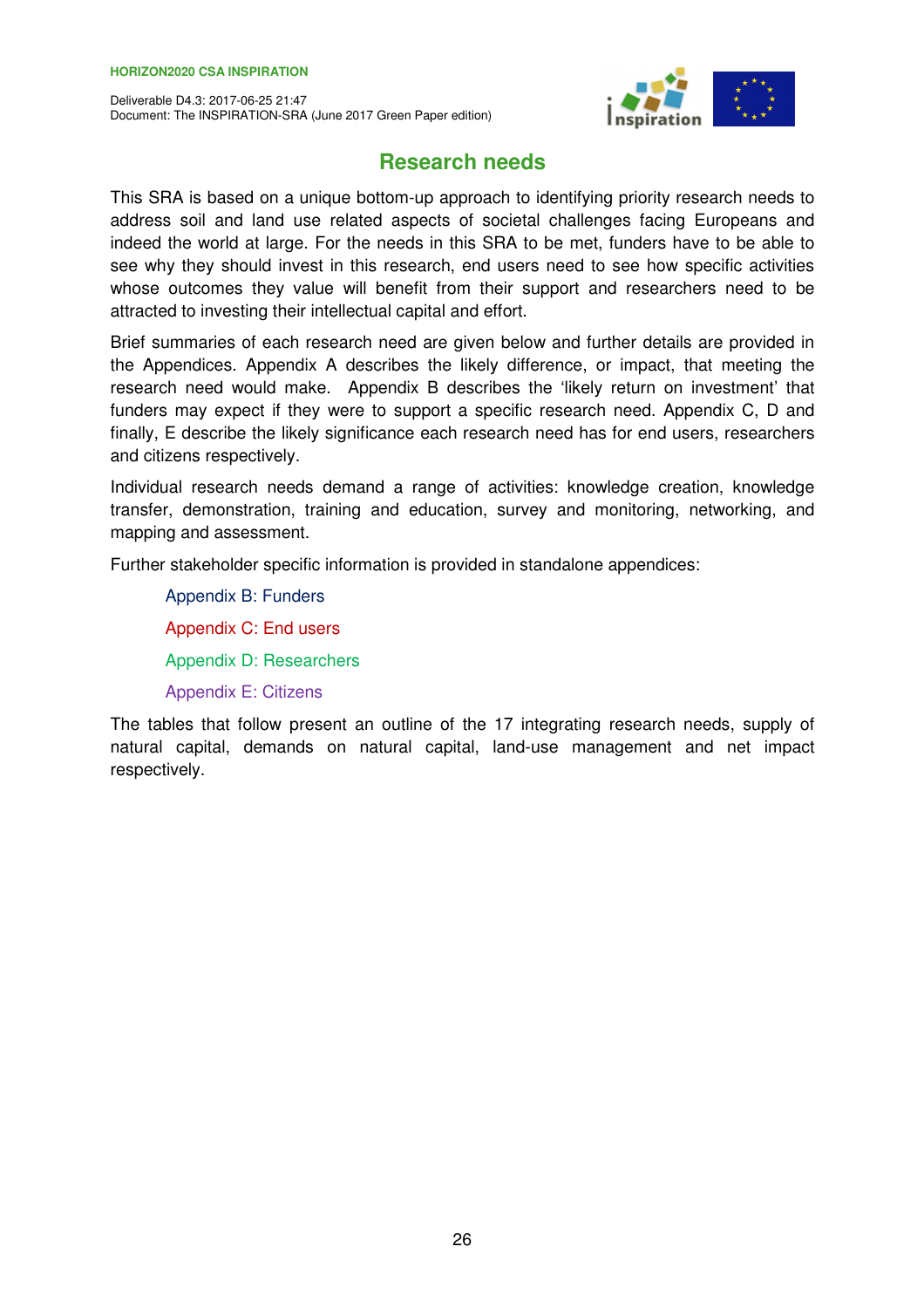## Research needs

This SRA is based on a unique bottom-up approach to identifying priority research needs to address soil and land use related aspects of societal challenges facing Europeans and indeed the world at large. For the needs in this SRA to be met, funders have to be able to see why they should invest in this research, end users need to see how specific activities whose outcomes they value will benefit from their support and researchers need to be attracted to investing their intellectual capital and effort.

Brief summaries of each research need are given below and further details are provided in the Appendices. Appendix A describes the likely difference, or impact, that meeting the research need would make. Appendix B describes the 'likely return on investment' that funders may expect if they were to support a specific research need. Appendix C, D and finally, E describe the likely significance each research need has for end users, researchers and citizens respectively.

Individual research needs demand a range of activities: knowledge creation, knowledge transfer, demonstration, training and education, survey and monitoring, networking, and mapping and assessment.

Further stakeholder specific information is provided in standalone appendices:

Appendix B: Funders

Appendix C: End users

Appendix D: Researchers

Appendix E: Citizens

The tables that follow present an outline of the 17 integrating research needs, supply of natural capital, demands on natural capital, land-use management and net impact respectively.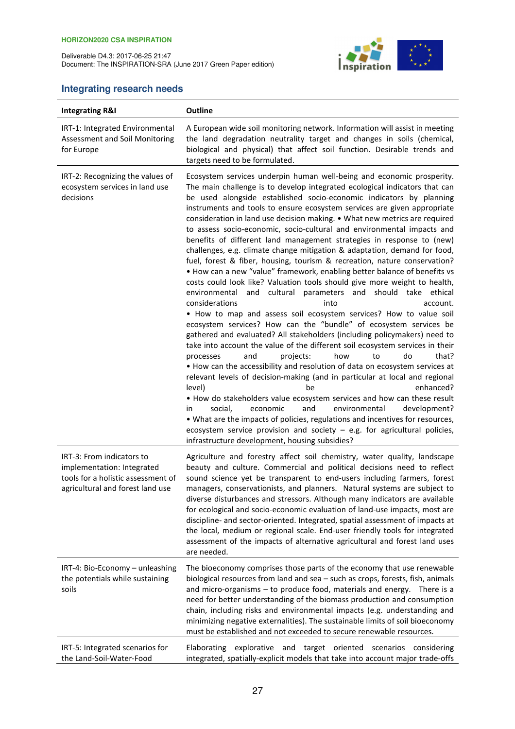## Integrating research needs

| Integrating R&I | Outline |
|---|---|
| IRT-1: Integrated Environmental Assessment and Soil Monitoring for Europe | A European wide soil monitoring network. Information will assist in meeting the land degradation neutrality target and changes in soils (chemical, biological and physical) that affect soil function. Desirable trends and targets need to be formulated. |
| IRT-2: Recognizing the values of ecosystem services in land use decisions | Ecosystem services underpin human well-being and economic prosperity. The main challenge is to develop integrated ecological indicators that can be used alongside established socio-economic indicators by planning instruments and tools to ensure ecosystem services are given appropriate consideration in land use decision making. • What new metrics are required to assess socio-economic, socio-cultural and environmental impacts and benefits of different land management strategies in response to (new) challenges, e.g. climate change mitigation & adaptation, demand for food, fuel, forest & fiber, housing, tourism & recreation, nature conservation? • How can a new "value" framework, enabling better balance of benefits vs costs could look like? Valuation tools should give more weight to health, environmental and cultural parameters and should take ethical considerations into account. • How to map and assess soil ecosystem services? How to value soil ecosystem services? How can the "bundle" of ecosystem services be gathered and evaluated? All stakeholders (including policymakers) need to take into account the value of the different soil ecosystem services in their processes and projects: how to do that? • How can the accessibility and resolution of data on ecosystem services at relevant levels of decision-making (and in particular at local and regional level) be enhanced? • How do stakeholders value ecosystem services and how can these result in social, economic and environmental development? • What are the impacts of policies, regulations and incentives for resources, ecosystem service provision and society – e.g. for agricultural policies, infrastructure development, housing subsidies? |
| IRT-3: From indicators to implementation: Integrated tools for a holistic assessment of agricultural and forest land use | Agriculture and forestry affect soil chemistry, water quality, landscape beauty and culture. Commercial and political decisions need to reflect sound science yet be transparent to end-users including farmers, forest managers, conservationists, and planners. Natural systems are subject to diverse disturbances and stressors. Although many indicators are available for ecological and socio-economic evaluation of land-use impacts, most are discipline- and sector-oriented. Integrated, spatial assessment of impacts at the local, medium or regional scale. End-user friendly tools for integrated assessment of the impacts of alternative agricultural and forest land uses are needed. |
| IRT-4: Bio-Economy – unleashing the potentials while sustaining soils | The bioeconomy comprises those parts of the economy that use renewable biological resources from land and sea – such as crops, forests, fish, animals and micro-organisms – to produce food, materials and energy. There is a need for better understanding of the biomass production and consumption chain, including risks and environmental impacts (e.g. understanding and minimizing negative externalities). The sustainable limits of soil bioeconomy must be established and not exceeded to secure renewable resources. |
| IRT-5: Integrated scenarios for the Land-Soil-Water-Food | Elaborating explorative and target oriented scenarios considering integrated, spatially-explicit models that take into account major trade-offs |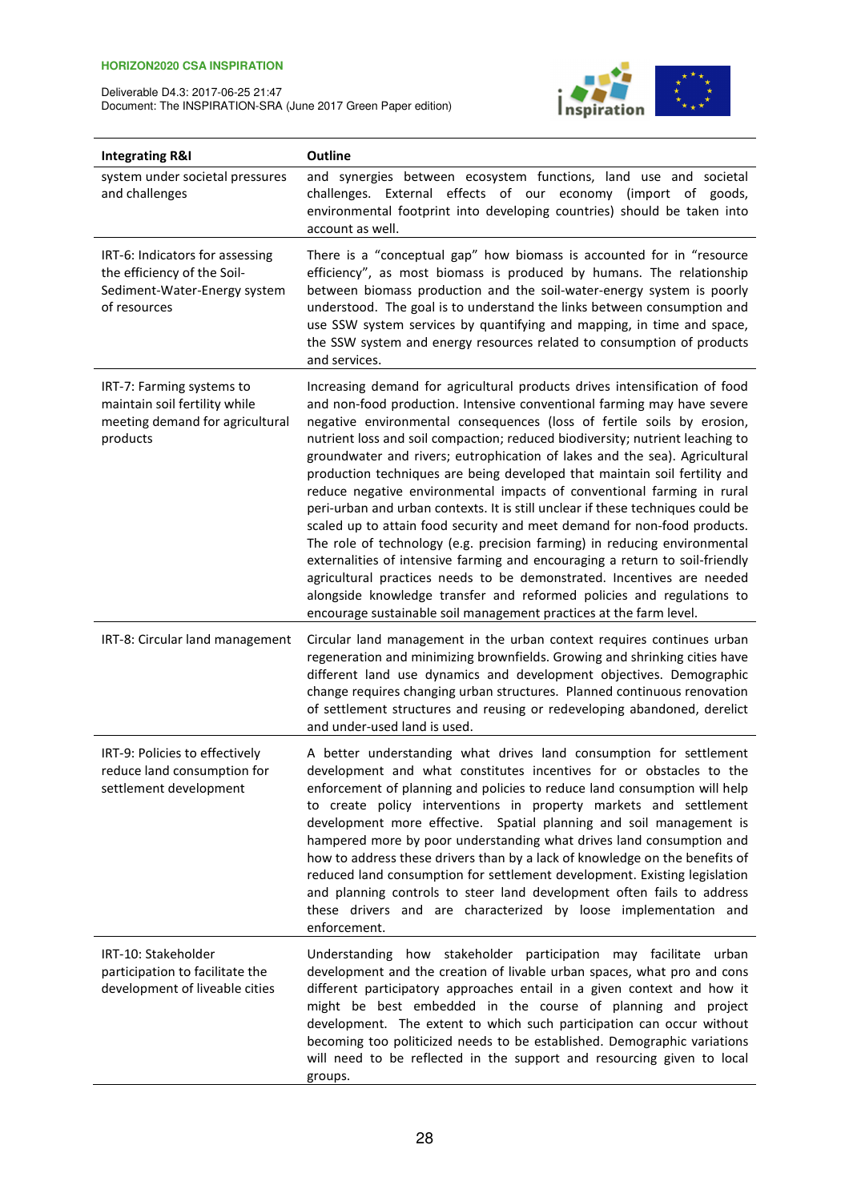| Integrating R&I | Outline |
|---|---|
| system under societal pressures and challenges | and synergies between ecosystem functions, land use and societal challenges. External effects of our economy (import of goods, environmental footprint into developing countries) should be taken into account as well. |
| IRT-6: Indicators for assessing the efficiency of the Soil-Sediment-Water-Energy system of resources | There is a "conceptual gap" how biomass is accounted for in "resource efficiency", as most biomass is produced by humans. The relationship between biomass production and the soil-water-energy system is poorly understood. The goal is to understand the links between consumption and use SSW system services by quantifying and mapping, in time and space, the SSW system and energy resources related to consumption of products and services. |
| IRT-7: Farming systems to maintain soil fertility while meeting demand for agricultural products | Increasing demand for agricultural products drives intensification of food and non-food production. Intensive conventional farming may have severe negative environmental consequences (loss of fertile soils by erosion, nutrient loss and soil compaction; reduced biodiversity; nutrient leaching to groundwater and rivers; eutrophication of lakes and the sea). Agricultural production techniques are being developed that maintain soil fertility and reduce negative environmental impacts of conventional farming in rural peri-urban and urban contexts. It is still unclear if these techniques could be scaled up to attain food security and meet demand for non-food products. The role of technology (e.g. precision farming) in reducing environmental externalities of intensive farming and encouraging a return to soil-friendly agricultural practices needs to be demonstrated. Incentives are needed alongside knowledge transfer and reformed policies and regulations to encourage sustainable soil management practices at the farm level. |
| IRT-8: Circular land management | Circular land management in the urban context requires continues urban regeneration and minimizing brownfields. Growing and shrinking cities have different land use dynamics and development objectives. Demographic change requires changing urban structures. Planned continuous renovation of settlement structures and reusing or redeveloping abandoned, derelict and under-used land is used. |
| IRT-9: Policies to effectively reduce land consumption for settlement development | A better understanding what drives land consumption for settlement development and what constitutes incentives for or obstacles to the enforcement of planning and policies to reduce land consumption will help to create policy interventions in property markets and settlement development more effective. Spatial planning and soil management is hampered more by poor understanding what drives land consumption and how to address these drivers than by a lack of knowledge on the benefits of reduced land consumption for settlement development. Existing legislation and planning controls to steer land development often fails to address these drivers and are characterized by loose implementation and enforcement. |
| IRT-10: Stakeholder participation to facilitate the development of liveable cities | Understanding how stakeholder participation may facilitate urban development and the creation of livable urban spaces, what pro and cons different participatory approaches entail in a given context and how it might be best embedded in the course of planning and project development. The extent to which such participation can occur without becoming too politicized needs to be established. Demographic variations will need to be reflected in the support and resourcing given to local groups. |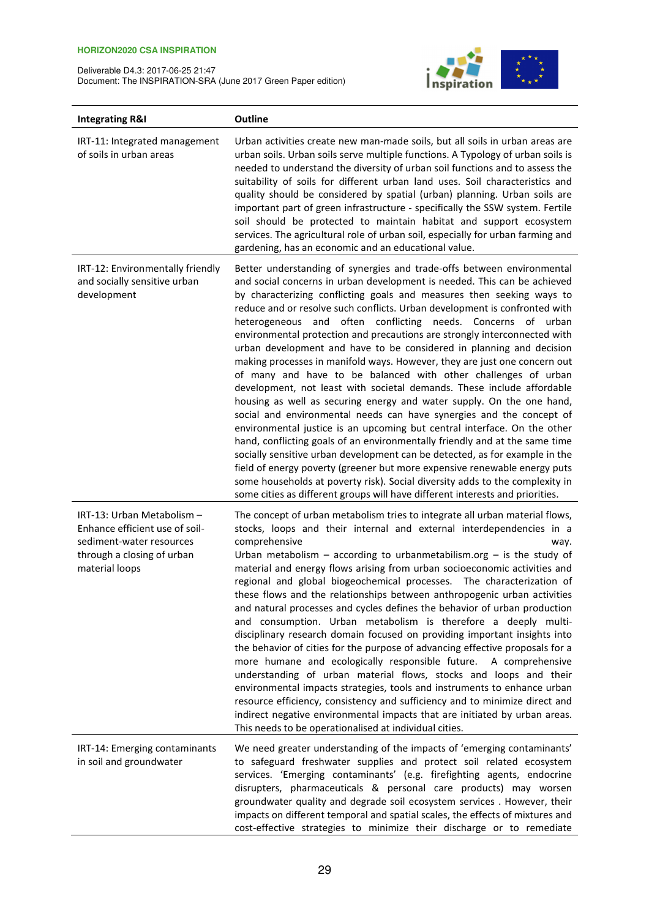| Integrating R&I | Outline |
|---|---|
| IRT-11: Integrated management of soils in urban areas | Urban activities create new man-made soils, but all soils in urban areas are urban soils. Urban soils serve multiple functions. A Typology of urban soils is needed to understand the diversity of urban soil functions and to assess the suitability of soils for different urban land uses. Soil characteristics and quality should be considered by spatial (urban) planning. Urban soils are important part of green infrastructure - specifically the SSW system. Fertile soil should be protected to maintain habitat and support ecosystem services. The agricultural role of urban soil, especially for urban farming and gardening, has an economic and an educational value. |
| IRT-12: Environmentally friendly and socially sensitive urban development | Better understanding of synergies and trade-offs between environmental and social concerns in urban development is needed. This can be achieved by characterizing conflicting goals and measures then seeking ways to reduce and or resolve such conflicts. Urban development is confronted with heterogeneous and often conflicting needs. Concerns of urban environmental protection and precautions are strongly interconnected with urban development and have to be considered in planning and decision making processes in manifold ways. However, they are just one concern out of many and have to be balanced with other challenges of urban development, not least with societal demands. These include affordable housing as well as securing energy and water supply. On the one hand, social and environmental needs can have synergies and the concept of environmental justice is an upcoming but central interface. On the other hand, conflicting goals of an environmentally friendly and at the same time socially sensitive urban development can be detected, as for example in the field of energy poverty (greener but more expensive renewable energy puts some households at poverty risk). Social diversity adds to the complexity in some cities as different groups will have different interests and priorities. |
| IRT-13: Urban Metabolism – Enhance efficient use of soil-sediment-water resources through a closing of urban material loops | The concept of urban metabolism tries to integrate all urban material flows, stocks, loops and their internal and external interdependencies in a comprehensive way. Urban metabolism – according to urbanmetabilism.org – is the study of material and energy flows arising from urban socioeconomic activities and regional and global biogeochemical processes. The characterization of these flows and the relationships between anthropogenic urban activities and natural processes and cycles defines the behavior of urban production and consumption. Urban metabolism is therefore a deeply multi-disciplinary research domain focused on providing important insights into the behavior of cities for the purpose of advancing effective proposals for a more humane and ecologically responsible future. A comprehensive understanding of urban material flows, stocks and loops and their environmental impacts strategies, tools and instruments to enhance urban resource efficiency, consistency and sufficiency and to minimize direct and indirect negative environmental impacts that are initiated by urban areas. This needs to be operationalised at individual cities. |
| IRT-14: Emerging contaminants in soil and groundwater | We need greater understanding of the impacts of 'emerging contaminants' to safeguard freshwater supplies and protect soil related ecosystem services. 'Emerging contaminants' (e.g. firefighting agents, endocrine disrupters, pharmaceuticals & personal care products) may worsen groundwater quality and degrade soil ecosystem services . However, their impacts on different temporal and spatial scales, the effects of mixtures and cost-effective strategies to minimize their discharge or to remediate |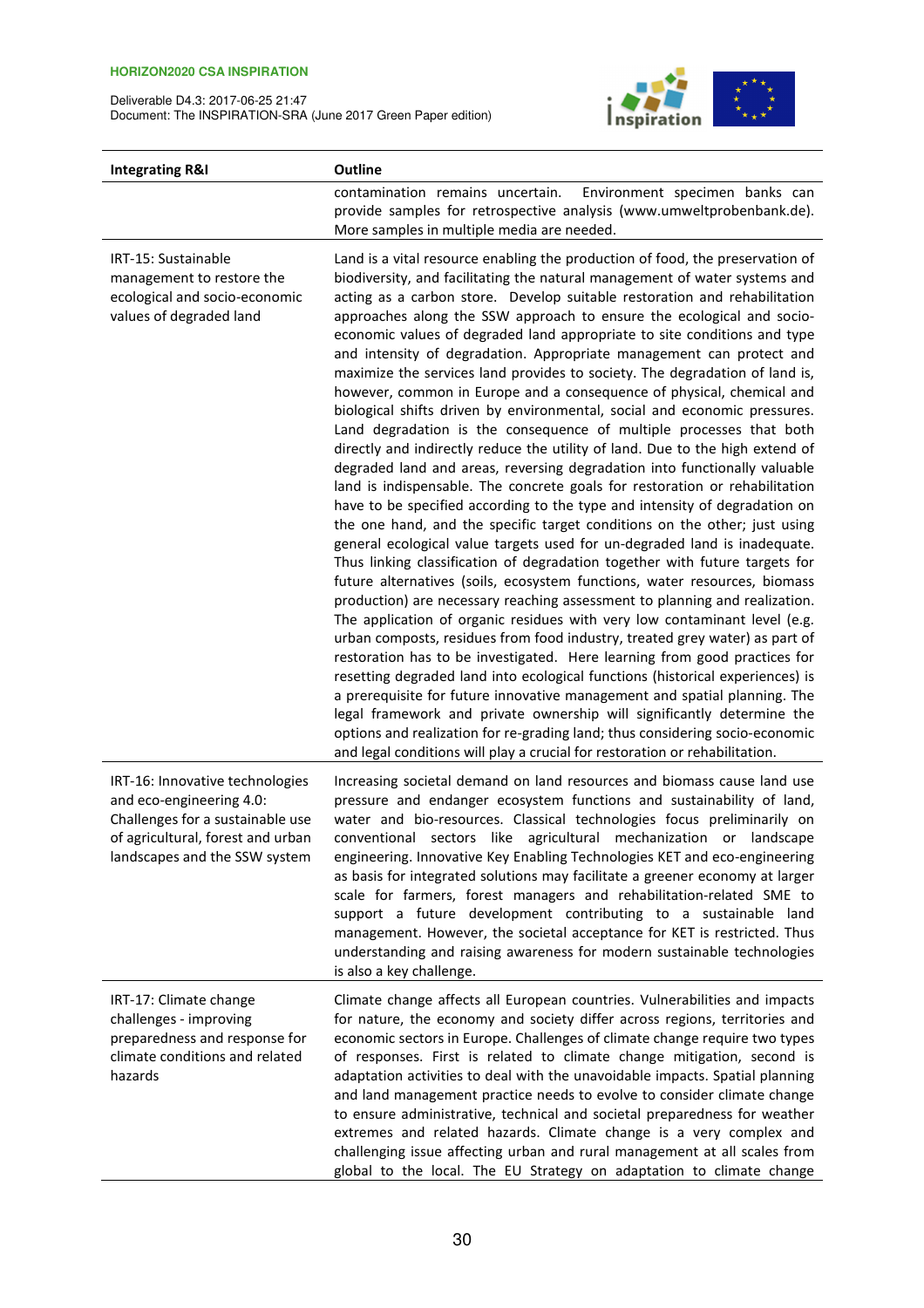| Integrating R&I | Outline |
|---|---|
| | contamination remains uncertain. Environment specimen banks can provide samples for retrospective analysis (www.umweltprobenbank.de). More samples in multiple media are needed. |
| IRT-15: Sustainable management to restore the ecological and socio-economic values of degraded land | Land is a vital resource enabling the production of food, the preservation of biodiversity, and facilitating the natural management of water systems and acting as a carbon store. Develop suitable restoration and rehabilitation approaches along the SSW approach to ensure the ecological and socio-economic values of degraded land appropriate to site conditions and type and intensity of degradation. Appropriate management can protect and maximize the services land provides to society. The degradation of land is, however, common in Europe and a consequence of physical, chemical and biological shifts driven by environmental, social and economic pressures. Land degradation is the consequence of multiple processes that both directly and indirectly reduce the utility of land. Due to the high extend of degraded land and areas, reversing degradation into functionally valuable land is indispensable. The concrete goals for restoration or rehabilitation have to be specified according to the type and intensity of degradation on the one hand, and the specific target conditions on the other; just using general ecological value targets used for un-degraded land is inadequate. Thus linking classification of degradation together with future targets for future alternatives (soils, ecosystem functions, water resources, biomass production) are necessary reaching assessment to planning and realization. The application of organic residues with very low contaminant level (e.g. urban composts, residues from food industry, treated grey water) as part of restoration has to be investigated. Here learning from good practices for resetting degraded land into ecological functions (historical experiences) is a prerequisite for future innovative management and spatial planning. The legal framework and private ownership will significantly determine the options and realization for re-grading land; thus considering socio-economic and legal conditions will play a crucial for restoration or rehabilitation. |
| IRT-16: Innovative technologies and eco-engineering 4.0: Challenges for a sustainable use of agricultural, forest and urban landscapes and the SSW system | Increasing societal demand on land resources and biomass cause land use pressure and endanger ecosystem functions and sustainability of land, water and bio-resources. Classical technologies focus preliminarily on conventional sectors like agricultural mechanization or landscape engineering. Innovative Key Enabling Technologies KET and eco-engineering as basis for integrated solutions may facilitate a greener economy at larger scale for farmers, forest managers and rehabilitation-related SME to support a future development contributing to a sustainable land management. However, the societal acceptance for KET is restricted. Thus understanding and raising awareness for modern sustainable technologies is also a key challenge. |
| IRT-17: Climate change challenges - improving preparedness and response for climate conditions and related hazards | Climate change affects all European countries. Vulnerabilities and impacts for nature, the economy and society differ across regions, territories and economic sectors in Europe. Challenges of climate change require two types of responses. First is related to climate change mitigation, second is adaptation activities to deal with the unavoidable impacts. Spatial planning and land management practice needs to evolve to consider climate change to ensure administrative, technical and societal preparedness for weather extremes and related hazards. Climate change is a very complex and challenging issue affecting urban and rural management at all scales from global to the local. The EU Strategy on adaptation to climate change |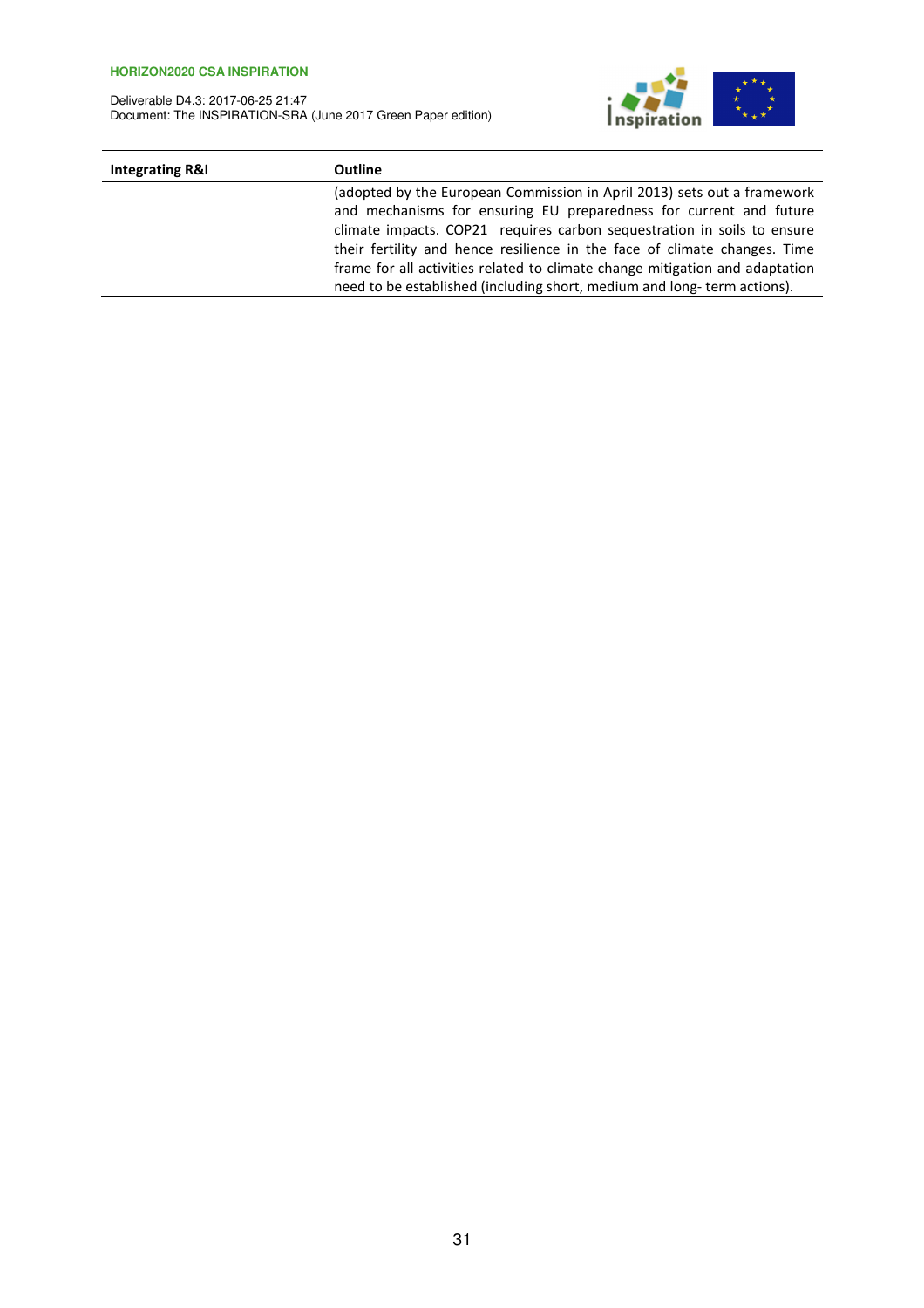| Integrating R&I | Outline |
|---|---|
| | (adopted by the European Commission in April 2013) sets out a framework and mechanisms for ensuring EU preparedness for current and future climate impacts. COP21 requires carbon sequestration in soils to ensure their fertility and hence resilience in the face of climate changes. Time frame for all activities related to climate change mitigation and adaptation need to be established (including short, medium and long- term actions). |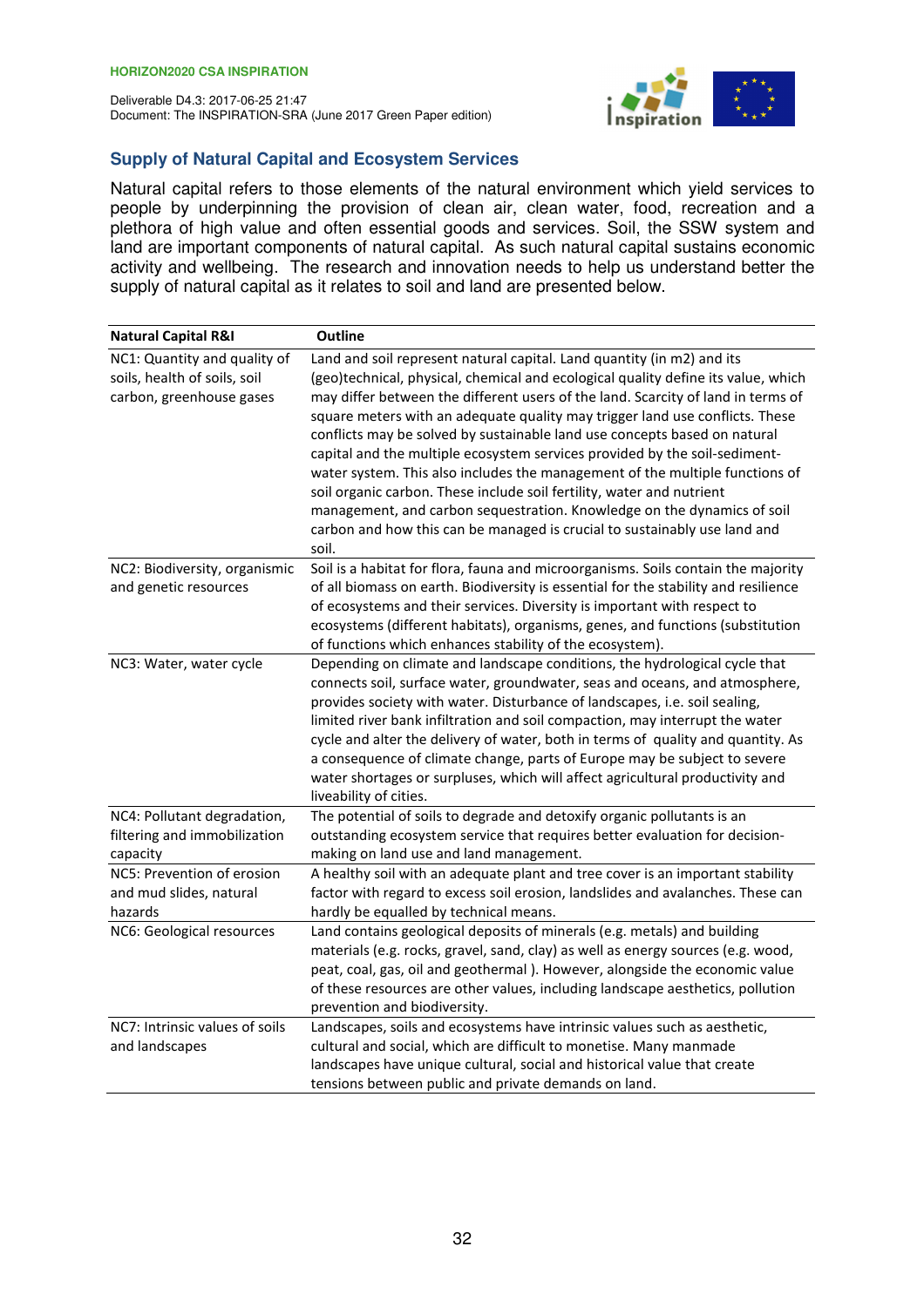## Supply of Natural Capital and Ecosystem Services

Natural capital refers to those elements of the natural environment which yield services to people by underpinning the provision of clean air, clean water, food, recreation and a plethora of high value and often essential goods and services. Soil, the SSW system and land are important components of natural capital. As such natural capital sustains economic activity and wellbeing. The research and innovation needs to help us understand better the supply of natural capital as it relates to soil and land are presented below.

| Natural Capital R&I | Outline |
|---|---|
| NC1: Quantity and quality of soils, health of soils, soil carbon, greenhouse gases | Land and soil represent natural capital. Land quantity (in m2) and its (geo)technical, physical, chemical and ecological quality define its value, which may differ between the different users of the land. Scarcity of land in terms of square meters with an adequate quality may trigger land use conflicts. These conflicts may be solved by sustainable land use concepts based on natural capital and the multiple ecosystem services provided by the soil-sediment-water system. This also includes the management of the multiple functions of soil organic carbon. These include soil fertility, water and nutrient management, and carbon sequestration. Knowledge on the dynamics of soil carbon and how this can be managed is crucial to sustainably use land and soil. |
| NC2: Biodiversity, organismic and genetic resources | Soil is a habitat for flora, fauna and microorganisms. Soils contain the majority of all biomass on earth. Biodiversity is essential for the stability and resilience of ecosystems and their services. Diversity is important with respect to ecosystems (different habitats), organisms, genes, and functions (substitution of functions which enhances stability of the ecosystem). |
| NC3: Water, water cycle | Depending on climate and landscape conditions, the hydrological cycle that connects soil, surface water, groundwater, seas and oceans, and atmosphere, provides society with water. Disturbance of landscapes, i.e. soil sealing, limited river bank infiltration and soil compaction, may interrupt the water cycle and alter the delivery of water, both in terms of quality and quantity. As a consequence of climate change, parts of Europe may be subject to severe water shortages or surpluses, which will affect agricultural productivity and liveability of cities. |
| NC4: Pollutant degradation, filtering and immobilization capacity | The potential of soils to degrade and detoxify organic pollutants is an outstanding ecosystem service that requires better evaluation for decision-making on land use and land management. |
| NC5: Prevention of erosion and mud slides, natural hazards | A healthy soil with an adequate plant and tree cover is an important stability factor with regard to excess soil erosion, landslides and avalanches. These can hardly be equalled by technical means. |
| NC6: Geological resources | Land contains geological deposits of minerals (e.g. metals) and building materials (e.g. rocks, gravel, sand, clay) as well as energy sources (e.g. wood, peat, coal, gas, oil and geothermal ). However, alongside the economic value of these resources are other values, including landscape aesthetics, pollution prevention and biodiversity. |
| NC7: Intrinsic values of soils and landscapes | Landscapes, soils and ecosystems have intrinsic values such as aesthetic, cultural and social, which are difficult to monetise. Many manmade landscapes have unique cultural, social and historical value that create tensions between public and private demands on land. |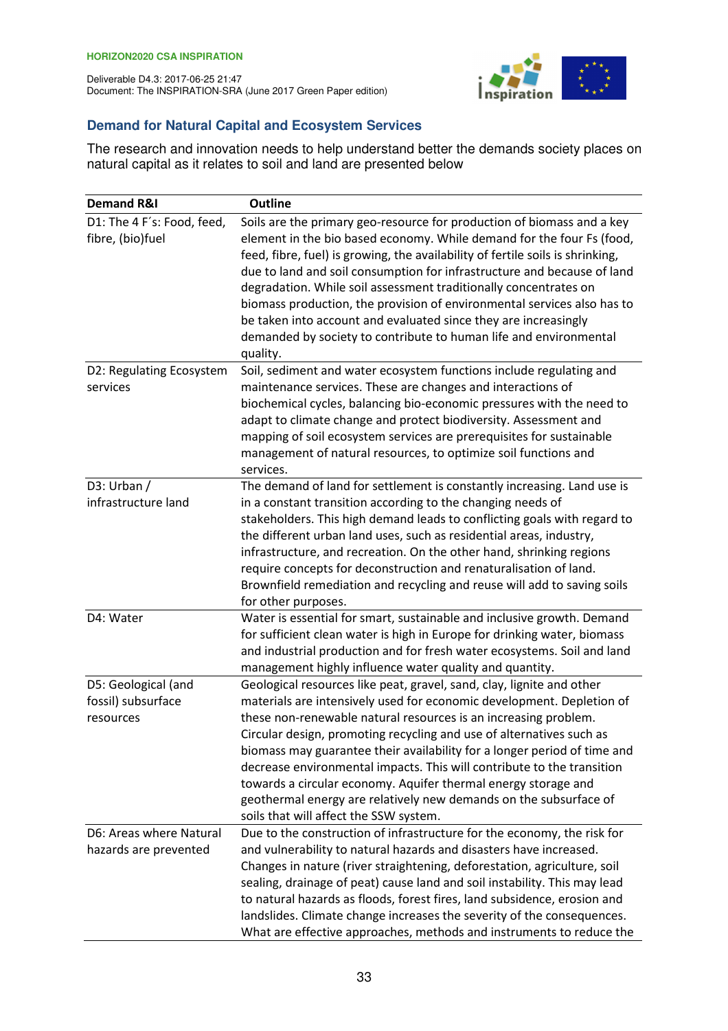## Demand for Natural Capital and Ecosystem Services

The research and innovation needs to help understand better the demands society places on natural capital as it relates to soil and land are presented below

| Demand R&I | Outline |
|---|---|
| D1: The 4 F´s: Food, feed, fibre, (bio)fuel | Soils are the primary geo-resource for production of biomass and a key element in the bio based economy. While demand for the four Fs (food, feed, fibre, fuel) is growing, the availability of fertile soils is shrinking, due to land and soil consumption for infrastructure and because of land degradation. While soil assessment traditionally concentrates on biomass production, the provision of environmental services also has to be taken into account and evaluated since they are increasingly demanded by society to contribute to human life and environmental quality. |
| D2: Regulating Ecosystem services | Soil, sediment and water ecosystem functions include regulating and maintenance services. These are changes and interactions of biochemical cycles, balancing bio-economic pressures with the need to adapt to climate change and protect biodiversity. Assessment and mapping of soil ecosystem services are prerequisites for sustainable management of natural resources, to optimize soil functions and services. |
| D3: Urban / infrastructure land | The demand of land for settlement is constantly increasing. Land use is in a constant transition according to the changing needs of stakeholders. This high demand leads to conflicting goals with regard to the different urban land uses, such as residential areas, industry, infrastructure, and recreation. On the other hand, shrinking regions require concepts for deconstruction and renaturalisation of land. Brownfield remediation and recycling and reuse will add to saving soils for other purposes. |
| D4: Water | Water is essential for smart, sustainable and inclusive growth. Demand for sufficient clean water is high in Europe for drinking water, biomass and industrial production and for fresh water ecosystems. Soil and land management highly influence water quality and quantity. |
| D5: Geological (and fossil) subsurface resources | Geological resources like peat, gravel, sand, clay, lignite and other materials are intensively used for economic development. Depletion of these non-renewable natural resources is an increasing problem. Circular design, promoting recycling and use of alternatives such as biomass may guarantee their availability for a longer period of time and decrease environmental impacts. This will contribute to the transition towards a circular economy. Aquifer thermal energy storage and geothermal energy are relatively new demands on the subsurface of soils that will affect the SSW system. |
| D6: Areas where Natural hazards are prevented | Due to the construction of infrastructure for the economy, the risk for and vulnerability to natural hazards and disasters have increased. Changes in nature (river straightening, deforestation, agriculture, soil sealing, drainage of peat) cause land and soil instability. This may lead to natural hazards as floods, forest fires, land subsidence, erosion and landslides. Climate change increases the severity of the consequences. What are effective approaches, methods and instruments to reduce the |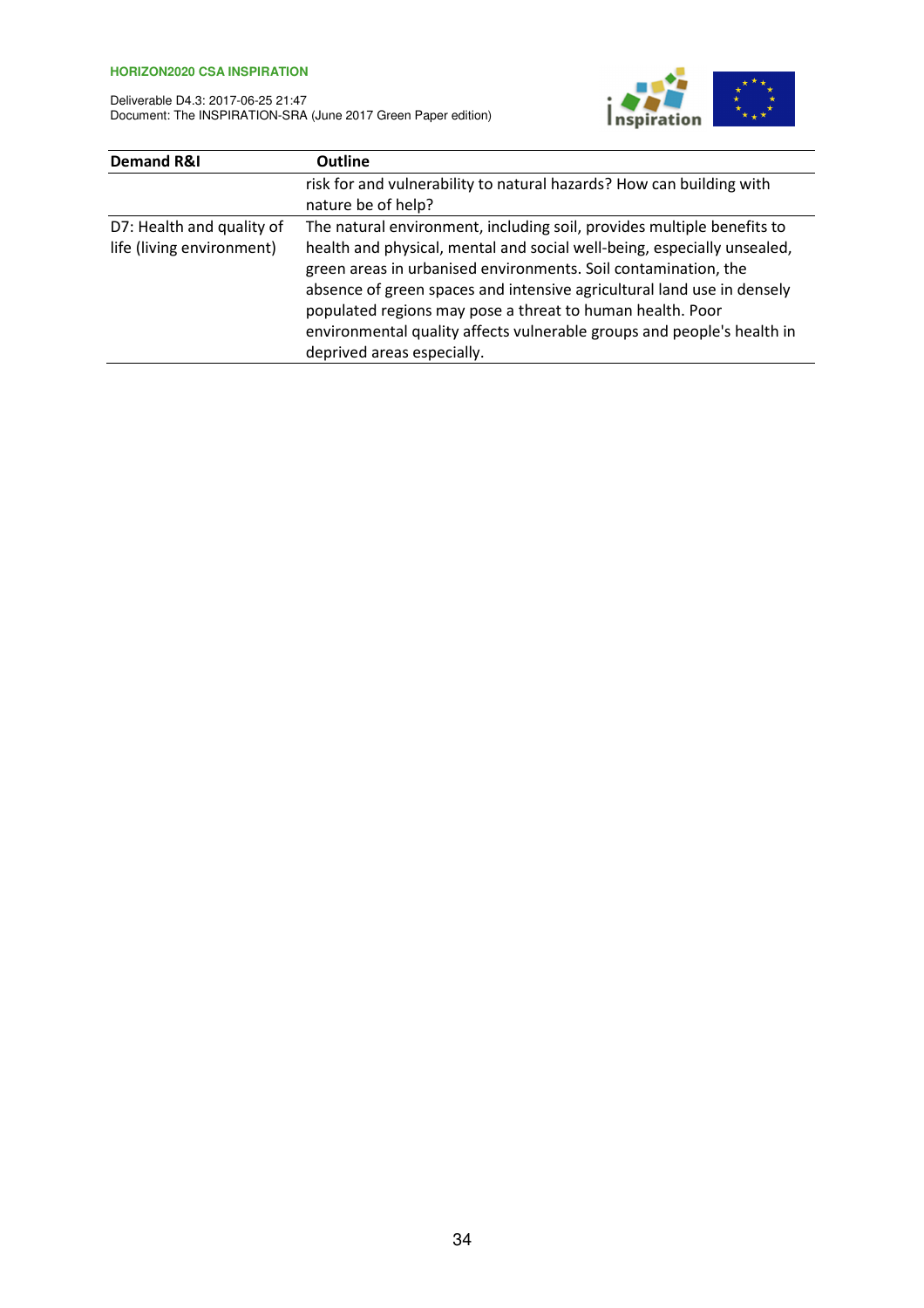| Demand R&I | Outline |
|---|---|
| | risk for and vulnerability to natural hazards? How can building with nature be of help? |
| D7: Health and quality of life (living environment) | The natural environment, including soil, provides multiple benefits to health and physical, mental and social well-being, especially unsealed, green areas in urbanised environments. Soil contamination, the absence of green spaces and intensive agricultural land use in densely populated regions may pose a threat to human health. Poor environmental quality affects vulnerable groups and people's health in deprived areas especially. |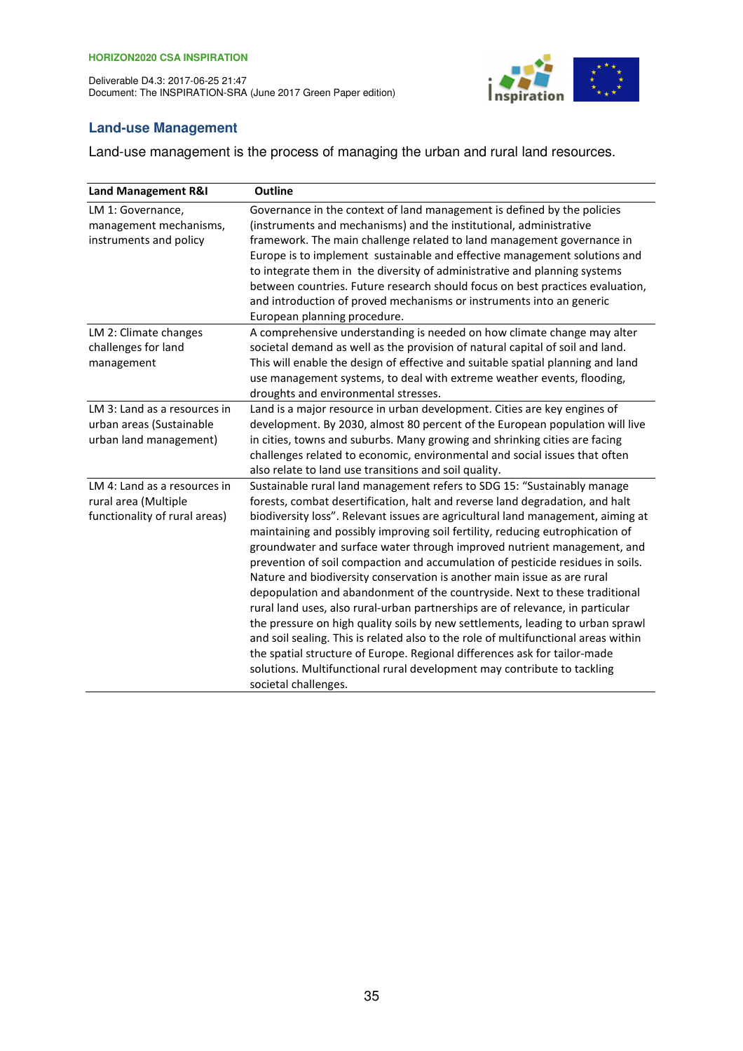## Land-use Management

Land-use management is the process of managing the urban and rural land resources.

| Land Management R&I | Outline |
|---|---|
| LM 1: Governance, management mechanisms, instruments and policy | Governance in the context of land management is defined by the policies (instruments and mechanisms) and the institutional, administrative framework. The main challenge related to land management governance in Europe is to implement sustainable and effective management solutions and to integrate them in the diversity of administrative and planning systems between countries. Future research should focus on best practices evaluation, and introduction of proved mechanisms or instruments into an generic European planning procedure. |
| LM 2: Climate changes challenges for land management | A comprehensive understanding is needed on how climate change may alter societal demand as well as the provision of natural capital of soil and land. This will enable the design of effective and suitable spatial planning and land use management systems, to deal with extreme weather events, flooding, droughts and environmental stresses. |
| LM 3: Land as a resources in urban areas (Sustainable urban land management) | Land is a major resource in urban development. Cities are key engines of development. By 2030, almost 80 percent of the European population will live in cities, towns and suburbs. Many growing and shrinking cities are facing challenges related to economic, environmental and social issues that often also relate to land use transitions and soil quality. |
| LM 4: Land as a resources in rural area (Multiple functionality of rural areas) | Sustainable rural land management refers to SDG 15: "Sustainably manage forests, combat desertification, halt and reverse land degradation, and halt biodiversity loss". Relevant issues are agricultural land management, aiming at maintaining and possibly improving soil fertility, reducing eutrophication of groundwater and surface water through improved nutrient management, and prevention of soil compaction and accumulation of pesticide residues in soils. Nature and biodiversity conservation is another main issue as are rural depopulation and abandonment of the countryside. Next to these traditional rural land uses, also rural-urban partnerships are of relevance, in particular the pressure on high quality soils by new settlements, leading to urban sprawl and soil sealing. This is related also to the role of multifunctional areas within the spatial structure of Europe. Regional differences ask for tailor-made solutions. Multifunctional rural development may contribute to tackling societal challenges. |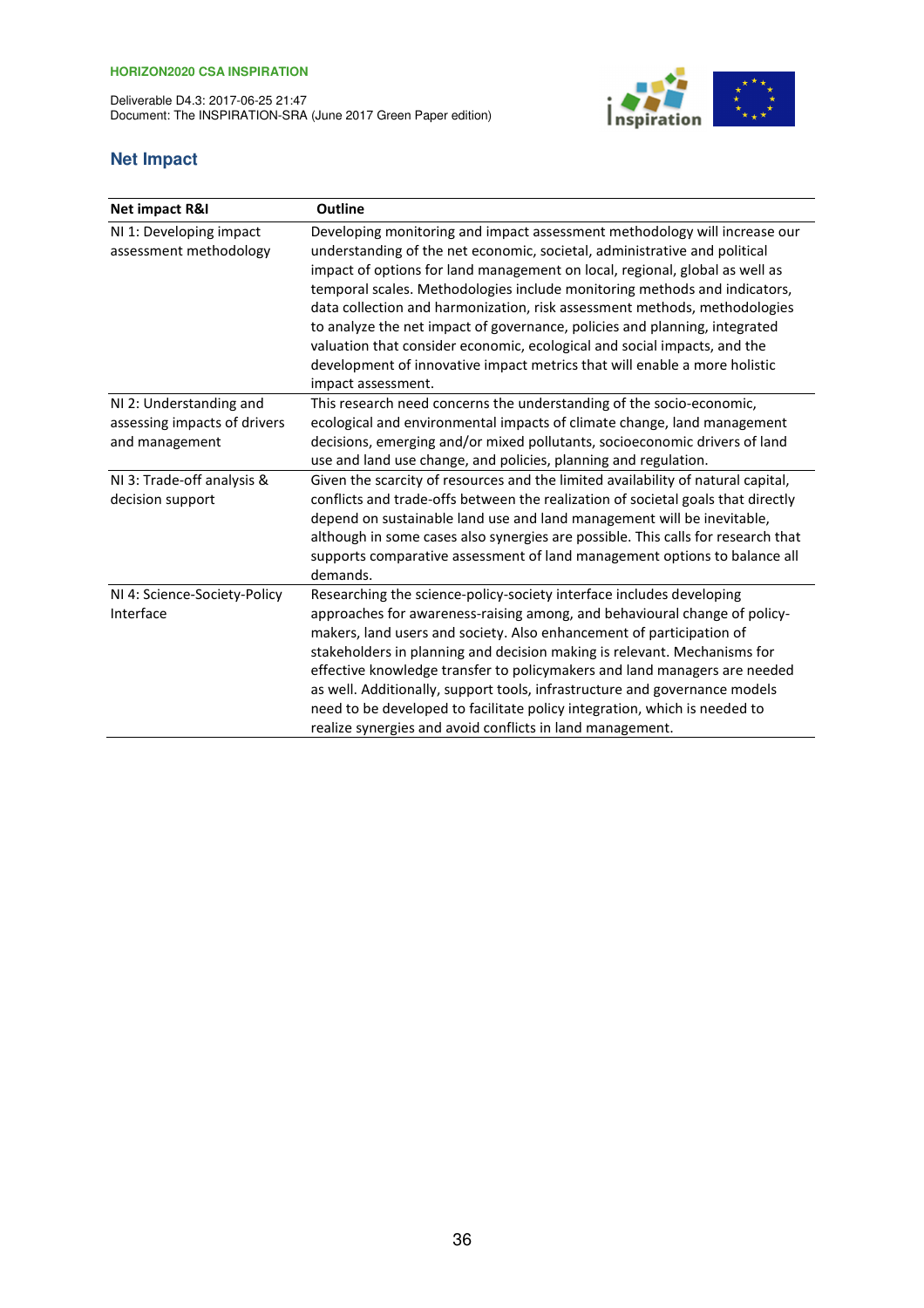## Net Impact

| Net impact R&I | Outline |
|---|---|
| NI 1: Developing impact assessment methodology | Developing monitoring and impact assessment methodology will increase our understanding of the net economic, societal, administrative and political impact of options for land management on local, regional, global as well as temporal scales. Methodologies include monitoring methods and indicators, data collection and harmonization, risk assessment methods, methodologies to analyze the net impact of governance, policies and planning, integrated valuation that consider economic, ecological and social impacts, and the development of innovative impact metrics that will enable a more holistic impact assessment. |
| NI 2: Understanding and assessing impacts of drivers and management | This research need concerns the understanding of the socio-economic, ecological and environmental impacts of climate change, land management decisions, emerging and/or mixed pollutants, socioeconomic drivers of land use and land use change, and policies, planning and regulation. |
| NI 3: Trade-off analysis & decision support | Given the scarcity of resources and the limited availability of natural capital, conflicts and trade-offs between the realization of societal goals that directly depend on sustainable land use and land management will be inevitable, although in some cases also synergies are possible. This calls for research that supports comparative assessment of land management options to balance all demands. |
| NI 4: Science-Society-Policy Interface | Researching the science-policy-society interface includes developing approaches for awareness-raising among, and behavioural change of policy-makers, land users and society. Also enhancement of participation of stakeholders in planning and decision making is relevant. Mechanisms for effective knowledge transfer to policymakers and land managers are needed as well. Additionally, support tools, infrastructure and governance models need to be developed to facilitate policy integration, which is needed to realize synergies and avoid conflicts in land management. |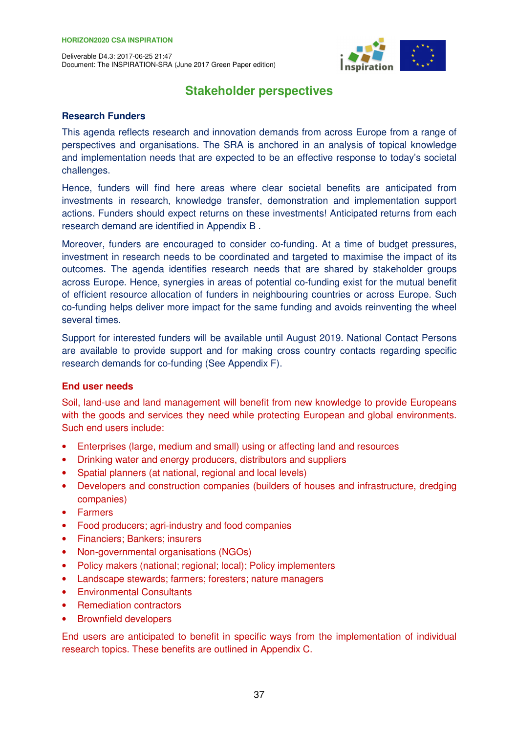# Stakeholder perspectives

### Research Funders

This agenda reflects research and innovation demands from across Europe from a range of perspectives and organisations. The SRA is anchored in an analysis of topical knowledge and implementation needs that are expected to be an effective response to today's societal challenges.

Hence, funders will find here areas where clear societal benefits are anticipated from investments in research, knowledge transfer, demonstration and implementation support actions. Funders should expect returns on these investments! Anticipated returns from each research demand are identified in Appendix B .

Moreover, funders are encouraged to consider co-funding. At a time of budget pressures, investment in research needs to be coordinated and targeted to maximise the impact of its outcomes. The agenda identifies research needs that are shared by stakeholder groups across Europe. Hence, synergies in areas of potential co-funding exist for the mutual benefit of efficient resource allocation of funders in neighbouring countries or across Europe. Such co-funding helps deliver more impact for the same funding and avoids reinventing the wheel several times.

Support for interested funders will be available until August 2019. National Contact Persons are available to provide support and for making cross country contacts regarding specific research demands for co-funding (See Appendix F).

### End user needs

Soil, land-use and land management will benefit from new knowledge to provide Europeans with the goods and services they need while protecting European and global environments. Such end users include:

- Enterprises (large, medium and small) using or affecting land and resources
- Drinking water and energy producers, distributors and suppliers
- Spatial planners (at national, regional and local levels)
- Developers and construction companies (builders of houses and infrastructure, dredging companies)
- Farmers
- Food producers; agri-industry and food companies
- Financiers; Bankers; insurers
- Non-governmental organisations (NGOs)
- Policy makers (national; regional; local); Policy implementers
- Landscape stewards; farmers; foresters; nature managers
- Environmental Consultants
- Remediation contractors
- Brownfield developers

End users are anticipated to benefit in specific ways from the implementation of individual research topics. These benefits are outlined in Appendix C.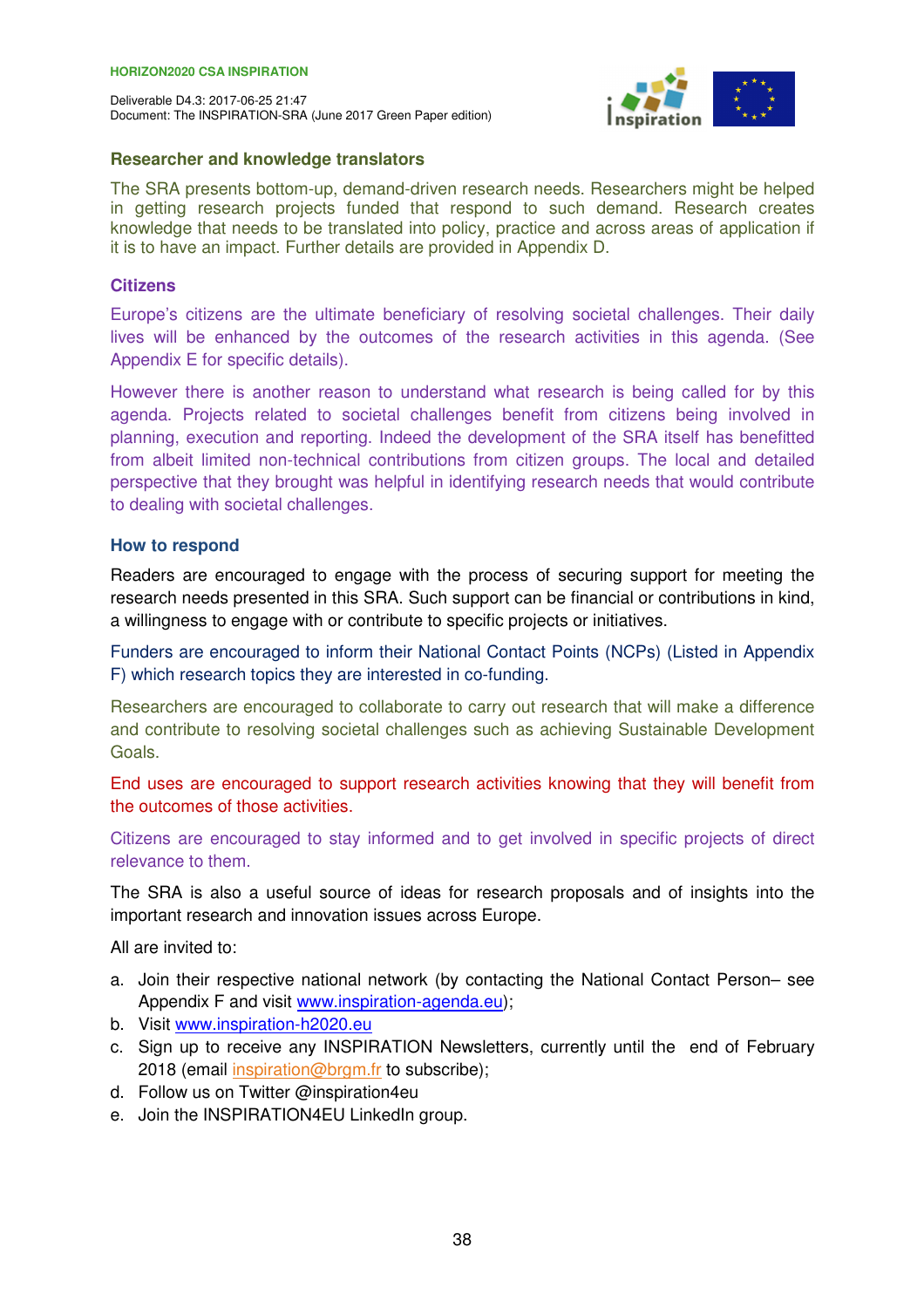### Researcher and knowledge translators

The SRA presents bottom-up, demand-driven research needs. Researchers might be helped in getting research projects funded that respond to such demand. Research creates knowledge that needs to be translated into policy, practice and across areas of application if it is to have an impact. Further details are provided in Appendix D.

### Citizens

Europe's citizens are the ultimate beneficiary of resolving societal challenges. Their daily lives will be enhanced by the outcomes of the research activities in this agenda. (See Appendix E for specific details).

However there is another reason to understand what research is being called for by this agenda. Projects related to societal challenges benefit from citizens being involved in planning, execution and reporting. Indeed the development of the SRA itself has benefitted from albeit limited non-technical contributions from citizen groups. The local and detailed perspective that they brought was helpful in identifying research needs that would contribute to dealing with societal challenges.

### How to respond

Readers are encouraged to engage with the process of securing support for meeting the research needs presented in this SRA. Such support can be financial or contributions in kind, a willingness to engage with or contribute to specific projects or initiatives.

Funders are encouraged to inform their National Contact Points (NCPs) (Listed in Appendix F) which research topics they are interested in co-funding.

Researchers are encouraged to collaborate to carry out research that will make a difference and contribute to resolving societal challenges such as achieving Sustainable Development Goals.

End uses are encouraged to support research activities knowing that they will benefit from the outcomes of those activities.

Citizens are encouraged to stay informed and to get involved in specific projects of direct relevance to them.

The SRA is also a useful source of ideas for research proposals and of insights into the important research and innovation issues across Europe.

All are invited to:

a. Join their respective national network (by contacting the National Contact Person– see Appendix F and visit www.inspiration-agenda.eu);
b. Visit www.inspiration-h2020.eu
c. Sign up to receive any INSPIRATION Newsletters, currently until the end of February 2018 (email inspiration@brgm.fr to subscribe);
d. Follow us on Twitter @inspiration4eu
e. Join the INSPIRATION4EU LinkedIn group.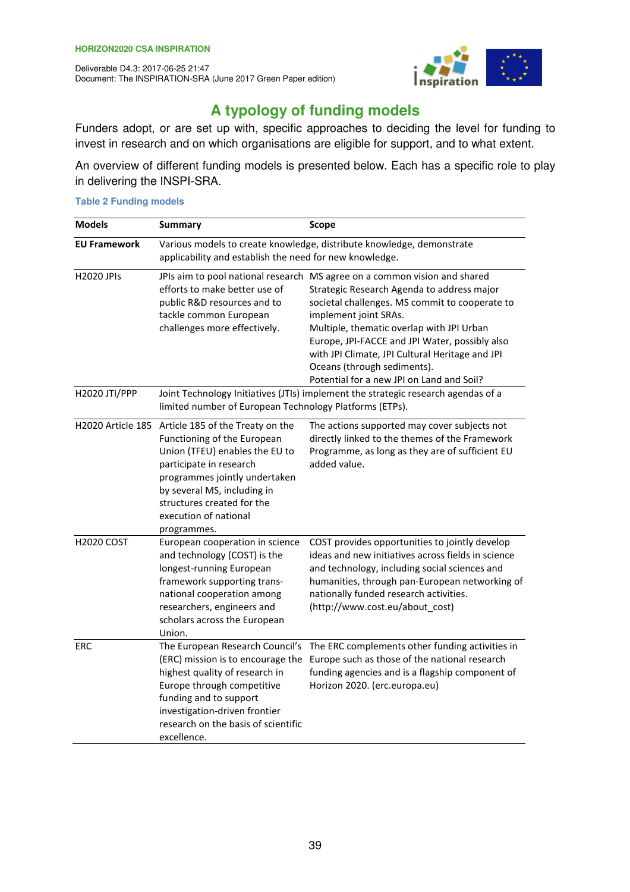# A typology of funding models

Funders adopt, or are set up with, specific approaches to deciding the level for funding to invest in research and on which organisations are eligible for support, and to what extent.

An overview of different funding models is presented below. Each has a specific role to play in delivering the INSPI-SRA.

**Table 2 Funding models**

| Models | Summary | Scope |
|---|---|---|
| **EU Framework** | Various models to create knowledge, distribute knowledge, demonstrate applicability and establish the need for new knowledge. | |
| H2020 JPIs | JPIs aim to pool national research efforts to make better use of public R&D resources and to tackle common European challenges more effectively. | MS agree on a common vision and shared Strategic Research Agenda to address major societal challenges. MS commit to cooperate to implement joint SRAs. Multiple, thematic overlap with JPI Urban Europe, JPI-FACCE and JPI Water, possibly also with JPI Climate, JPI Cultural Heritage and JPI Oceans (through sediments). Potential for a new JPI on Land and Soil? |
| H2020 JTI/PPP | Joint Technology Initiatives (JTIs) implement the strategic research agendas of a limited number of European Technology Platforms (ETPs). | |
| H2020 Article 185 | Article 185 of the Treaty on the Functioning of the European Union (TFEU) enables the EU to participate in research programmes jointly undertaken by several MS, including in structures created for the execution of national programmes. | The actions supported may cover subjects not directly linked to the themes of the Framework Programme, as long as they are of sufficient EU added value. |
| H2020 COST | European cooperation in science and technology (COST) is the longest-running European framework supporting trans-national cooperation among researchers, engineers and scholars across the European Union. | COST provides opportunities to jointly develop ideas and new initiatives across fields in science and technology, including social sciences and humanities, through pan-European networking of nationally funded research activities. (http://www.cost.eu/about_cost) |
| ERC | The European Research Council's (ERC) mission is to encourage the highest quality of research in Europe through competitive funding and to support investigation-driven frontier research on the basis of scientific excellence. | The ERC complements other funding activities in Europe such as those of the national research funding agencies and is a flagship component of Horizon 2020. (erc.europa.eu) |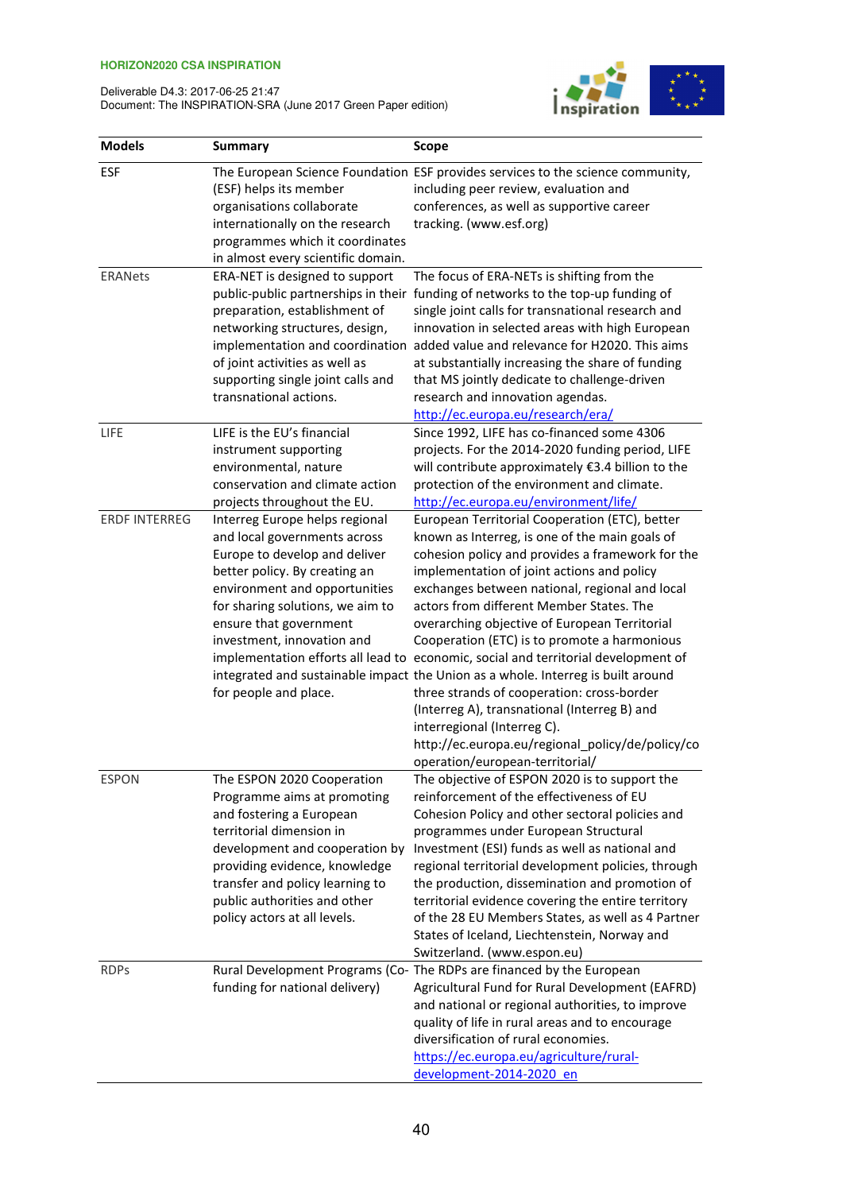| Models | Summary | Scope |
|---|---|---|
| ESF | The European Science Foundation (ESF) helps its member organisations collaborate internationally on the research programmes which it coordinates in almost every scientific domain. | ESF provides services to the science community, including peer review, evaluation and conferences, as well as supportive career tracking. (www.esf.org) |
| ERANets | ERA-NET is designed to support public-public partnerships in their preparation, establishment of networking structures, design, implementation and coordination of joint activities as well as supporting single joint calls and transnational actions. | The focus of ERA-NETs is shifting from the funding of networks to the top-up funding of single joint calls for transnational research and innovation in selected areas with high European added value and relevance for H2020. This aims at substantially increasing the share of funding that MS jointly dedicate to challenge-driven research and innovation agendas. http://ec.europa.eu/research/era/ |
| LIFE | LIFE is the EU's financial instrument supporting environmental, nature conservation and climate action projects throughout the EU. | Since 1992, LIFE has co-financed some 4306 projects. For the 2014-2020 funding period, LIFE will contribute approximately €3.4 billion to the protection of the environment and climate. http://ec.europa.eu/environment/life/ |
| ERDF INTERREG | Interreg Europe helps regional and local governments across Europe to develop and deliver better policy. By creating an environment and opportunities for sharing solutions, we aim to ensure that government investment, innovation and implementation efforts all lead to integrated and sustainable impact for people and place. | European Territorial Cooperation (ETC), better known as Interreg, is one of the main goals of cohesion policy and provides a framework for the implementation of joint actions and policy exchanges between national, regional and local actors from different Member States. The overarching objective of European Territorial Cooperation (ETC) is to promote a harmonious economic, social and territorial development of the Union as a whole. Interreg is built around three strands of cooperation: cross-border (Interreg A), transnational (Interreg B) and interregional (Interreg C). http://ec.europa.eu/regional_policy/de/policy/cooperation/european-territorial/ |
| ESPON | The ESPON 2020 Cooperation Programme aims at promoting and fostering a European territorial dimension in development and cooperation by providing evidence, knowledge transfer and policy learning to public authorities and other policy actors at all levels. | The objective of ESPON 2020 is to support the reinforcement of the effectiveness of EU Cohesion Policy and other sectoral policies and programmes under European Structural Investment (ESI) funds as well as national and regional territorial development policies, through the production, dissemination and promotion of territorial evidence covering the entire territory of the 28 EU Members States, as well as 4 Partner States of Iceland, Liechtenstein, Norway and Switzerland. (www.espon.eu) |
| RDPs | Rural Development Programs (Co-funding for national delivery) | The RDPs are financed by the European Agricultural Fund for Rural Development (EAFRD) and national or regional authorities, to improve quality of life in rural areas and to encourage diversification of rural economies. https://ec.europa.eu/agriculture/rural-development-2014-2020_en |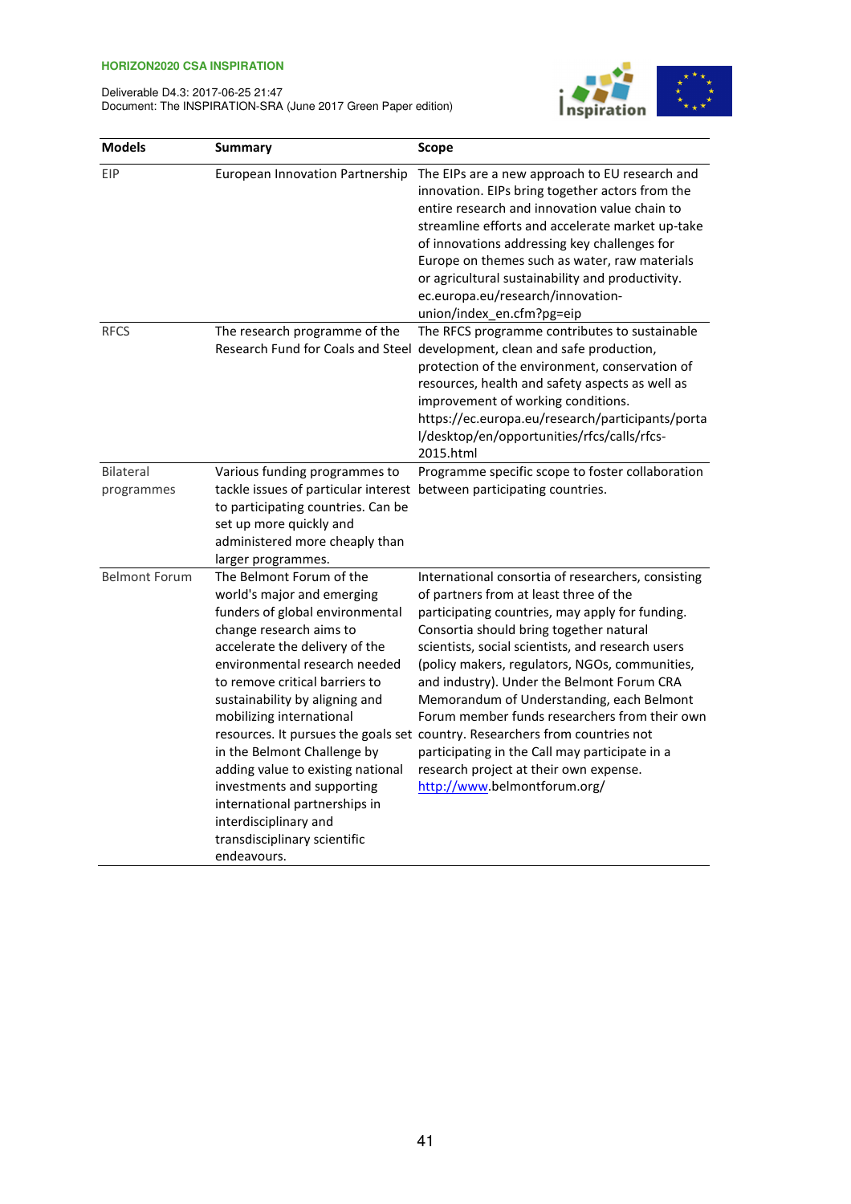| Models | Summary | Scope |
|---|---|---|
| EIP | European Innovation Partnership | The EIPs are a new approach to EU research and innovation. EIPs bring together actors from the entire research and innovation value chain to streamline efforts and accelerate market up-take of innovations addressing key challenges for Europe on themes such as water, raw materials or agricultural sustainability and productivity. ec.europa.eu/research/innovation-union/index_en.cfm?pg=eip |
| RFCS | The research programme of the Research Fund for Coals and Steel | The RFCS programme contributes to sustainable development, clean and safe production, protection of the environment, conservation of resources, health and safety aspects as well as improvement of working conditions. https://ec.europa.eu/research/participants/portal/desktop/en/opportunities/rfcs/calls/rfcs-2015.html |
| Bilateral programmes | Various funding programmes to tackle issues of particular interest to participating countries. Can be set up more quickly and administered more cheaply than larger programmes. | Programme specific scope to foster collaboration between participating countries. |
| Belmont Forum | The Belmont Forum of the world's major and emerging funders of global environmental change research aims to accelerate the delivery of the environmental research needed to remove critical barriers to sustainability by aligning and mobilizing international resources. It pursues the goals set in the Belmont Challenge by adding value to existing national investments and supporting international partnerships in interdisciplinary and transdisciplinary scientific endeavours. | International consortia of researchers, consisting of partners from at least three of the participating countries, may apply for funding. Consortia should bring together natural scientists, social scientists, and research users (policy makers, regulators, NGOs, communities, and industry). Under the Belmont Forum CRA Memorandum of Understanding, each Belmont Forum member funds researchers from their own country. Researchers from countries not participating in the Call may participate in a research project at their own expense. http://www.belmontforum.org/ |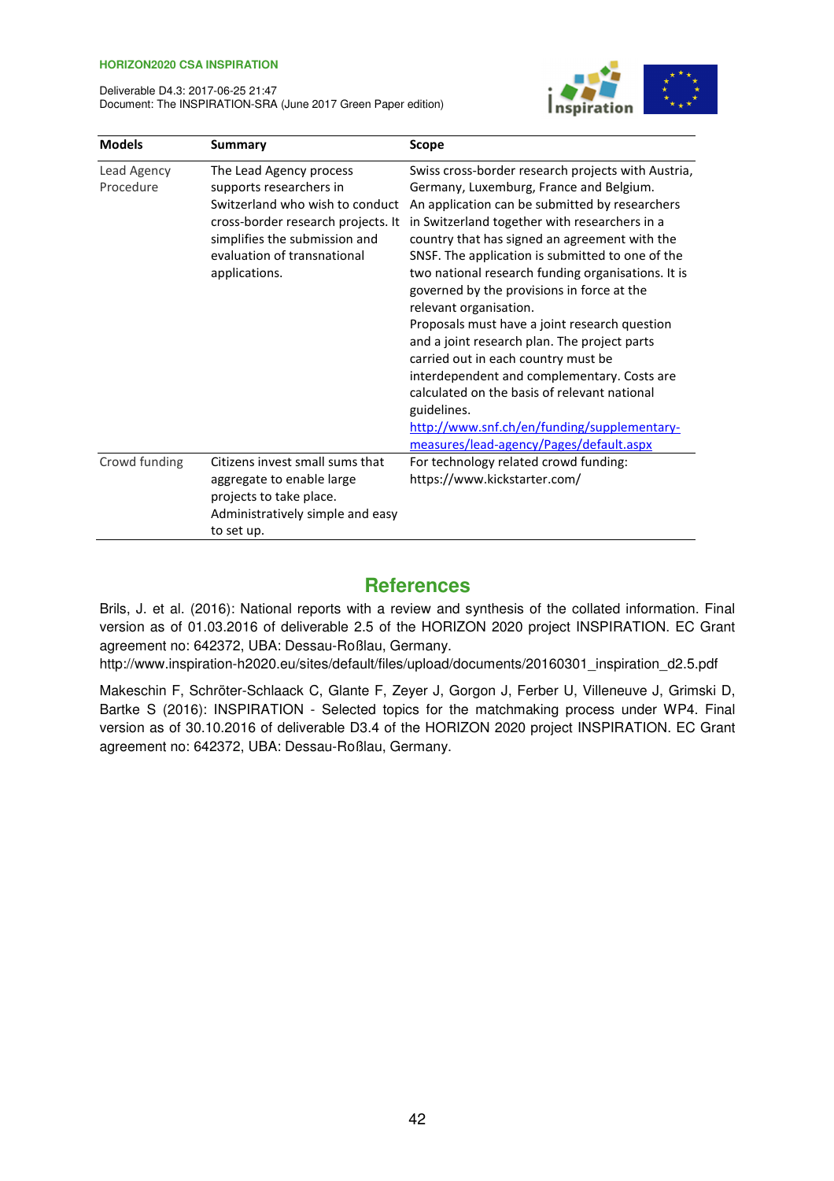| Models | Summary | Scope |
|---|---|---|
| Lead Agency Procedure | The Lead Agency process supports researchers in Switzerland who wish to conduct cross-border research projects. It simplifies the submission and evaluation of transnational applications. | Swiss cross-border research projects with Austria, Germany, Luxemburg, France and Belgium. An application can be submitted by researchers in Switzerland together with researchers in a country that has signed an agreement with the SNSF. The application is submitted to one of the two national research funding organisations. It is governed by the provisions in force at the relevant organisation. Proposals must have a joint research question and a joint research plan. The project parts carried out in each country must be interdependent and complementary. Costs are calculated on the basis of relevant national guidelines. http://www.snf.ch/en/funding/supplementary-measures/lead-agency/Pages/default.aspx |
| Crowd funding | Citizens invest small sums that aggregate to enable large projects to take place. Administratively simple and easy to set up. | For technology related crowd funding: https://www.kickstarter.com/ |

# References

Brils, J. et al. (2016): National reports with a review and synthesis of the collated information. Final version as of 01.03.2016 of deliverable 2.5 of the HORIZON 2020 project INSPIRATION. EC Grant agreement no: 642372, UBA: Dessau-Roßlau, Germany. http://www.inspiration-h2020.eu/sites/default/files/upload/documents/20160301_inspiration_d2.5.pdf

Makeschin F, Schröter-Schlaack C, Glante F, Zeyer J, Gorgon J, Ferber U, Villeneuve J, Grimski D, Bartke S (2016): INSPIRATION - Selected topics for the matchmaking process under WP4. Final version as of 30.10.2016 of deliverable D3.4 of the HORIZON 2020 project INSPIRATION. EC Grant agreement no: 642372, UBA: Dessau-Roßlau, Germany.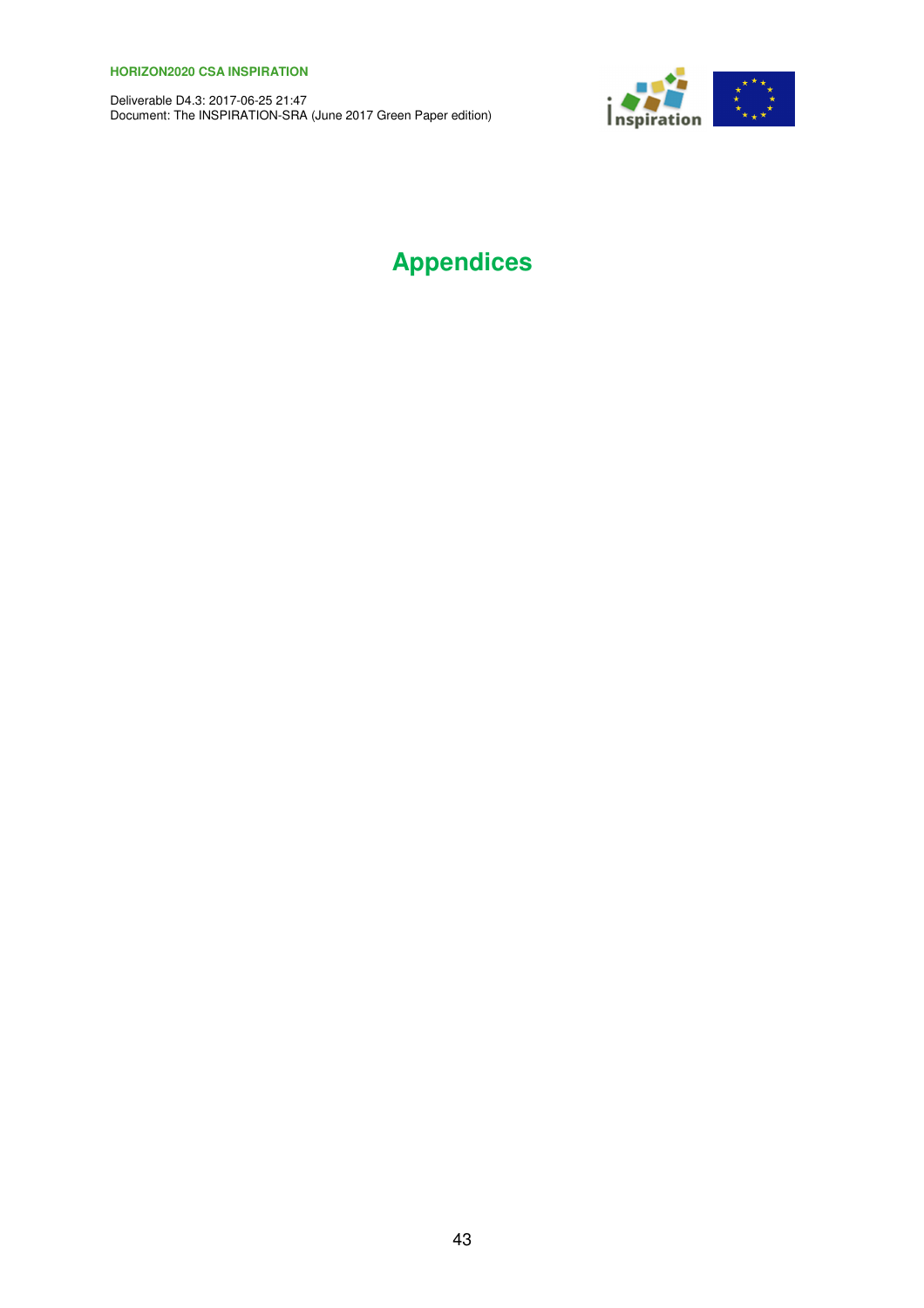# Appendices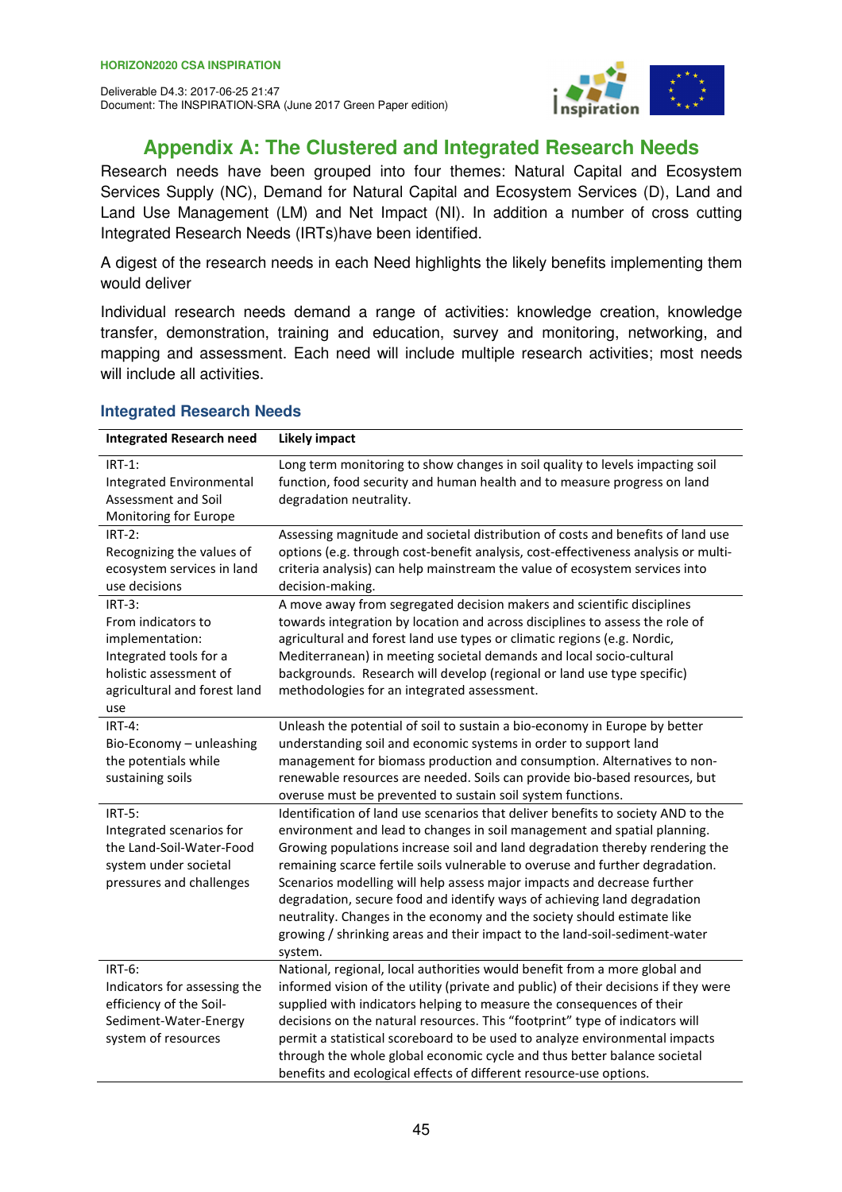# Appendix A: The Clustered and Integrated Research Needs

Research needs have been grouped into four themes: Natural Capital and Ecosystem Services Supply (NC), Demand for Natural Capital and Ecosystem Services (D), Land and Land Use Management (LM) and Net Impact (NI). In addition a number of cross cutting Integrated Research Needs (IRTs)have been identified.

A digest of the research needs in each Need highlights the likely benefits implementing them would deliver

Individual research needs demand a range of activities: knowledge creation, knowledge transfer, demonstration, training and education, survey and monitoring, networking, and mapping and assessment. Each need will include multiple research activities; most needs will include all activities.

## Integrated Research Needs

| Integrated Research need | Likely impact |
|---|---|
| IRT-1: Integrated Environmental Assessment and Soil Monitoring for Europe | Long term monitoring to show changes in soil quality to levels impacting soil function, food security and human health and to measure progress on land degradation neutrality. |
| IRT-2: Recognizing the values of ecosystem services in land use decisions | Assessing magnitude and societal distribution of costs and benefits of land use options (e.g. through cost-benefit analysis, cost-effectiveness analysis or multi-criteria analysis) can help mainstream the value of ecosystem services into decision-making. |
| IRT-3: From indicators to implementation: Integrated tools for a holistic assessment of agricultural and forest land use | A move away from segregated decision makers and scientific disciplines towards integration by location and across disciplines to assess the role of agricultural and forest land use types or climatic regions (e.g. Nordic, Mediterranean) in meeting societal demands and local socio-cultural backgrounds. Research will develop (regional or land use type specific) methodologies for an integrated assessment. |
| IRT-4: Bio-Economy – unleashing the potentials while sustaining soils | Unleash the potential of soil to sustain a bio-economy in Europe by better understanding soil and economic systems in order to support land management for biomass production and consumption. Alternatives to non-renewable resources are needed. Soils can provide bio-based resources, but overuse must be prevented to sustain soil system functions. |
| IRT-5: Integrated scenarios for the Land-Soil-Water-Food system under societal pressures and challenges | Identification of land use scenarios that deliver benefits to society AND to the environment and lead to changes in soil management and spatial planning. Growing populations increase soil and land degradation thereby rendering the remaining scarce fertile soils vulnerable to overuse and further degradation. Scenarios modelling will help assess major impacts and decrease further degradation, secure food and identify ways of achieving land degradation neutrality. Changes in the economy and the society should estimate like growing / shrinking areas and their impact to the land-soil-sediment-water system. |
| IRT-6: Indicators for assessing the efficiency of the Soil-Sediment-Water-Energy system of resources | National, regional, local authorities would benefit from a more global and informed vision of the utility (private and public) of their decisions if they were supplied with indicators helping to measure the consequences of their decisions on the natural resources. This "footprint" type of indicators will permit a statistical scoreboard to be used to analyze environmental impacts through the whole global economic cycle and thus better balance societal benefits and ecological effects of different resource-use options. |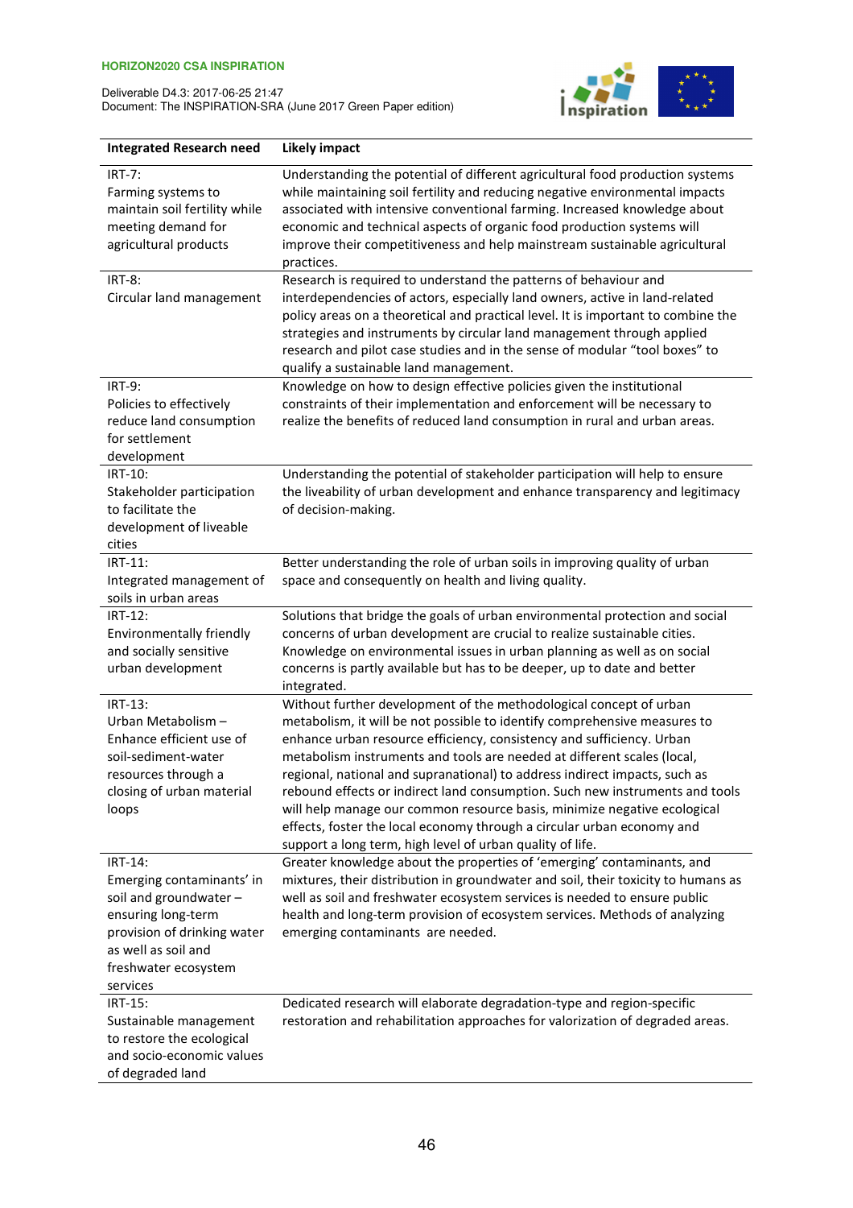| Integrated Research need | Likely impact |
|---|---|
| IRT-7: Farming systems to maintain soil fertility while meeting demand for agricultural products | Understanding the potential of different agricultural food production systems while maintaining soil fertility and reducing negative environmental impacts associated with intensive conventional farming. Increased knowledge about economic and technical aspects of organic food production systems will improve their competitiveness and help mainstream sustainable agricultural practices. |
| IRT-8: Circular land management | Research is required to understand the patterns of behaviour and interdependencies of actors, especially land owners, active in land-related policy areas on a theoretical and practical level. It is important to combine the strategies and instruments by circular land management through applied research and pilot case studies and in the sense of modular "tool boxes" to qualify a sustainable land management. |
| IRT-9: Policies to effectively reduce land consumption for settlement development | Knowledge on how to design effective policies given the institutional constraints of their implementation and enforcement will be necessary to realize the benefits of reduced land consumption in rural and urban areas. |
| IRT-10: Stakeholder participation to facilitate the development of liveable cities | Understanding the potential of stakeholder participation will help to ensure the liveability of urban development and enhance transparency and legitimacy of decision-making. |
| IRT-11: Integrated management of soils in urban areas | Better understanding the role of urban soils in improving quality of urban space and consequently on health and living quality. |
| IRT-12: Environmentally friendly and socially sensitive urban development | Solutions that bridge the goals of urban environmental protection and social concerns of urban development are crucial to realize sustainable cities. Knowledge on environmental issues in urban planning as well as on social concerns is partly available but has to be deeper, up to date and better integrated. |
| IRT-13: Urban Metabolism – Enhance efficient use of soil-sediment-water resources through a closing of urban material loops | Without further development of the methodological concept of urban metabolism, it will be not possible to identify comprehensive measures to enhance urban resource efficiency, consistency and sufficiency. Urban metabolism instruments and tools are needed at different scales (local, regional, national and supranational) to address indirect impacts, such as rebound effects or indirect land consumption. Such new instruments and tools will help manage our common resource basis, minimize negative ecological effects, foster the local economy through a circular urban economy and support a long term, high level of urban quality of life. |
| IRT-14: Emerging contaminants' in soil and groundwater – ensuring long-term provision of drinking water as well as soil and freshwater ecosystem services | Greater knowledge about the properties of 'emerging' contaminants, and mixtures, their distribution in groundwater and soil, their toxicity to humans as well as soil and freshwater ecosystem services is needed to ensure public health and long-term provision of ecosystem services. Methods of analyzing emerging contaminants are needed. |
| IRT-15: Sustainable management to restore the ecological and socio-economic values of degraded land | Dedicated research will elaborate degradation-type and region-specific restoration and rehabilitation approaches for valorization of degraded areas. |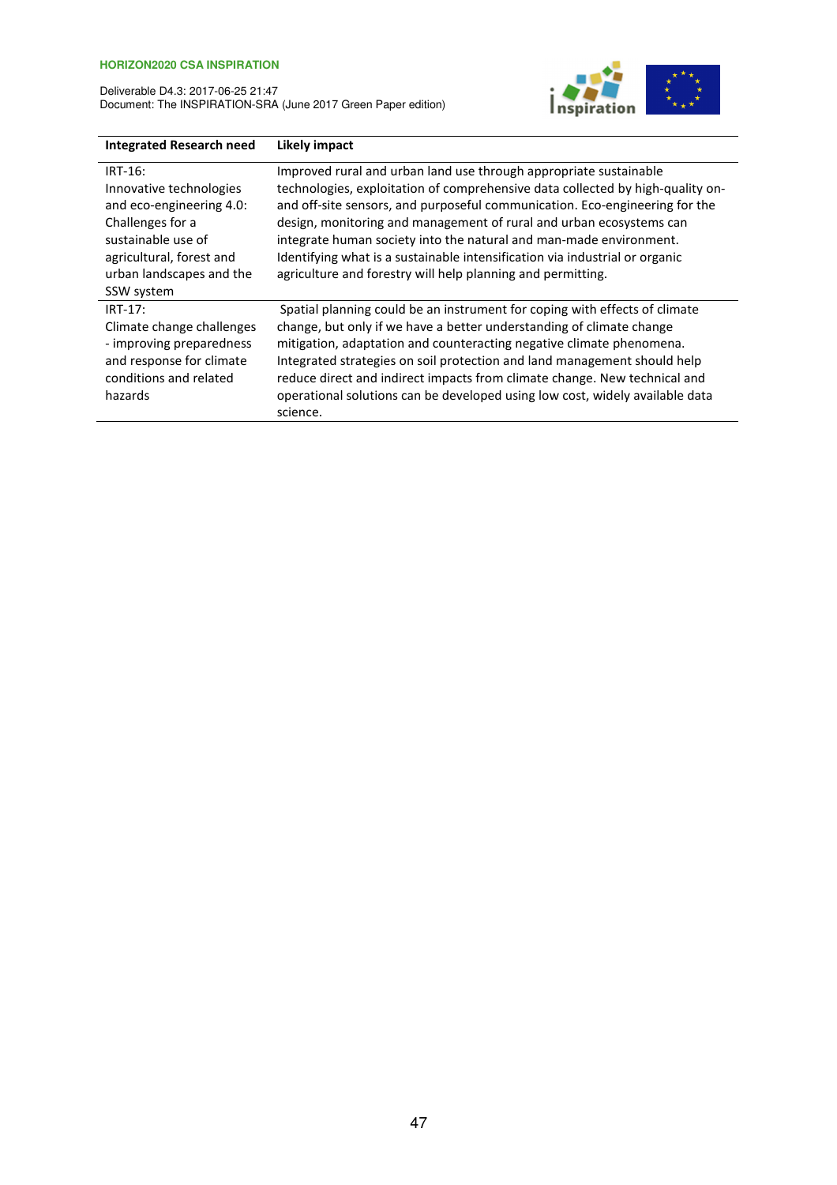| Integrated Research need | Likely impact |
| --- | --- |
| IRT-16: Innovative technologies and eco-engineering 4.0: Challenges for a sustainable use of agricultural, forest and urban landscapes and the SSW system | Improved rural and urban land use through appropriate sustainable technologies, exploitation of comprehensive data collected by high-quality on- and off-site sensors, and purposeful communication. Eco-engineering for the design, monitoring and management of rural and urban ecosystems can integrate human society into the natural and man-made environment. Identifying what is a sustainable intensification via industrial or organic agriculture and forestry will help planning and permitting. |
| IRT-17: Climate change challenges - improving preparedness and response for climate conditions and related hazards | Spatial planning could be an instrument for coping with effects of climate change, but only if we have a better understanding of climate change mitigation, adaptation and counteracting negative climate phenomena. Integrated strategies on soil protection and land management should help reduce direct and indirect impacts from climate change. New technical and operational solutions can be developed using low cost, widely available data science. |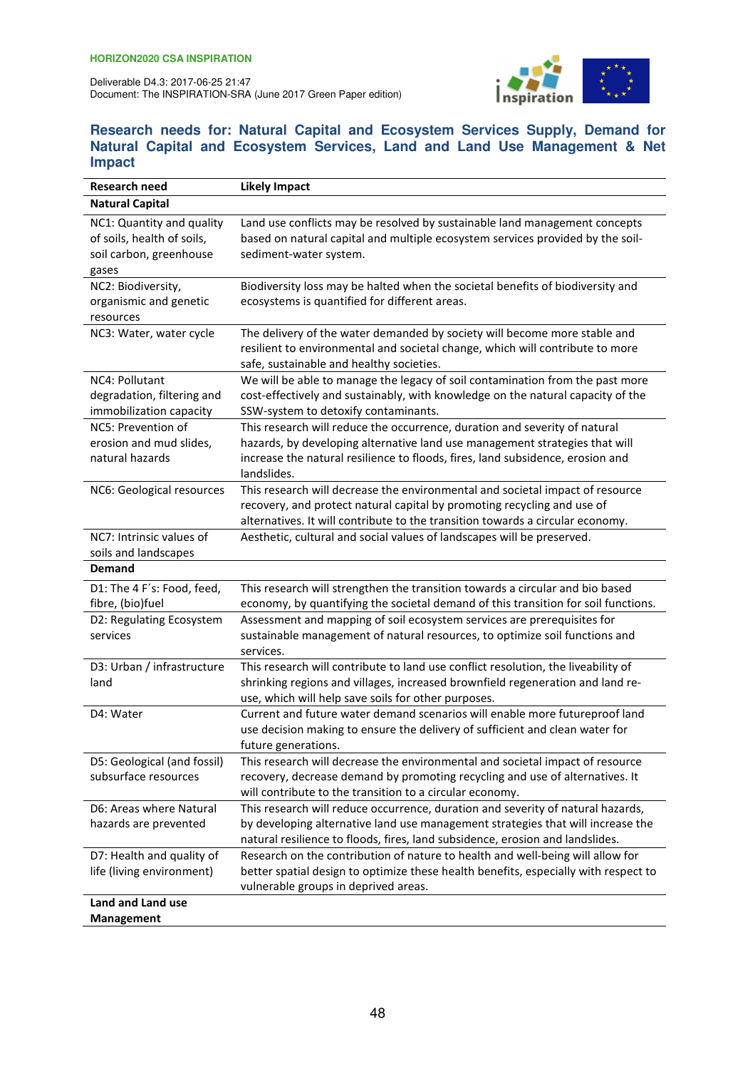## Research needs for: Natural Capital and Ecosystem Services Supply, Demand for Natural Capital and Ecosystem Services, Land and Land Use Management & Net Impact

| Research need | Likely Impact |
|---|---|
| **Natural Capital** | |
| NC1: Quantity and quality of soils, health of soils, soil carbon, greenhouse gases | Land use conflicts may be resolved by sustainable land management concepts based on natural capital and multiple ecosystem services provided by the soil-sediment-water system. |
| NC2: Biodiversity, organismic and genetic resources | Biodiversity loss may be halted when the societal benefits of biodiversity and ecosystems is quantified for different areas. |
| NC3: Water, water cycle | The delivery of the water demanded by society will become more stable and resilient to environmental and societal change, which will contribute to more safe, sustainable and healthy societies. |
| NC4: Pollutant degradation, filtering and immobilization capacity | We will be able to manage the legacy of soil contamination from the past more cost-effectively and sustainably, with knowledge on the natural capacity of the SSW-system to detoxify contaminants. |
| NC5: Prevention of erosion and mud slides, natural hazards | This research will reduce the occurrence, duration and severity of natural hazards, by developing alternative land use management strategies that will increase the natural resilience to floods, fires, land subsidence, erosion and landslides. |
| NC6: Geological resources | This research will decrease the environmental and societal impact of resource recovery, and protect natural capital by promoting recycling and use of alternatives. It will contribute to the transition towards a circular economy. |
| NC7: Intrinsic values of soils and landscapes | Aesthetic, cultural and social values of landscapes will be preserved. |
| **Demand** | |
| D1: The 4 F´s: Food, feed, fibre, (bio)fuel | This research will strengthen the transition towards a circular and bio based economy, by quantifying the societal demand of this transition for soil functions. |
| D2: Regulating Ecosystem services | Assessment and mapping of soil ecosystem services are prerequisites for sustainable management of natural resources, to optimize soil functions and services. |
| D3: Urban / infrastructure land | This research will contribute to land use conflict resolution, the liveability of shrinking regions and villages, increased brownfield regeneration and land re-use, which will help save soils for other purposes. |
| D4: Water | Current and future water demand scenarios will enable more futureproof land use decision making to ensure the delivery of sufficient and clean water for future generations. |
| D5: Geological (and fossil) subsurface resources | This research will decrease the environmental and societal impact of resource recovery, decrease demand by promoting recycling and use of alternatives. It will contribute to the transition to a circular economy. |
| D6: Areas where Natural hazards are prevented | This research will reduce occurrence, duration and severity of natural hazards, by developing alternative land use management strategies that will increase the natural resilience to floods, fires, land subsidence, erosion and landslides. |
| D7: Health and quality of life (living environment) | Research on the contribution of nature to health and well-being will allow for better spatial design to optimize these health benefits, especially with respect to vulnerable groups in deprived areas. |
| **Land and Land use Management** | |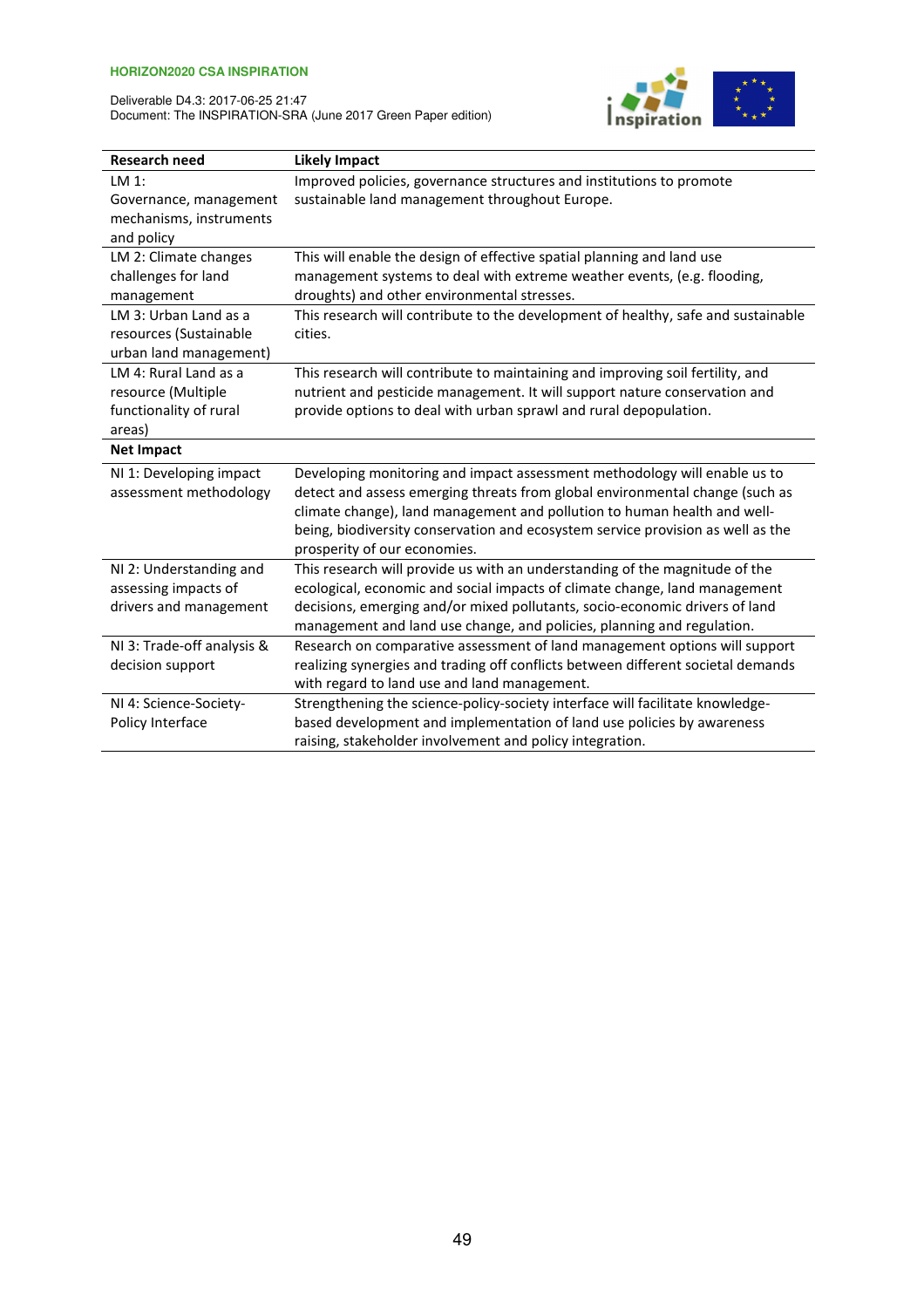| Research need | Likely Impact |
|---|---|
| LM 1: Governance, management mechanisms, instruments and policy | Improved policies, governance structures and institutions to promote sustainable land management throughout Europe. |
| LM 2: Climate changes challenges for land management | This will enable the design of effective spatial planning and land use management systems to deal with extreme weather events, (e.g. flooding, droughts) and other environmental stresses. |
| LM 3: Urban Land as a resources (Sustainable urban land management) | This research will contribute to the development of healthy, safe and sustainable cities. |
| LM 4: Rural Land as a resource (Multiple functionality of rural areas) | This research will contribute to maintaining and improving soil fertility, and nutrient and pesticide management. It will support nature conservation and provide options to deal with urban sprawl and rural depopulation. |
| **Net Impact** | |
| NI 1: Developing impact assessment methodology | Developing monitoring and impact assessment methodology will enable us to detect and assess emerging threats from global environmental change (such as climate change), land management and pollution to human health and well-being, biodiversity conservation and ecosystem service provision as well as the prosperity of our economies. |
| NI 2: Understanding and assessing impacts of drivers and management | This research will provide us with an understanding of the magnitude of the ecological, economic and social impacts of climate change, land management decisions, emerging and/or mixed pollutants, socio-economic drivers of land management and land use change, and policies, planning and regulation. |
| NI 3: Trade-off analysis & decision support | Research on comparative assessment of land management options will support realizing synergies and trading off conflicts between different societal demands with regard to land use and land management. |
| NI 4: Science-Society-Policy Interface | Strengthening the science-policy-society interface will facilitate knowledge-based development and implementation of land use policies by awareness raising, stakeholder involvement and policy integration. |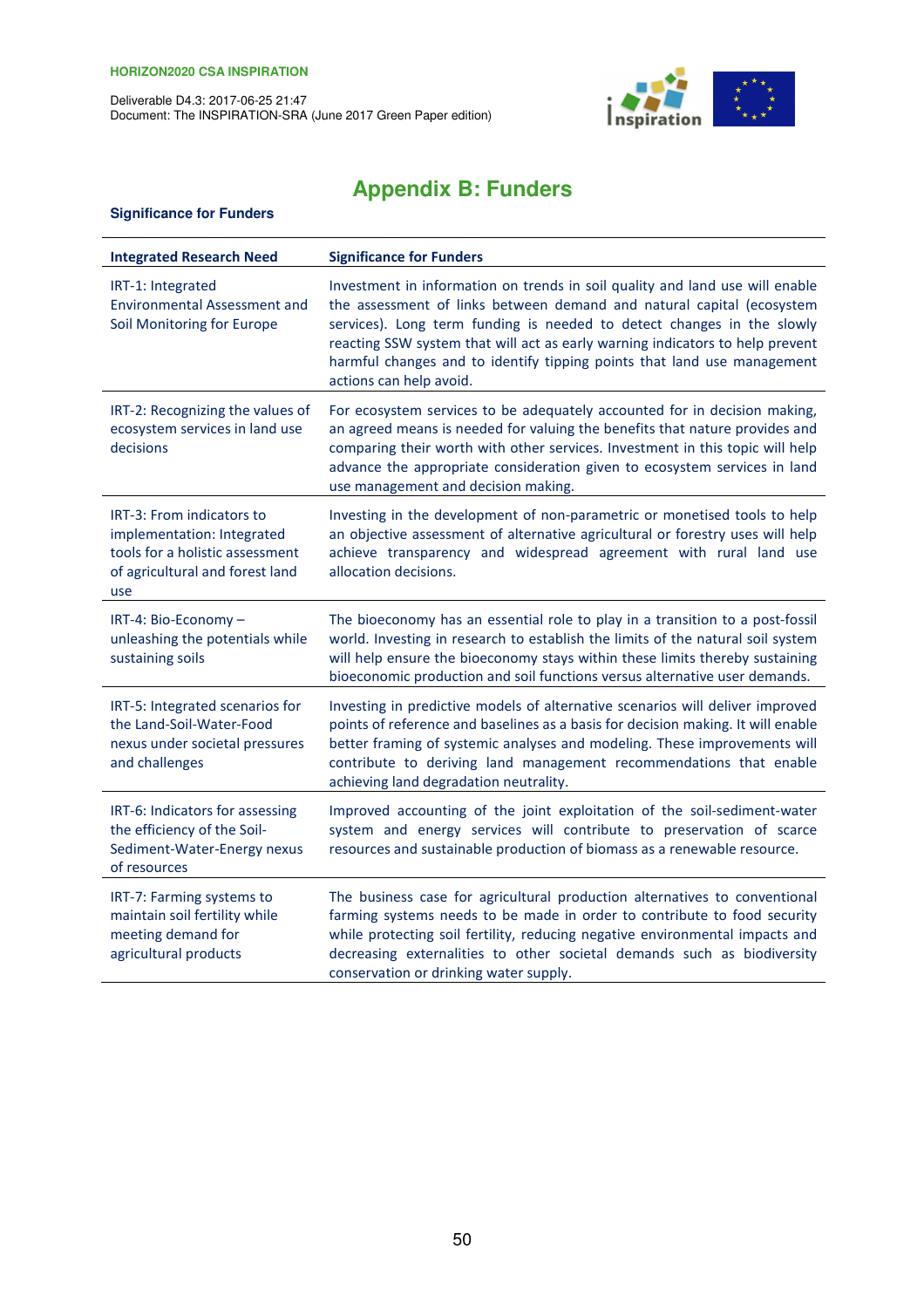# Appendix B: Funders

**Significance for Funders**

| Integrated Research Need | Significance for Funders |
|---|---|
| IRT-1: Integrated Environmental Assessment and Soil Monitoring for Europe | Investment in information on trends in soil quality and land use will enable the assessment of links between demand and natural capital (ecosystem services). Long term funding is needed to detect changes in the slowly reacting SSW system that will act as early warning indicators to help prevent harmful changes and to identify tipping points that land use management actions can help avoid. |
| IRT-2: Recognizing the values of ecosystem services in land use decisions | For ecosystem services to be adequately accounted for in decision making, an agreed means is needed for valuing the benefits that nature provides and comparing their worth with other services. Investment in this topic will help advance the appropriate consideration given to ecosystem services in land use management and decision making. |
| IRT-3: From indicators to implementation: Integrated tools for a holistic assessment of agricultural and forest land use | Investing in the development of non-parametric or monetised tools to help an objective assessment of alternative agricultural or forestry uses will help achieve transparency and widespread agreement with rural land use allocation decisions. |
| IRT-4: Bio-Economy – unleashing the potentials while sustaining soils | The bioeconomy has an essential role to play in a transition to a post-fossil world. Investing in research to establish the limits of the natural soil system will help ensure the bioeconomy stays within these limits thereby sustaining bioeconomic production and soil functions versus alternative user demands. |
| IRT-5: Integrated scenarios for the Land-Soil-Water-Food nexus under societal pressures and challenges | Investing in predictive models of alternative scenarios will deliver improved points of reference and baselines as a basis for decision making. It will enable better framing of systemic analyses and modeling. These improvements will contribute to deriving land management recommendations that enable achieving land degradation neutrality. |
| IRT-6: Indicators for assessing the efficiency of the Soil-Sediment-Water-Energy nexus of resources | Improved accounting of the joint exploitation of the soil-sediment-water system and energy services will contribute to preservation of scarce resources and sustainable production of biomass as a renewable resource. |
| IRT-7: Farming systems to maintain soil fertility while meeting demand for agricultural products | The business case for agricultural production alternatives to conventional farming systems needs to be made in order to contribute to food security while protecting soil fertility, reducing negative environmental impacts and decreasing externalities to other societal demands such as biodiversity conservation or drinking water supply. |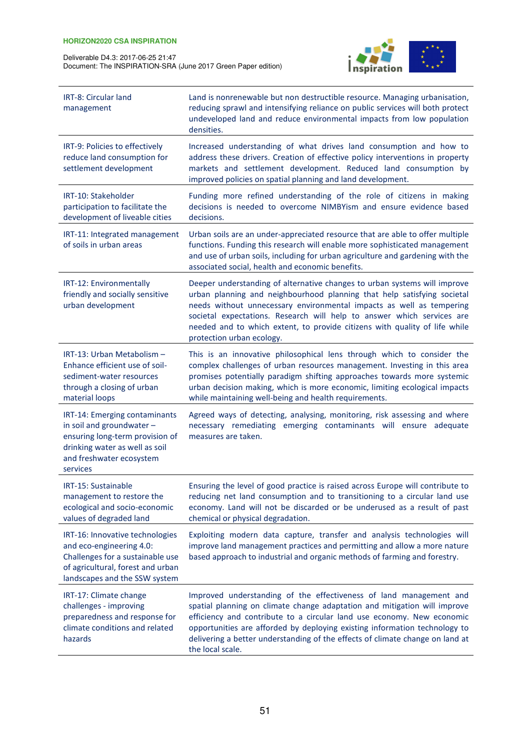| | |
|---|---|
| IRT-8: Circular land management | Land is nonrenewable but non destructible resource. Managing urbanisation, reducing sprawl and intensifying reliance on public services will both protect undeveloped land and reduce environmental impacts from low population densities. |
| IRT-9: Policies to effectively reduce land consumption for settlement development | Increased understanding of what drives land consumption and how to address these drivers. Creation of effective policy interventions in property markets and settlement development. Reduced land consumption by improved policies on spatial planning and land development. |
| IRT-10: Stakeholder participation to facilitate the development of liveable cities | Funding more refined understanding of the role of citizens in making decisions is needed to overcome NIMBYism and ensure evidence based decisions. |
| IRT-11: Integrated management of soils in urban areas | Urban soils are an under-appreciated resource that are able to offer multiple functions. Funding this research will enable more sophisticated management and use of urban soils, including for urban agriculture and gardening with the associated social, health and economic benefits. |
| IRT-12: Environmentally friendly and socially sensitive urban development | Deeper understanding of alternative changes to urban systems will improve urban planning and neighbourhood planning that help satisfying societal needs without unnecessary environmental impacts as well as tempering societal expectations. Research will help to answer which services are needed and to which extent, to provide citizens with quality of life while protection urban ecology. |
| IRT-13: Urban Metabolism – Enhance efficient use of soil-sediment-water resources through a closing of urban material loops | This is an innovative philosophical lens through which to consider the complex challenges of urban resources management. Investing in this area promises potentially paradigm shifting approaches towards more systemic urban decision making, which is more economic, limiting ecological impacts while maintaining well-being and health requirements. |
| IRT-14: Emerging contaminants in soil and groundwater – ensuring long-term provision of drinking water as well as soil and freshwater ecosystem services | Agreed ways of detecting, analysing, monitoring, risk assessing and where necessary remediating emerging contaminants will ensure adequate measures are taken. |
| IRT-15: Sustainable management to restore the ecological and socio-economic values of degraded land | Ensuring the level of good practice is raised across Europe will contribute to reducing net land consumption and to transitioning to a circular land use economy. Land will not be discarded or be underused as a result of past chemical or physical degradation. |
| IRT-16: Innovative technologies and eco-engineering 4.0: Challenges for a sustainable use of agricultural, forest and urban landscapes and the SSW system | Exploiting modern data capture, transfer and analysis technologies will improve land management practices and permitting and allow a more nature based approach to industrial and organic methods of farming and forestry. |
| IRT-17: Climate change challenges - improving preparedness and response for climate conditions and related hazards | Improved understanding of the effectiveness of land management and spatial planning on climate change adaptation and mitigation will improve efficiency and contribute to a circular land use economy. New economic opportunities are afforded by deploying existing information technology to delivering a better understanding of the effects of climate change on land at the local scale. |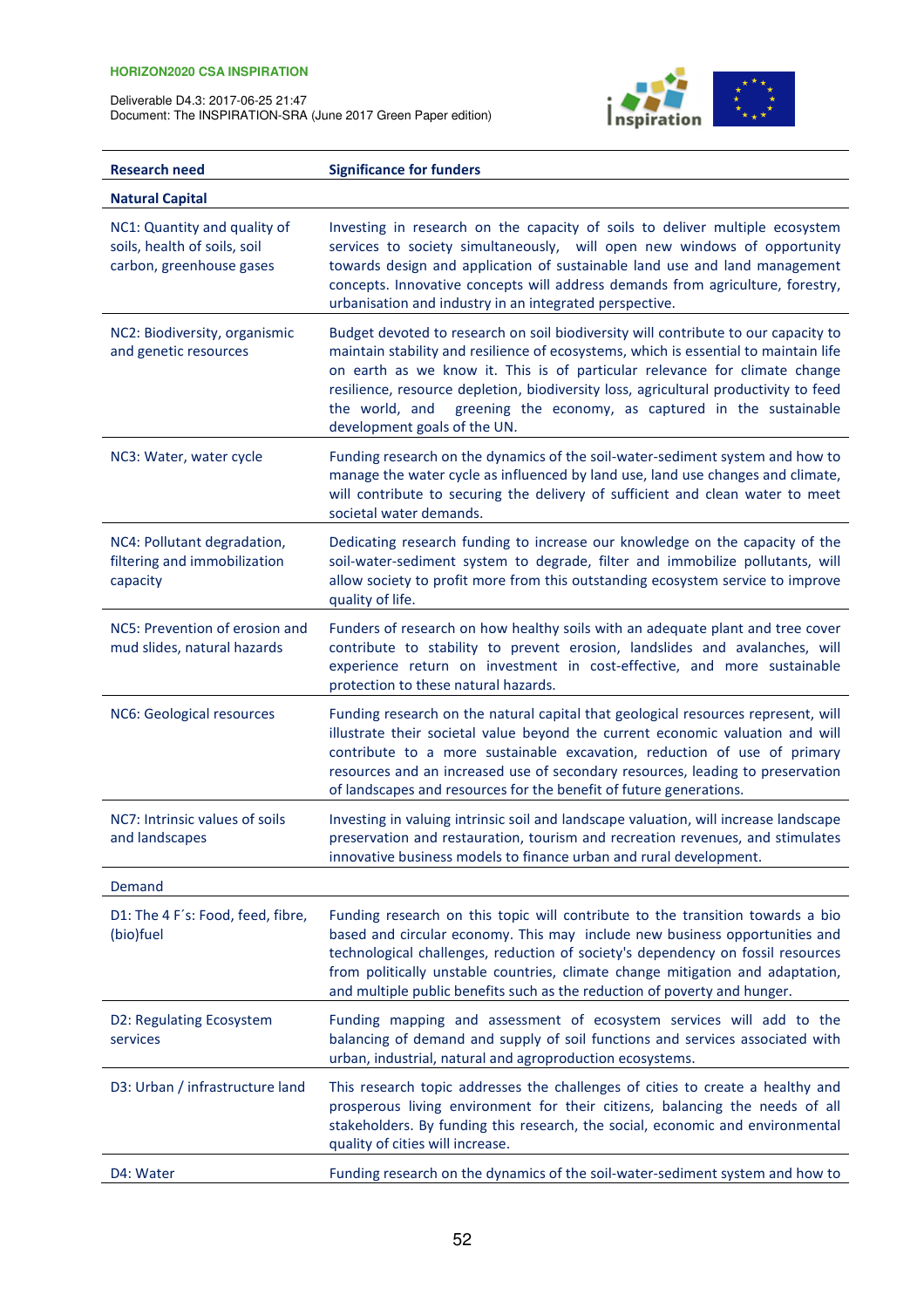| Research need | Significance for funders |
|---|---|
| **Natural Capital** | |
| NC1: Quantity and quality of soils, health of soils, soil carbon, greenhouse gases | Investing in research on the capacity of soils to deliver multiple ecosystem services to society simultaneously, will open new windows of opportunity towards design and application of sustainable land use and land management concepts. Innovative concepts will address demands from agriculture, forestry, urbanisation and industry in an integrated perspective. |
| NC2: Biodiversity, organismic and genetic resources | Budget devoted to research on soil biodiversity will contribute to our capacity to maintain stability and resilience of ecosystems, which is essential to maintain life on earth as we know it. This is of particular relevance for climate change resilience, resource depletion, biodiversity loss, agricultural productivity to feed the world, and greening the economy, as captured in the sustainable development goals of the UN. |
| NC3: Water, water cycle | Funding research on the dynamics of the soil-water-sediment system and how to manage the water cycle as influenced by land use, land use changes and climate, will contribute to securing the delivery of sufficient and clean water to meet societal water demands. |
| NC4: Pollutant degradation, filtering and immobilization capacity | Dedicating research funding to increase our knowledge on the capacity of the soil-water-sediment system to degrade, filter and immobilize pollutants, will allow society to profit more from this outstanding ecosystem service to improve quality of life. |
| NC5: Prevention of erosion and mud slides, natural hazards | Funders of research on how healthy soils with an adequate plant and tree cover contribute to stability to prevent erosion, landslides and avalanches, will experience return on investment in cost-effective, and more sustainable protection to these natural hazards. |
| NC6: Geological resources | Funding research on the natural capital that geological resources represent, will illustrate their societal value beyond the current economic valuation and will contribute to a more sustainable excavation, reduction of use of primary resources and an increased use of secondary resources, leading to preservation of landscapes and resources for the benefit of future generations. |
| NC7: Intrinsic values of soils and landscapes | Investing in valuing intrinsic soil and landscape valuation, will increase landscape preservation and restauration, tourism and recreation revenues, and stimulates innovative business models to finance urban and rural development. |
| Demand | |
| D1: The 4 F´s: Food, feed, fibre, (bio)fuel | Funding research on this topic will contribute to the transition towards a bio based and circular economy. This may include new business opportunities and technological challenges, reduction of society's dependency on fossil resources from politically unstable countries, climate change mitigation and adaptation, and multiple public benefits such as the reduction of poverty and hunger. |
| D2: Regulating Ecosystem services | Funding mapping and assessment of ecosystem services will add to the balancing of demand and supply of soil functions and services associated with urban, industrial, natural and agroproduction ecosystems. |
| D3: Urban / infrastructure land | This research topic addresses the challenges of cities to create a healthy and prosperous living environment for their citizens, balancing the needs of all stakeholders. By funding this research, the social, economic and environmental quality of cities will increase. |
| D4: Water | Funding research on the dynamics of the soil-water-sediment system and how to |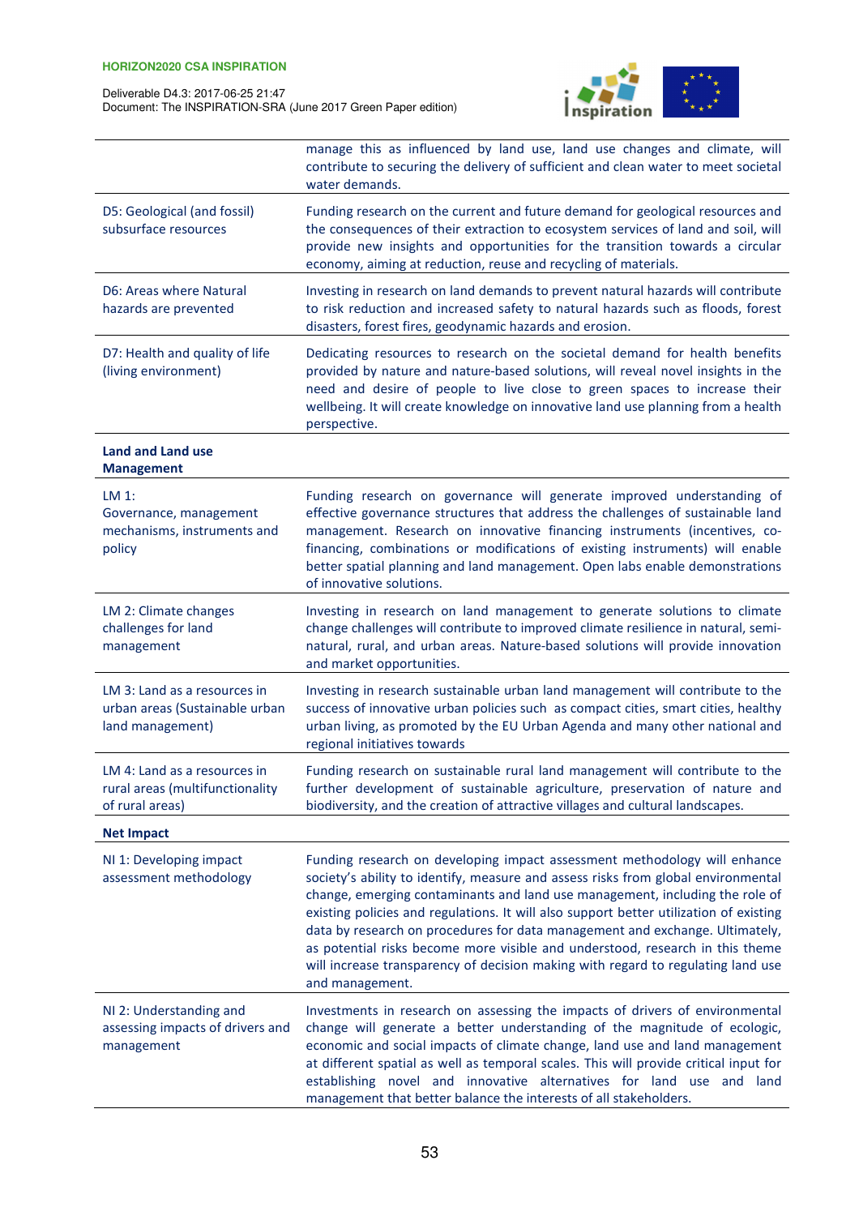| | |
|---|---|
| | manage this as influenced by land use, land use changes and climate, will contribute to securing the delivery of sufficient and clean water to meet societal water demands. |
| D5: Geological (and fossil) subsurface resources | Funding research on the current and future demand for geological resources and the consequences of their extraction to ecosystem services of land and soil, will provide new insights and opportunities for the transition towards a circular economy, aiming at reduction, reuse and recycling of materials. |
| D6: Areas where Natural hazards are prevented | Investing in research on land demands to prevent natural hazards will contribute to risk reduction and increased safety to natural hazards such as floods, forest disasters, forest fires, geodynamic hazards and erosion. |
| D7: Health and quality of life (living environment) | Dedicating resources to research on the societal demand for health benefits provided by nature and nature-based solutions, will reveal novel insights in the need and desire of people to live close to green spaces to increase their wellbeing. It will create knowledge on innovative land use planning from a health perspective. |
| **Land and Land use Management** | |
| LM 1: Governance, management mechanisms, instruments and policy | Funding research on governance will generate improved understanding of effective governance structures that address the challenges of sustainable land management. Research on innovative financing instruments (incentives, co-financing, combinations or modifications of existing instruments) will enable better spatial planning and land management. Open labs enable demonstrations of innovative solutions. |
| LM 2: Climate changes challenges for land management | Investing in research on land management to generate solutions to climate change challenges will contribute to improved climate resilience in natural, semi-natural, rural, and urban areas. Nature-based solutions will provide innovation and market opportunities. |
| LM 3: Land as a resources in urban areas (Sustainable urban land management) | Investing in research sustainable urban land management will contribute to the success of innovative urban policies such as compact cities, smart cities, healthy urban living, as promoted by the EU Urban Agenda and many other national and regional initiatives towards |
| LM 4: Land as a resources in rural areas (multifunctionality of rural areas) | Funding research on sustainable rural land management will contribute to the further development of sustainable agriculture, preservation of nature and biodiversity, and the creation of attractive villages and cultural landscapes. |
| **Net Impact** | |
| NI 1: Developing impact assessment methodology | Funding research on developing impact assessment methodology will enhance society's ability to identify, measure and assess risks from global environmental change, emerging contaminants and land use management, including the role of existing policies and regulations. It will also support better utilization of existing data by research on procedures for data management and exchange. Ultimately, as potential risks become more visible and understood, research in this theme will increase transparency of decision making with regard to regulating land use and management. |
| NI 2: Understanding and assessing impacts of drivers and management | Investments in research on assessing the impacts of drivers of environmental change will generate a better understanding of the magnitude of ecologic, economic and social impacts of climate change, land use and land management at different spatial as well as temporal scales. This will provide critical input for establishing novel and innovative alternatives for land use and land management that better balance the interests of all stakeholders. |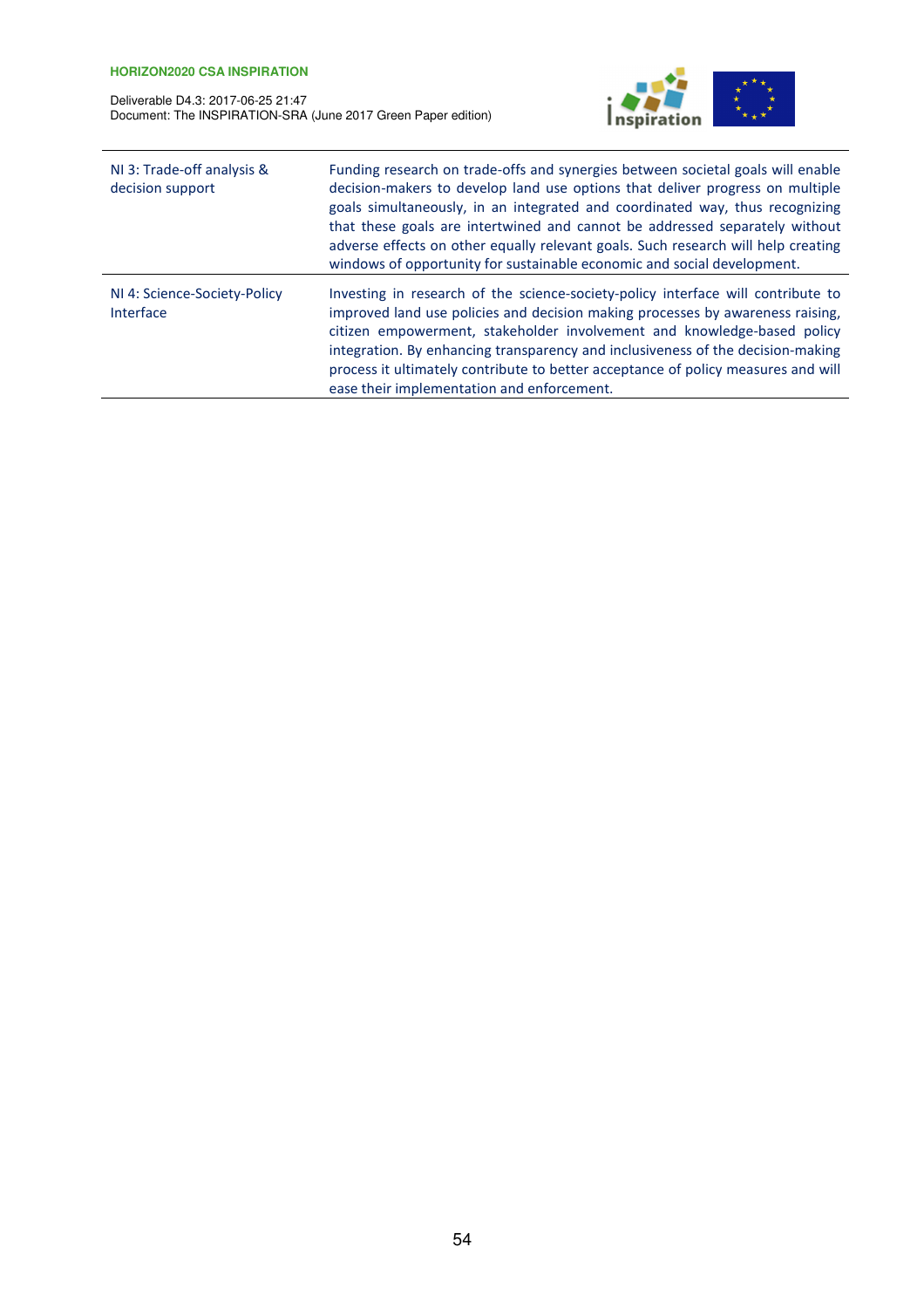| | |
|---|---|
| NI 3: Trade-off analysis & decision support | Funding research on trade-offs and synergies between societal goals will enable decision-makers to develop land use options that deliver progress on multiple goals simultaneously, in an integrated and coordinated way, thus recognizing that these goals are intertwined and cannot be addressed separately without adverse effects on other equally relevant goals. Such research will help creating windows of opportunity for sustainable economic and social development. |
| NI 4: Science-Society-Policy Interface | Investing in research of the science-society-policy interface will contribute to improved land use policies and decision making processes by awareness raising, citizen empowerment, stakeholder involvement and knowledge-based policy integration. By enhancing transparency and inclusiveness of the decision-making process it ultimately contribute to better acceptance of policy measures and will ease their implementation and enforcement. |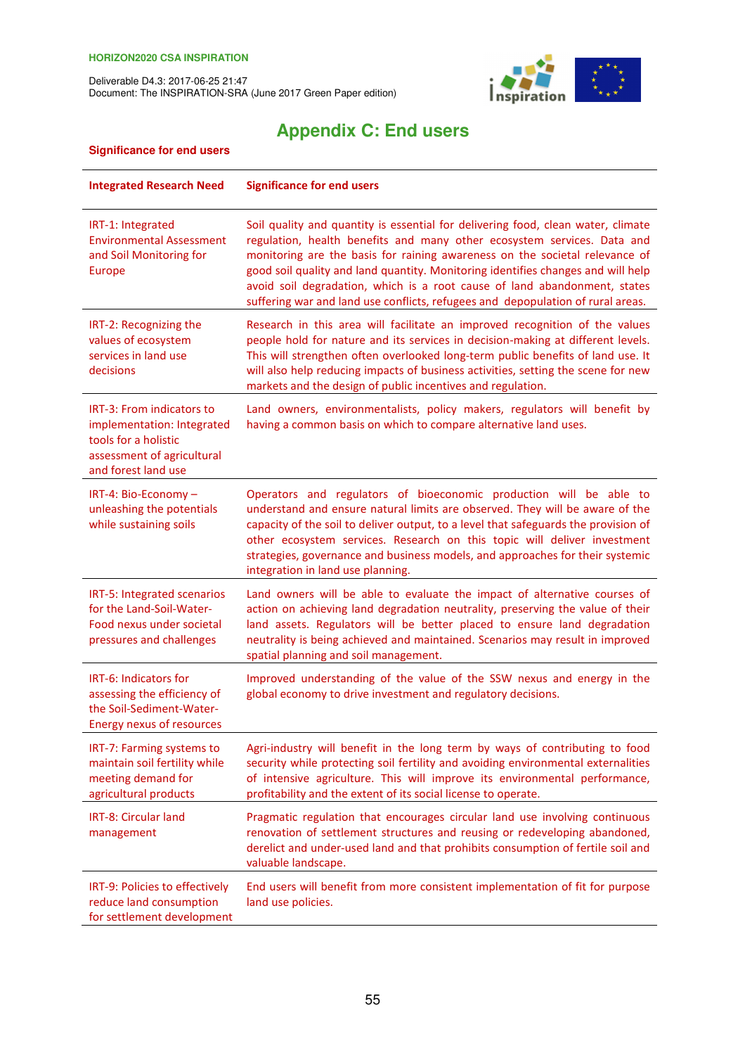# Appendix C: End users

**Significance for end users**

| Integrated Research Need | Significance for end users |
|---|---|
| IRT-1: Integrated Environmental Assessment and Soil Monitoring for Europe | Soil quality and quantity is essential for delivering food, clean water, climate regulation, health benefits and many other ecosystem services. Data and monitoring are the basis for raining awareness on the societal relevance of good soil quality and land quantity. Monitoring identifies changes and will help avoid soil degradation, which is a root cause of land abandonment, states suffering war and land use conflicts, refugees and depopulation of rural areas. |
| IRT-2: Recognizing the values of ecosystem services in land use decisions | Research in this area will facilitate an improved recognition of the values people hold for nature and its services in decision-making at different levels. This will strengthen often overlooked long-term public benefits of land use. It will also help reducing impacts of business activities, setting the scene for new markets and the design of public incentives and regulation. |
| IRT-3: From indicators to implementation: Integrated tools for a holistic assessment of agricultural and forest land use | Land owners, environmentalists, policy makers, regulators will benefit by having a common basis on which to compare alternative land uses. |
| IRT-4: Bio-Economy – unleashing the potentials while sustaining soils | Operators and regulators of bioeconomic production will be able to understand and ensure natural limits are observed. They will be aware of the capacity of the soil to deliver output, to a level that safeguards the provision of other ecosystem services. Research on this topic will deliver investment strategies, governance and business models, and approaches for their systemic integration in land use planning. |
| IRT-5: Integrated scenarios for the Land-Soil-Water-Food nexus under societal pressures and challenges | Land owners will be able to evaluate the impact of alternative courses of action on achieving land degradation neutrality, preserving the value of their land assets. Regulators will be better placed to ensure land degradation neutrality is being achieved and maintained. Scenarios may result in improved spatial planning and soil management. |
| IRT-6: Indicators for assessing the efficiency of the Soil-Sediment-Water-Energy nexus of resources | Improved understanding of the value of the SSW nexus and energy in the global economy to drive investment and regulatory decisions. |
| IRT-7: Farming systems to maintain soil fertility while meeting demand for agricultural products | Agri-industry will benefit in the long term by ways of contributing to food security while protecting soil fertility and avoiding environmental externalities of intensive agriculture. This will improve its environmental performance, profitability and the extent of its social license to operate. |
| IRT-8: Circular land management | Pragmatic regulation that encourages circular land use involving continuous renovation of settlement structures and reusing or redeveloping abandoned, derelict and under-used land and that prohibits consumption of fertile soil and valuable landscape. |
| IRT-9: Policies to effectively reduce land consumption for settlement development | End users will benefit from more consistent implementation of fit for purpose land use policies. |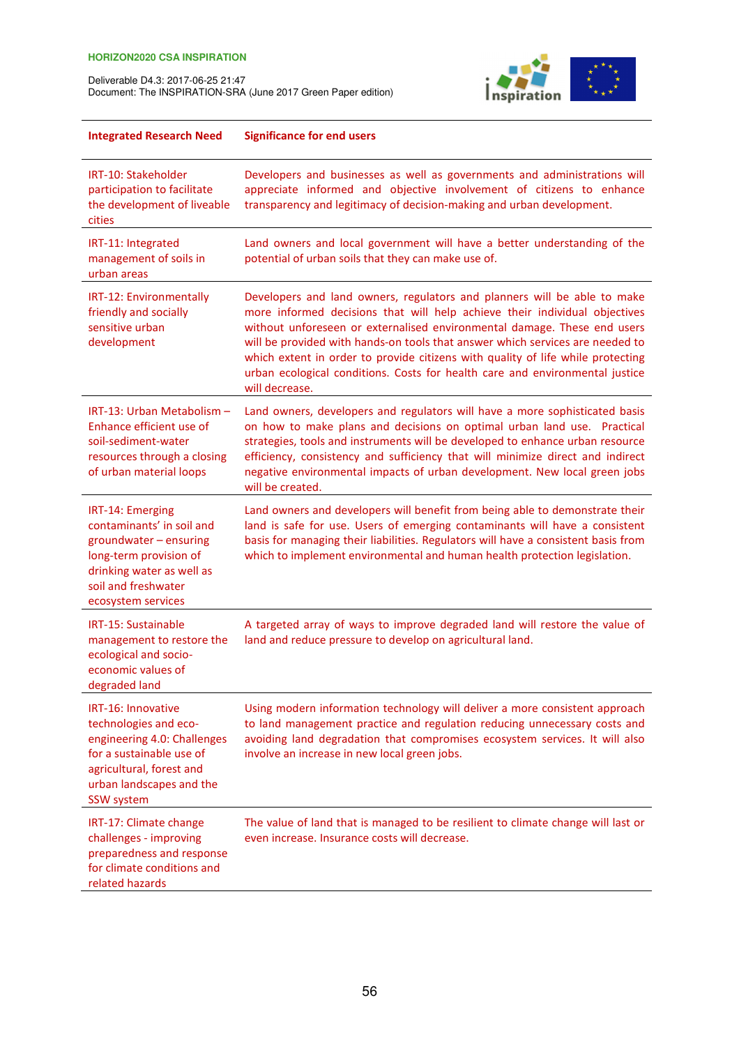| Integrated Research Need | Significance for end users |
|---|---|
| IRT-10: Stakeholder participation to facilitate the development of liveable cities | Developers and businesses as well as governments and administrations will appreciate informed and objective involvement of citizens to enhance transparency and legitimacy of decision-making and urban development. |
| IRT-11: Integrated management of soils in urban areas | Land owners and local government will have a better understanding of the potential of urban soils that they can make use of. |
| IRT-12: Environmentally friendly and socially sensitive urban development | Developers and land owners, regulators and planners will be able to make more informed decisions that will help achieve their individual objectives without unforeseen or externalised environmental damage. These end users will be provided with hands-on tools that answer which services are needed to which extent in order to provide citizens with quality of life while protecting urban ecological conditions. Costs for health care and environmental justice will decrease. |
| IRT-13: Urban Metabolism – Enhance efficient use of soil-sediment-water resources through a closing of urban material loops | Land owners, developers and regulators will have a more sophisticated basis on how to make plans and decisions on optimal urban land use. Practical strategies, tools and instruments will be developed to enhance urban resource efficiency, consistency and sufficiency that will minimize direct and indirect negative environmental impacts of urban development. New local green jobs will be created. |
| IRT-14: Emerging contaminants' in soil and groundwater – ensuring long-term provision of drinking water as well as soil and freshwater ecosystem services | Land owners and developers will benefit from being able to demonstrate their land is safe for use. Users of emerging contaminants will have a consistent basis for managing their liabilities. Regulators will have a consistent basis from which to implement environmental and human health protection legislation. |
| IRT-15: Sustainable management to restore the ecological and socio-economic values of degraded land | A targeted array of ways to improve degraded land will restore the value of land and reduce pressure to develop on agricultural land. |
| IRT-16: Innovative technologies and eco-engineering 4.0: Challenges for a sustainable use of agricultural, forest and urban landscapes and the SSW system | Using modern information technology will deliver a more consistent approach to land management practice and regulation reducing unnecessary costs and avoiding land degradation that compromises ecosystem services. It will also involve an increase in new local green jobs. |
| IRT-17: Climate change challenges - improving preparedness and response for climate conditions and related hazards | The value of land that is managed to be resilient to climate change will last or even increase. Insurance costs will decrease. |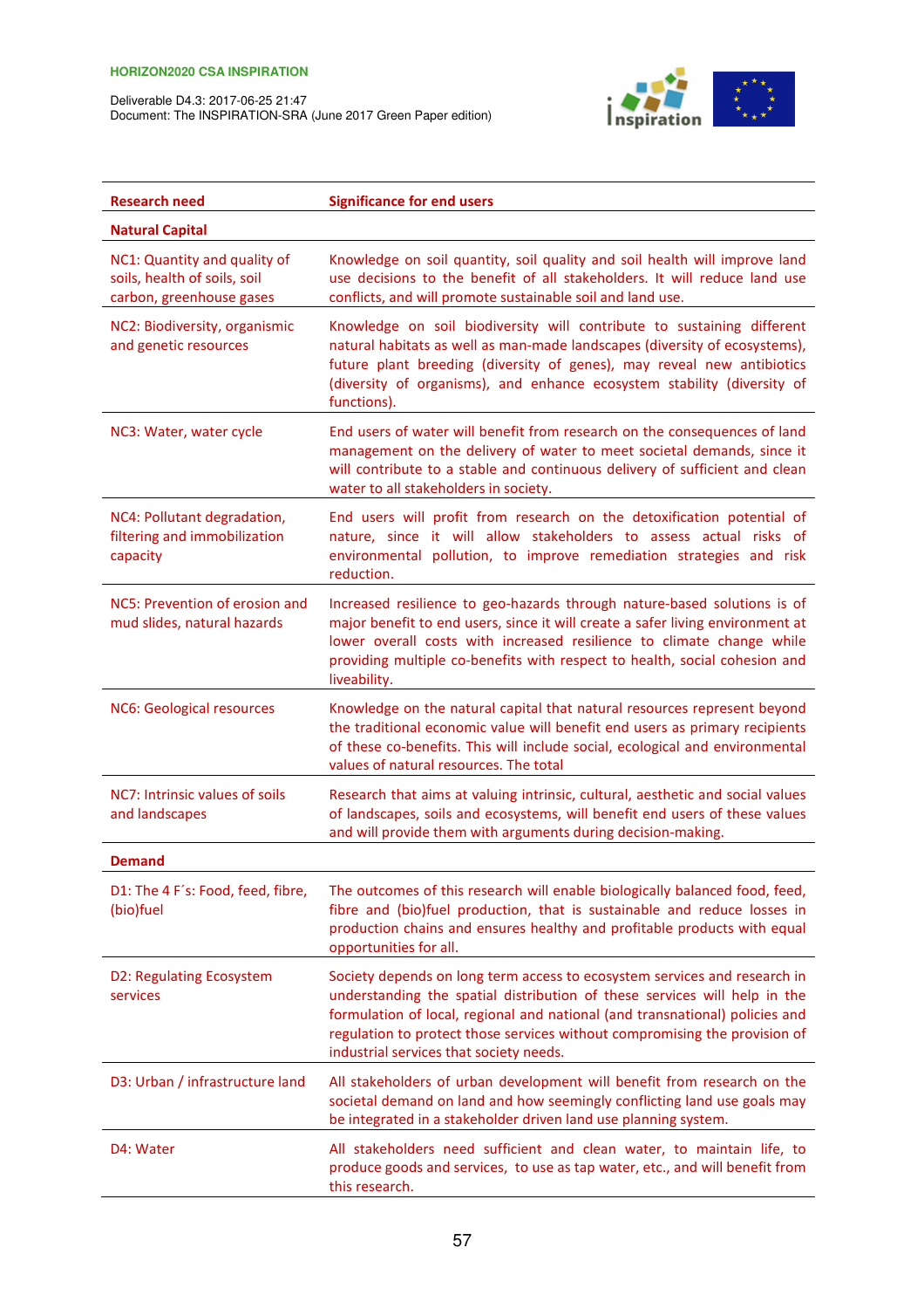| Research need | Significance for end users |
|---|---|
| **Natural Capital** | |
| NC1: Quantity and quality of soils, health of soils, soil carbon, greenhouse gases | Knowledge on soil quantity, soil quality and soil health will improve land use decisions to the benefit of all stakeholders. It will reduce land use conflicts, and will promote sustainable soil and land use. |
| NC2: Biodiversity, organismic and genetic resources | Knowledge on soil biodiversity will contribute to sustaining different natural habitats as well as man-made landscapes (diversity of ecosystems), future plant breeding (diversity of genes), may reveal new antibiotics (diversity of organisms), and enhance ecosystem stability (diversity of functions). |
| NC3: Water, water cycle | End users of water will benefit from research on the consequences of land management on the delivery of water to meet societal demands, since it will contribute to a stable and continuous delivery of sufficient and clean water to all stakeholders in society. |
| NC4: Pollutant degradation, filtering and immobilization capacity | End users will profit from research on the detoxification potential of nature, since it will allow stakeholders to assess actual risks of environmental pollution, to improve remediation strategies and risk reduction. |
| NC5: Prevention of erosion and mud slides, natural hazards | Increased resilience to geo-hazards through nature-based solutions is of major benefit to end users, since it will create a safer living environment at lower overall costs with increased resilience to climate change while providing multiple co-benefits with respect to health, social cohesion and liveability. |
| NC6: Geological resources | Knowledge on the natural capital that natural resources represent beyond the traditional economic value will benefit end users as primary recipients of these co-benefits. This will include social, ecological and environmental values of natural resources. The total |
| NC7: Intrinsic values of soils and landscapes | Research that aims at valuing intrinsic, cultural, aesthetic and social values of landscapes, soils and ecosystems, will benefit end users of these values and will provide them with arguments during decision-making. |
| **Demand** | |
| D1: The 4 F´s: Food, feed, fibre, (bio)fuel | The outcomes of this research will enable biologically balanced food, feed, fibre and (bio)fuel production, that is sustainable and reduce losses in production chains and ensures healthy and profitable products with equal opportunities for all. |
| D2: Regulating Ecosystem services | Society depends on long term access to ecosystem services and research in understanding the spatial distribution of these services will help in the formulation of local, regional and national (and transnational) policies and regulation to protect those services without compromising the provision of industrial services that society needs. |
| D3: Urban / infrastructure land | All stakeholders of urban development will benefit from research on the societal demand on land and how seemingly conflicting land use goals may be integrated in a stakeholder driven land use planning system. |
| D4: Water | All stakeholders need sufficient and clean water, to maintain life, to produce goods and services, to use as tap water, etc., and will benefit from this research. |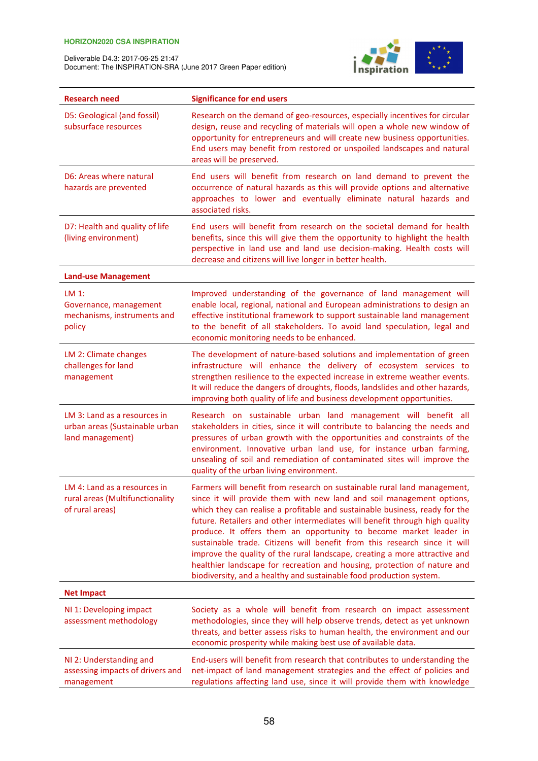| Research need | Significance for end users |
|---|---|
| D5: Geological (and fossil) subsurface resources | Research on the demand of geo-resources, especially incentives for circular design, reuse and recycling of materials will open a whole new window of opportunity for entrepreneurs and will create new business opportunities. End users may benefit from restored or unspoiled landscapes and natural areas will be preserved. |
| D6: Areas where natural hazards are prevented | End users will benefit from research on land demand to prevent the occurrence of natural hazards as this will provide options and alternative approaches to lower and eventually eliminate natural hazards and associated risks. |
| D7: Health and quality of life (living environment) | End users will benefit from research on the societal demand for health benefits, since this will give them the opportunity to highlight the health perspective in land use and land use decision-making. Health costs will decrease and citizens will live longer in better health. |
| **Land-use Management** | |
| LM 1: Governance, management mechanisms, instruments and policy | Improved understanding of the governance of land management will enable local, regional, national and European administrations to design an effective institutional framework to support sustainable land management to the benefit of all stakeholders. To avoid land speculation, legal and economic monitoring needs to be enhanced. |
| LM 2: Climate changes challenges for land management | The development of nature-based solutions and implementation of green infrastructure will enhance the delivery of ecosystem services to strengthen resilience to the expected increase in extreme weather events. It will reduce the dangers of droughts, floods, landslides and other hazards, improving both quality of life and business development opportunities. |
| LM 3: Land as a resources in urban areas (Sustainable urban land management) | Research on sustainable urban land management will benefit all stakeholders in cities, since it will contribute to balancing the needs and pressures of urban growth with the opportunities and constraints of the environment. Innovative urban land use, for instance urban farming, unsealing of soil and remediation of contaminated sites will improve the quality of the urban living environment. |
| LM 4: Land as a resources in rural areas (Multifunctionality of rural areas) | Farmers will benefit from research on sustainable rural land management, since it will provide them with new land and soil management options, which they can realise a profitable and sustainable business, ready for the future. Retailers and other intermediates will benefit through high quality produce. It offers them an opportunity to become market leader in sustainable trade. Citizens will benefit from this research since it will improve the quality of the rural landscape, creating a more attractive and healthier landscape for recreation and housing, protection of nature and biodiversity, and a healthy and sustainable food production system. |
| **Net Impact** | |
| NI 1: Developing impact assessment methodology | Society as a whole will benefit from research on impact assessment methodologies, since they will help observe trends, detect as yet unknown threats, and better assess risks to human health, the environment and our economic prosperity while making best use of available data. |
| NI 2: Understanding and assessing impacts of drivers and management | End-users will benefit from research that contributes to understanding the net-impact of land management strategies and the effect of policies and regulations affecting land use, since it will provide them with knowledge |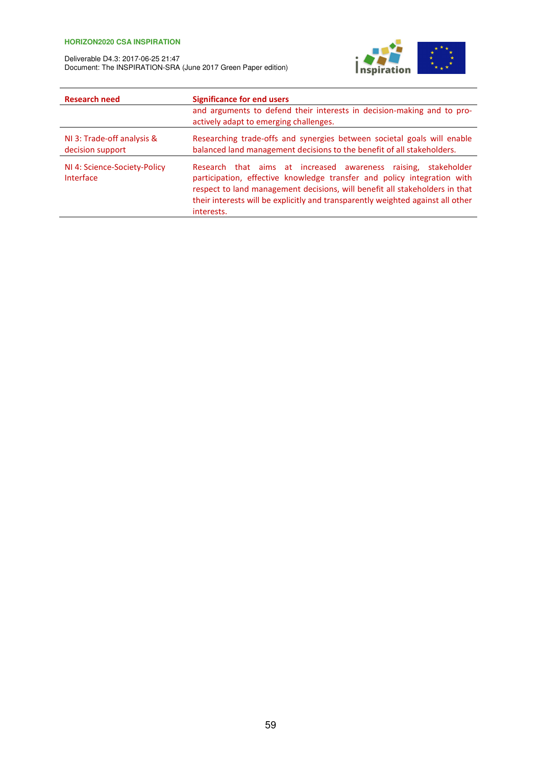| Research need | Significance for end users |
|---|---|
| | and arguments to defend their interests in decision-making and to pro-actively adapt to emerging challenges. |
| NI 3: Trade-off analysis & decision support | Researching trade-offs and synergies between societal goals will enable balanced land management decisions to the benefit of all stakeholders. |
| NI 4: Science-Society-Policy Interface | Research that aims at increased awareness raising, stakeholder participation, effective knowledge transfer and policy integration with respect to land management decisions, will benefit all stakeholders in that their interests will be explicitly and transparently weighted against all other interests. |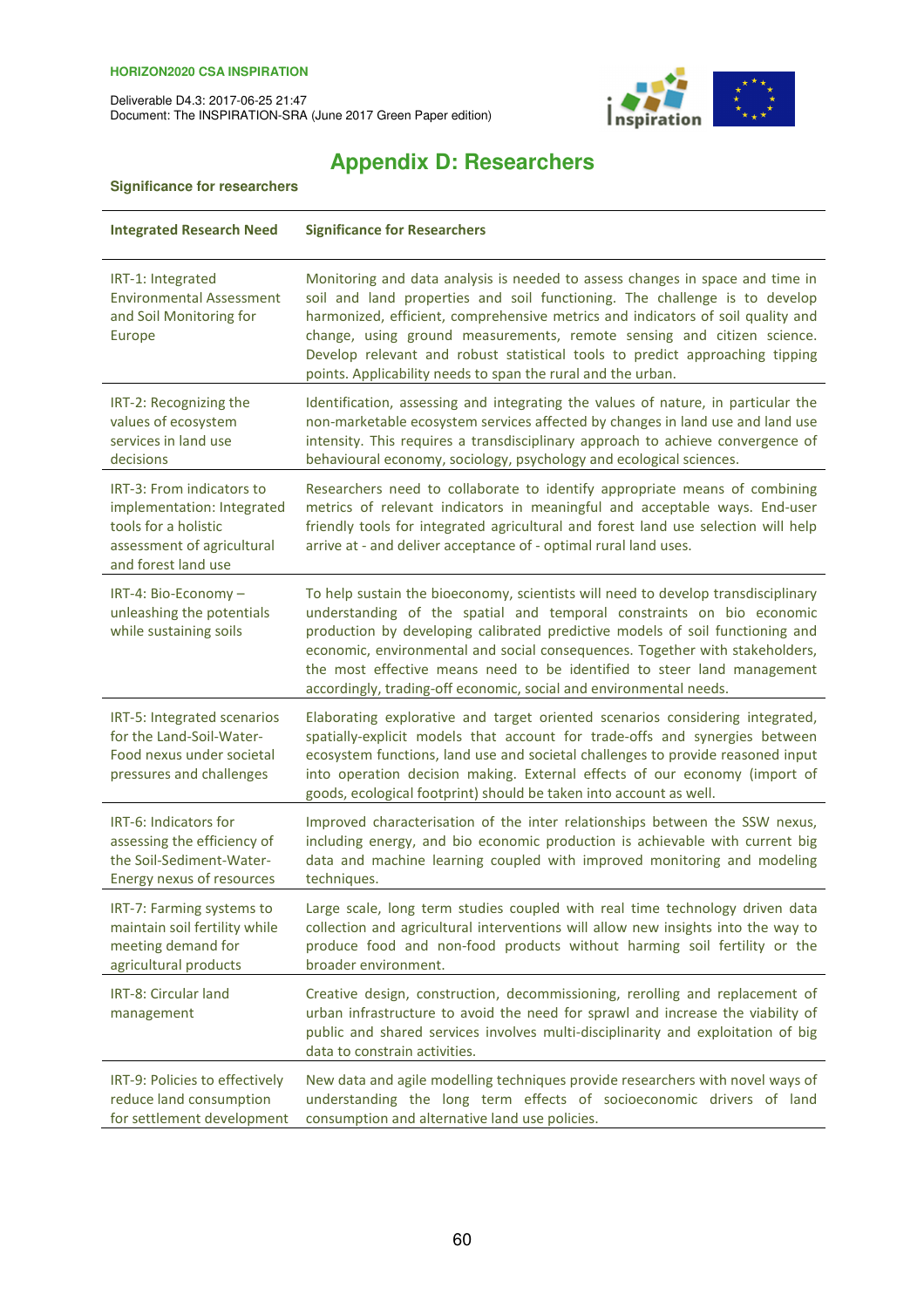# Appendix D: Researchers

**Significance for researchers**

| Integrated Research Need | Significance for Researchers |
|---|---|
| IRT-1: Integrated Environmental Assessment and Soil Monitoring for Europe | Monitoring and data analysis is needed to assess changes in space and time in soil and land properties and soil functioning. The challenge is to develop harmonized, efficient, comprehensive metrics and indicators of soil quality and change, using ground measurements, remote sensing and citizen science. Develop relevant and robust statistical tools to predict approaching tipping points. Applicability needs to span the rural and the urban. |
| IRT-2: Recognizing the values of ecosystem services in land use decisions | Identification, assessing and integrating the values of nature, in particular the non-marketable ecosystem services affected by changes in land use and land use intensity. This requires a transdisciplinary approach to achieve convergence of behavioural economy, sociology, psychology and ecological sciences. |
| IRT-3: From indicators to implementation: Integrated tools for a holistic assessment of agricultural and forest land use | Researchers need to collaborate to identify appropriate means of combining metrics of relevant indicators in meaningful and acceptable ways. End-user friendly tools for integrated agricultural and forest land use selection will help arrive at - and deliver acceptance of - optimal rural land uses. |
| IRT-4: Bio-Economy – unleashing the potentials while sustaining soils | To help sustain the bioeconomy, scientists will need to develop transdisciplinary understanding of the spatial and temporal constraints on bio economic production by developing calibrated predictive models of soil functioning and economic, environmental and social consequences. Together with stakeholders, the most effective means need to be identified to steer land management accordingly, trading-off economic, social and environmental needs. |
| IRT-5: Integrated scenarios for the Land-Soil-Water-Food nexus under societal pressures and challenges | Elaborating explorative and target oriented scenarios considering integrated, spatially-explicit models that account for trade-offs and synergies between ecosystem functions, land use and societal challenges to provide reasoned input into operation decision making. External effects of our economy (import of goods, ecological footprint) should be taken into account as well. |
| IRT-6: Indicators for assessing the efficiency of the Soil-Sediment-Water-Energy nexus of resources | Improved characterisation of the inter relationships between the SSW nexus, including energy, and bio economic production is achievable with current big data and machine learning coupled with improved monitoring and modeling techniques. |
| IRT-7: Farming systems to maintain soil fertility while meeting demand for agricultural products | Large scale, long term studies coupled with real time technology driven data collection and agricultural interventions will allow new insights into the way to produce food and non-food products without harming soil fertility or the broader environment. |
| IRT-8: Circular land management | Creative design, construction, decommissioning, rerolling and replacement of urban infrastructure to avoid the need for sprawl and increase the viability of public and shared services involves multi-disciplinarity and exploitation of big data to constrain activities. |
| IRT-9: Policies to effectively reduce land consumption for settlement development | New data and agile modelling techniques provide researchers with novel ways of understanding the long term effects of socioeconomic drivers of land consumption and alternative land use policies. |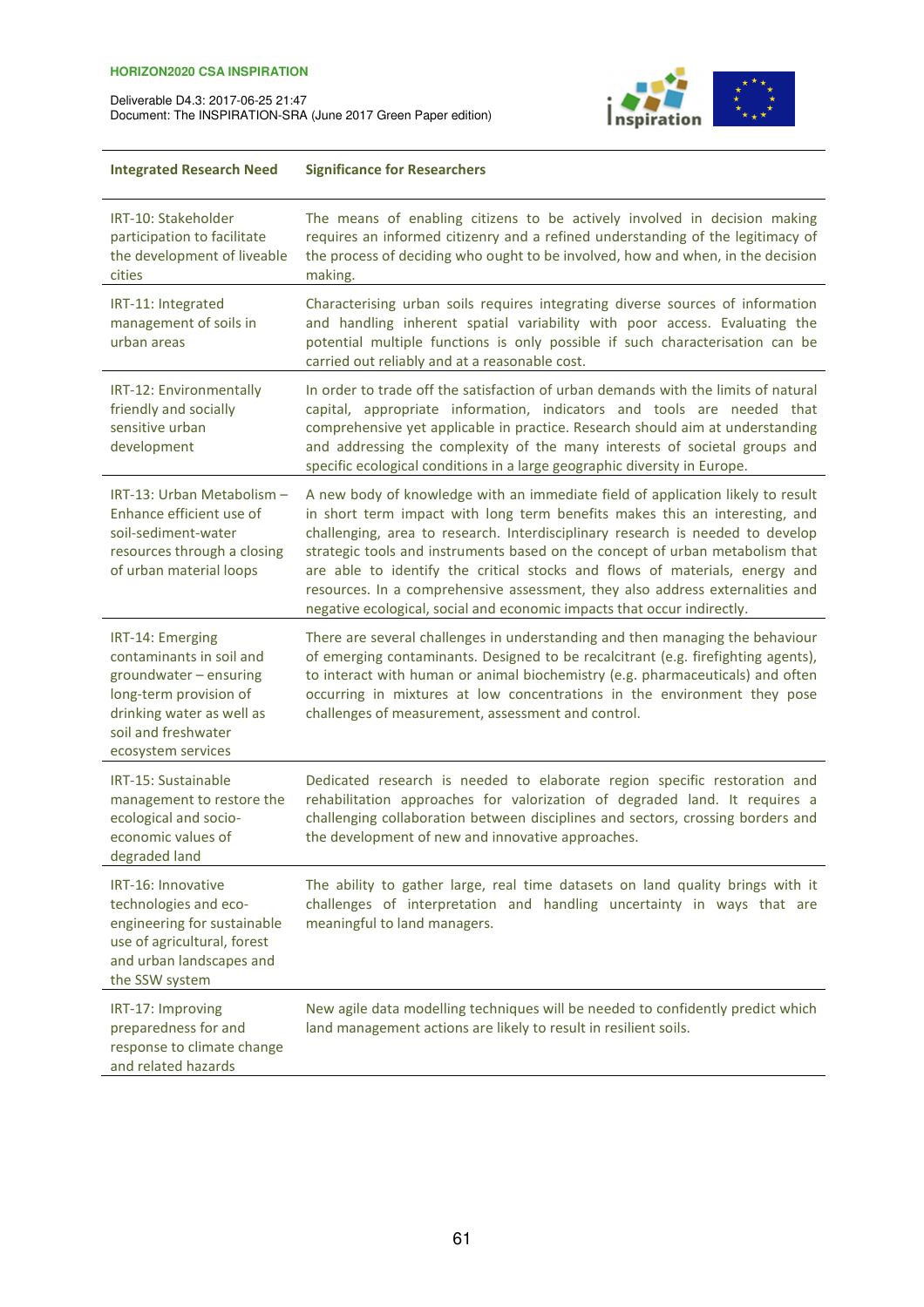| Integrated Research Need | Significance for Researchers |
|---|---|
| IRT-10: Stakeholder participation to facilitate the development of liveable cities | The means of enabling citizens to be actively involved in decision making requires an informed citizenry and a refined understanding of the legitimacy of the process of deciding who ought to be involved, how and when, in the decision making. |
| IRT-11: Integrated management of soils in urban areas | Characterising urban soils requires integrating diverse sources of information and handling inherent spatial variability with poor access. Evaluating the potential multiple functions is only possible if such characterisation can be carried out reliably and at a reasonable cost. |
| IRT-12: Environmentally friendly and socially sensitive urban development | In order to trade off the satisfaction of urban demands with the limits of natural capital, appropriate information, indicators and tools are needed that comprehensive yet applicable in practice. Research should aim at understanding and addressing the complexity of the many interests of societal groups and specific ecological conditions in a large geographic diversity in Europe. |
| IRT-13: Urban Metabolism – Enhance efficient use of soil-sediment-water resources through a closing of urban material loops | A new body of knowledge with an immediate field of application likely to result in short term impact with long term benefits makes this an interesting, and challenging, area to research. Interdisciplinary research is needed to develop strategic tools and instruments based on the concept of urban metabolism that are able to identify the critical stocks and flows of materials, energy and resources. In a comprehensive assessment, they also address externalities and negative ecological, social and economic impacts that occur indirectly. |
| IRT-14: Emerging contaminants in soil and groundwater – ensuring long-term provision of drinking water as well as soil and freshwater ecosystem services | There are several challenges in understanding and then managing the behaviour of emerging contaminants. Designed to be recalcitrant (e.g. firefighting agents), to interact with human or animal biochemistry (e.g. pharmaceuticals) and often occurring in mixtures at low concentrations in the environment they pose challenges of measurement, assessment and control. |
| IRT-15: Sustainable management to restore the ecological and socio-economic values of degraded land | Dedicated research is needed to elaborate region specific restoration and rehabilitation approaches for valorization of degraded land. It requires a challenging collaboration between disciplines and sectors, crossing borders and the development of new and innovative approaches. |
| IRT-16: Innovative technologies and eco-engineering for sustainable use of agricultural, forest and urban landscapes and the SSW system | The ability to gather large, real time datasets on land quality brings with it challenges of interpretation and handling uncertainty in ways that are meaningful to land managers. |
| IRT-17: Improving preparedness for and response to climate change and related hazards | New agile data modelling techniques will be needed to confidently predict which land management actions are likely to result in resilient soils. |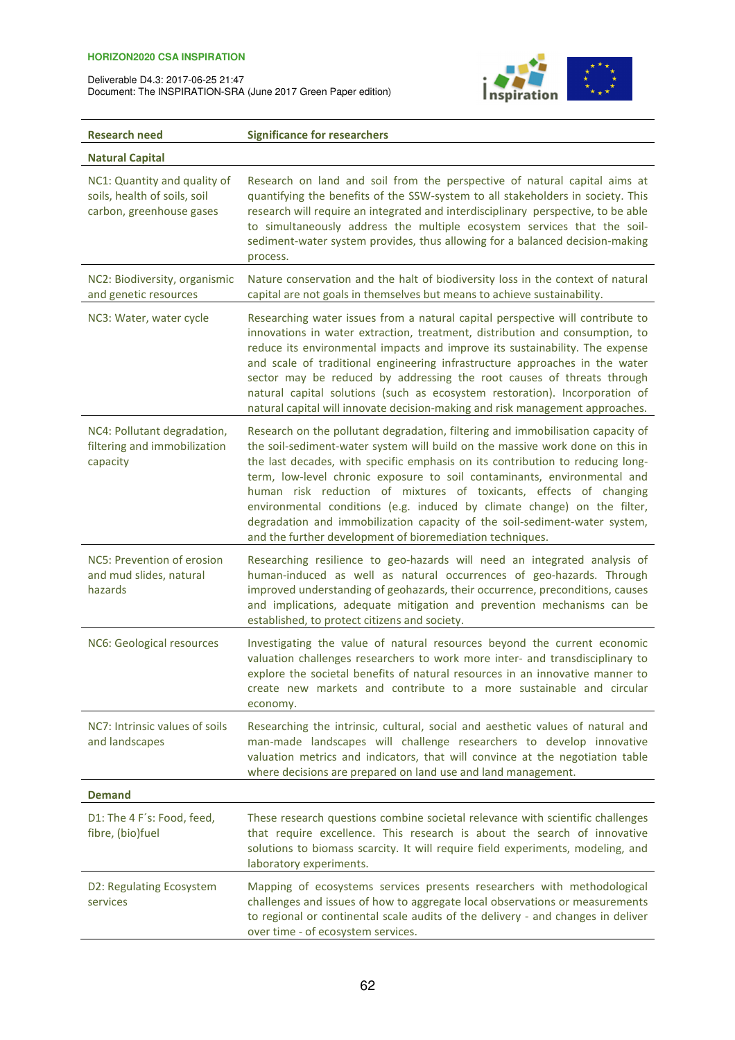| Research need | Significance for researchers |
|---|---|
| **Natural Capital** | |
| NC1: Quantity and quality of soils, health of soils, soil carbon, greenhouse gases | Research on land and soil from the perspective of natural capital aims at quantifying the benefits of the SSW-system to all stakeholders in society. This research will require an integrated and interdisciplinary perspective, to be able to simultaneously address the multiple ecosystem services that the soil-sediment-water system provides, thus allowing for a balanced decision-making process. |
| NC2: Biodiversity, organismic and genetic resources | Nature conservation and the halt of biodiversity loss in the context of natural capital are not goals in themselves but means to achieve sustainability. |
| NC3: Water, water cycle | Researching water issues from a natural capital perspective will contribute to innovations in water extraction, treatment, distribution and consumption, to reduce its environmental impacts and improve its sustainability. The expense and scale of traditional engineering infrastructure approaches in the water sector may be reduced by addressing the root causes of threats through natural capital solutions (such as ecosystem restoration). Incorporation of natural capital will innovate decision-making and risk management approaches. |
| NC4: Pollutant degradation, filtering and immobilization capacity | Research on the pollutant degradation, filtering and immobilisation capacity of the soil-sediment-water system will build on the massive work done on this in the last decades, with specific emphasis on its contribution to reducing long-term, low-level chronic exposure to soil contaminants, environmental and human risk reduction of mixtures of toxicants, effects of changing environmental conditions (e.g. induced by climate change) on the filter, degradation and immobilization capacity of the soil-sediment-water system, and the further development of bioremediation techniques. |
| NC5: Prevention of erosion and mud slides, natural hazards | Researching resilience to geo-hazards will need an integrated analysis of human-induced as well as natural occurrences of geo-hazards. Through improved understanding of geohazards, their occurrence, preconditions, causes and implications, adequate mitigation and prevention mechanisms can be established, to protect citizens and society. |
| NC6: Geological resources | Investigating the value of natural resources beyond the current economic valuation challenges researchers to work more inter- and transdisciplinary to explore the societal benefits of natural resources in an innovative manner to create new markets and contribute to a more sustainable and circular economy. |
| NC7: Intrinsic values of soils and landscapes | Researching the intrinsic, cultural, social and aesthetic values of natural and man-made landscapes will challenge researchers to develop innovative valuation metrics and indicators, that will convince at the negotiation table where decisions are prepared on land use and land management. |
| **Demand** | |
| D1: The 4 F´s: Food, feed, fibre, (bio)fuel | These research questions combine societal relevance with scientific challenges that require excellence. This research is about the search of innovative solutions to biomass scarcity. It will require field experiments, modeling, and laboratory experiments. |
| D2: Regulating Ecosystem services | Mapping of ecosystems services presents researchers with methodological challenges and issues of how to aggregate local observations or measurements to regional or continental scale audits of the delivery - and changes in deliver over time - of ecosystem services. |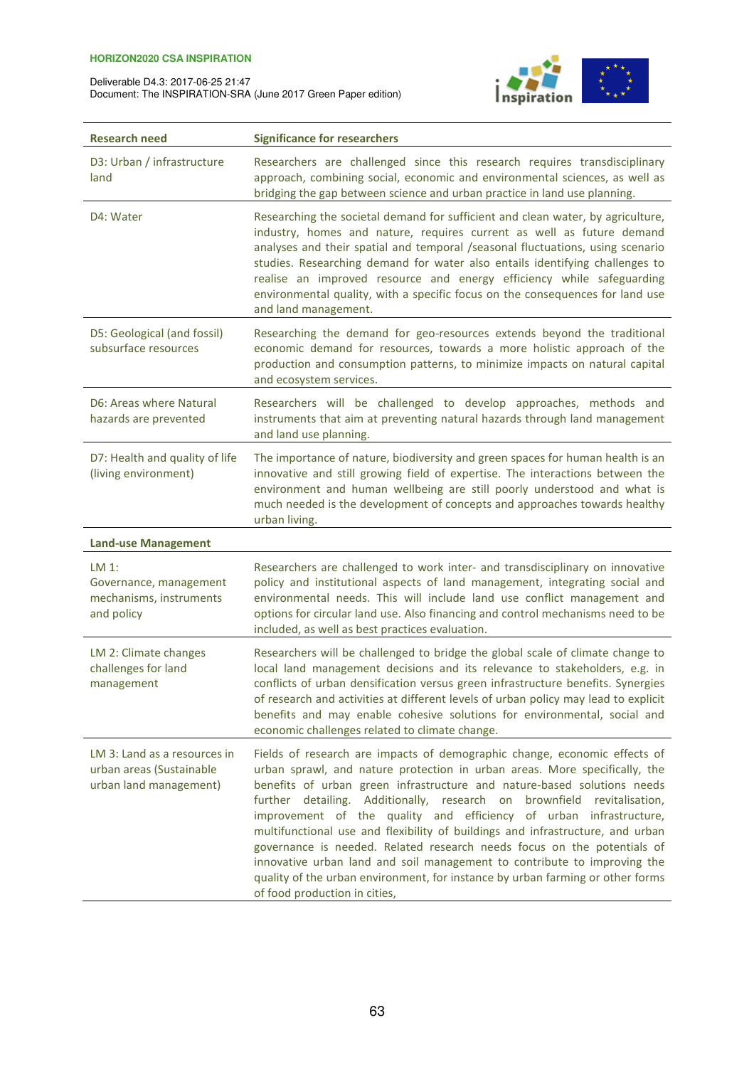| Research need | Significance for researchers |
| --- | --- |
| D3: Urban / infrastructure land | Researchers are challenged since this research requires transdisciplinary approach, combining social, economic and environmental sciences, as well as bridging the gap between science and urban practice in land use planning. |
| D4: Water | Researching the societal demand for sufficient and clean water, by agriculture, industry, homes and nature, requires current as well as future demand analyses and their spatial and temporal /seasonal fluctuations, using scenario studies. Researching demand for water also entails identifying challenges to realise an improved resource and energy efficiency while safeguarding environmental quality, with a specific focus on the consequences for land use and land management. |
| D5: Geological (and fossil) subsurface resources | Researching the demand for geo-resources extends beyond the traditional economic demand for resources, towards a more holistic approach of the production and consumption patterns, to minimize impacts on natural capital and ecosystem services. |
| D6: Areas where Natural hazards are prevented | Researchers will be challenged to develop approaches, methods and instruments that aim at preventing natural hazards through land management and land use planning. |
| D7: Health and quality of life (living environment) | The importance of nature, biodiversity and green spaces for human health is an innovative and still growing field of expertise. The interactions between the environment and human wellbeing are still poorly understood and what is much needed is the development of concepts and approaches towards healthy urban living. |
| **Land-use Management** | |
| LM 1: Governance, management mechanisms, instruments and policy | Researchers are challenged to work inter- and transdisciplinary on innovative policy and institutional aspects of land management, integrating social and environmental needs. This will include land use conflict management and options for circular land use. Also financing and control mechanisms need to be included, as well as best practices evaluation. |
| LM 2: Climate changes challenges for land management | Researchers will be challenged to bridge the global scale of climate change to local land management decisions and its relevance to stakeholders, e.g. in conflicts of urban densification versus green infrastructure benefits. Synergies of research and activities at different levels of urban policy may lead to explicit benefits and may enable cohesive solutions for environmental, social and economic challenges related to climate change. |
| LM 3: Land as a resources in urban areas (Sustainable urban land management) | Fields of research are impacts of demographic change, economic effects of urban sprawl, and nature protection in urban areas. More specifically, the benefits of urban green infrastructure and nature-based solutions needs further detailing. Additionally, research on brownfield revitalisation, improvement of the quality and efficiency of urban infrastructure, multifunctional use and flexibility of buildings and infrastructure, and urban governance is needed. Related research needs focus on the potentials of innovative urban land and soil management to contribute to improving the quality of the urban environment, for instance by urban farming or other forms of food production in cities, |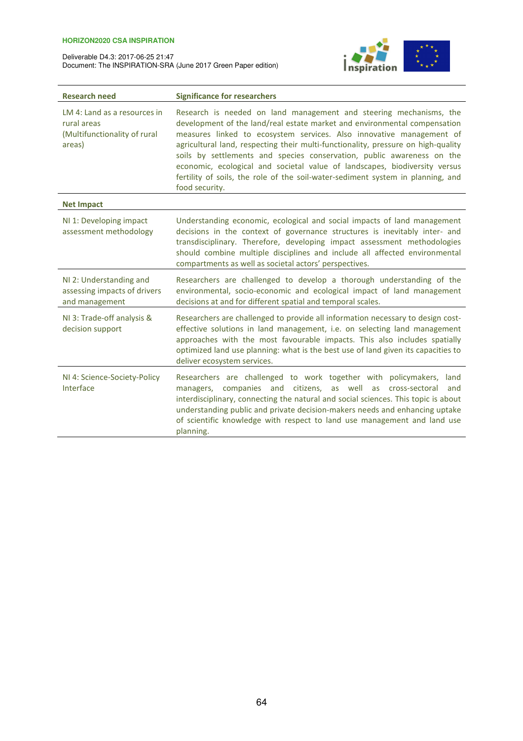| Research need | Significance for researchers |
|---|---|
| LM 4: Land as a resources in rural areas (Multifunctionality of rural areas) | Research is needed on land management and steering mechanisms, the development of the land/real estate market and environmental compensation measures linked to ecosystem services. Also innovative management of agricultural land, respecting their multi-functionality, pressure on high-quality soils by settlements and species conservation, public awareness on the economic, ecological and societal value of landscapes, biodiversity versus fertility of soils, the role of the soil-water-sediment system in planning, and food security. |
| **Net Impact** | |
| NI 1: Developing impact assessment methodology | Understanding economic, ecological and social impacts of land management decisions in the context of governance structures is inevitably inter- and transdisciplinary. Therefore, developing impact assessment methodologies should combine multiple disciplines and include all affected environmental compartments as well as societal actors' perspectives. |
| NI 2: Understanding and assessing impacts of drivers and management | Researchers are challenged to develop a thorough understanding of the environmental, socio-economic and ecological impact of land management decisions at and for different spatial and temporal scales. |
| NI 3: Trade-off analysis & decision support | Researchers are challenged to provide all information necessary to design cost-effective solutions in land management, i.e. on selecting land management approaches with the most favourable impacts. This also includes spatially optimized land use planning: what is the best use of land given its capacities to deliver ecosystem services. |
| NI 4: Science-Society-Policy Interface | Researchers are challenged to work together with policymakers, land managers, companies and citizens, as well as cross-sectoral and interdisciplinary, connecting the natural and social sciences. This topic is about understanding public and private decision-makers needs and enhancing uptake of scientific knowledge with respect to land use management and land use planning. |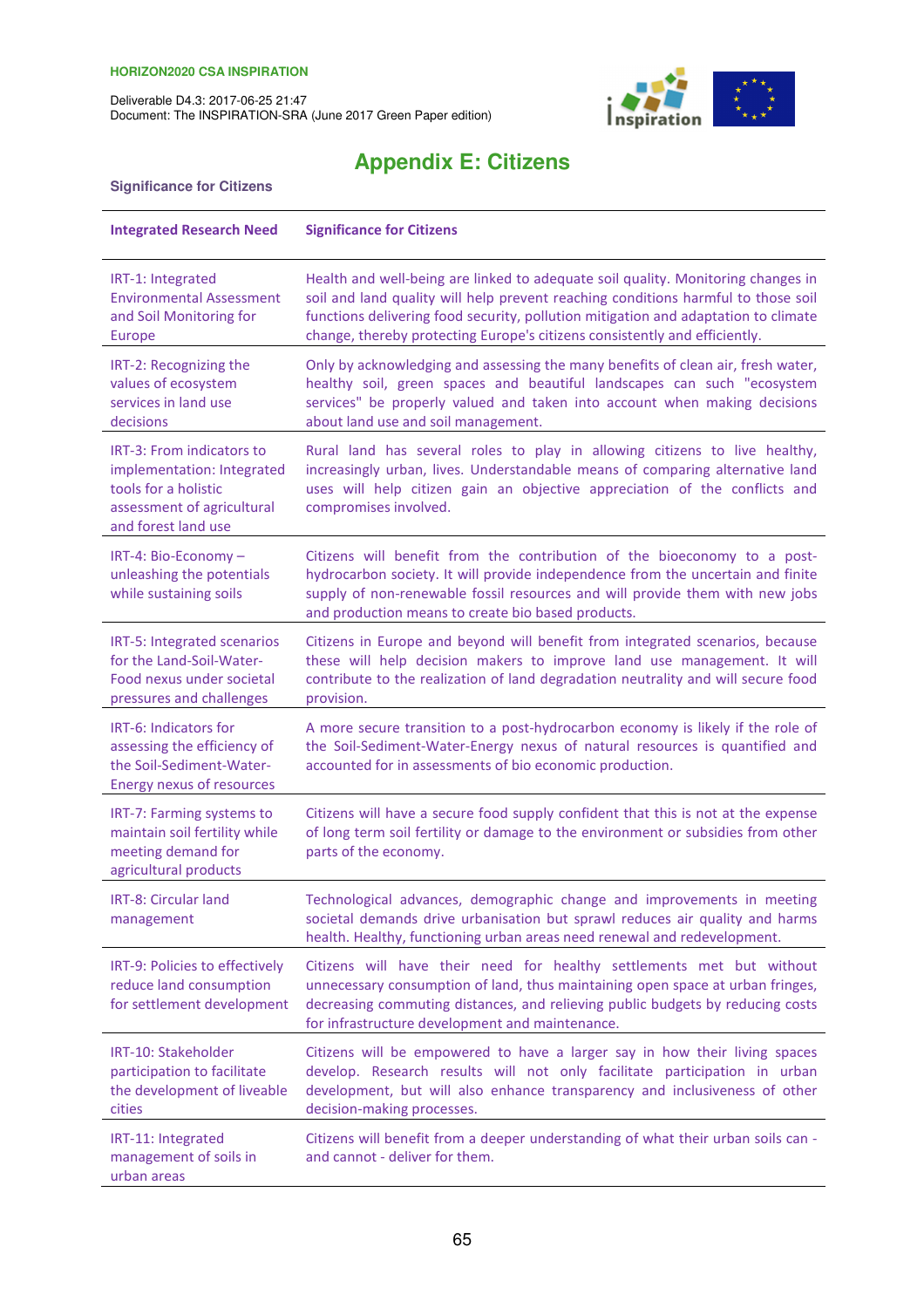# Appendix E: Citizens

**Significance for Citizens**

| Integrated Research Need | Significance for Citizens |
|---|---|
| IRT-1: Integrated Environmental Assessment and Soil Monitoring for Europe | Health and well-being are linked to adequate soil quality. Monitoring changes in soil and land quality will help prevent reaching conditions harmful to those soil functions delivering food security, pollution mitigation and adaptation to climate change, thereby protecting Europe's citizens consistently and efficiently. |
| IRT-2: Recognizing the values of ecosystem services in land use decisions | Only by acknowledging and assessing the many benefits of clean air, fresh water, healthy soil, green spaces and beautiful landscapes can such "ecosystem services" be properly valued and taken into account when making decisions about land use and soil management. |
| IRT-3: From indicators to implementation: Integrated tools for a holistic assessment of agricultural and forest land use | Rural land has several roles to play in allowing citizens to live healthy, increasingly urban, lives. Understandable means of comparing alternative land uses will help citizen gain an objective appreciation of the conflicts and compromises involved. |
| IRT-4: Bio-Economy – unleashing the potentials while sustaining soils | Citizens will benefit from the contribution of the bioeconomy to a post-hydrocarbon society. It will provide independence from the uncertain and finite supply of non-renewable fossil resources and will provide them with new jobs and production means to create bio based products. |
| IRT-5: Integrated scenarios for the Land-Soil-Water-Food nexus under societal pressures and challenges | Citizens in Europe and beyond will benefit from integrated scenarios, because these will help decision makers to improve land use management. It will contribute to the realization of land degradation neutrality and will secure food provision. |
| IRT-6: Indicators for assessing the efficiency of the Soil-Sediment-Water-Energy nexus of resources | A more secure transition to a post-hydrocarbon economy is likely if the role of the Soil-Sediment-Water-Energy nexus of natural resources is quantified and accounted for in assessments of bio economic production. |
| IRT-7: Farming systems to maintain soil fertility while meeting demand for agricultural products | Citizens will have a secure food supply confident that this is not at the expense of long term soil fertility or damage to the environment or subsidies from other parts of the economy. |
| IRT-8: Circular land management | Technological advances, demographic change and improvements in meeting societal demands drive urbanisation but sprawl reduces air quality and harms health. Healthy, functioning urban areas need renewal and redevelopment. |
| IRT-9: Policies to effectively reduce land consumption for settlement development | Citizens will have their need for healthy settlements met but without unnecessary consumption of land, thus maintaining open space at urban fringes, decreasing commuting distances, and relieving public budgets by reducing costs for infrastructure development and maintenance. |
| IRT-10: Stakeholder participation to facilitate the development of liveable cities | Citizens will be empowered to have a larger say in how their living spaces develop. Research results will not only facilitate participation in urban development, but will also enhance transparency and inclusiveness of other decision-making processes. |
| IRT-11: Integrated management of soils in urban areas | Citizens will benefit from a deeper understanding of what their urban soils can - and cannot - deliver for them. |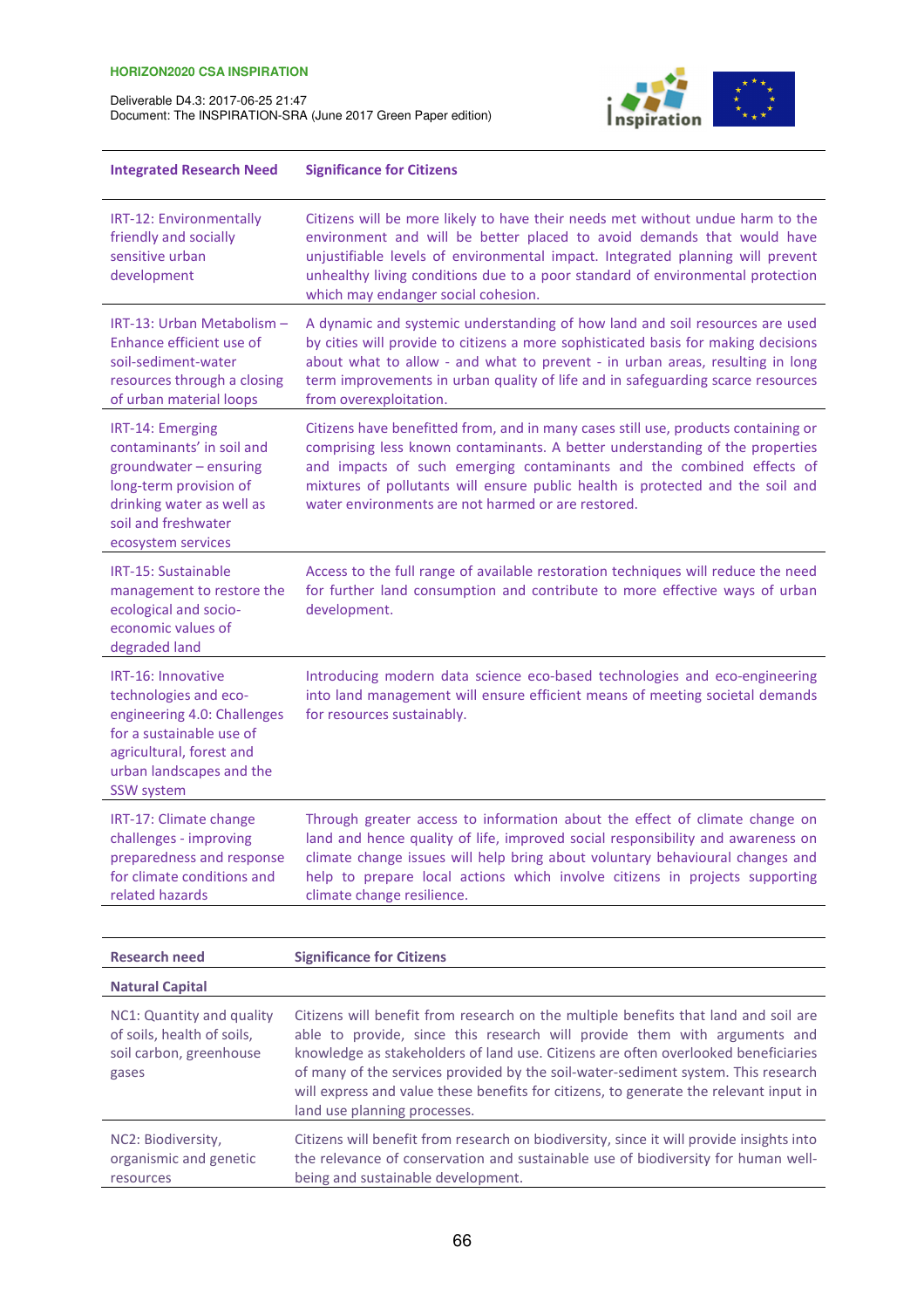| Integrated Research Need | Significance for Citizens |
|---|---|
| IRT-12: Environmentally friendly and socially sensitive urban development | Citizens will be more likely to have their needs met without undue harm to the environment and will be better placed to avoid demands that would have unjustifiable levels of environmental impact. Integrated planning will prevent unhealthy living conditions due to a poor standard of environmental protection which may endanger social cohesion. |
| IRT-13: Urban Metabolism – Enhance efficient use of soil-sediment-water resources through a closing of urban material loops | A dynamic and systemic understanding of how land and soil resources are used by cities will provide to citizens a more sophisticated basis for making decisions about what to allow - and what to prevent - in urban areas, resulting in long term improvements in urban quality of life and in safeguarding scarce resources from overexploitation. |
| IRT-14: Emerging contaminants' in soil and groundwater – ensuring long-term provision of drinking water as well as soil and freshwater ecosystem services | Citizens have benefitted from, and in many cases still use, products containing or comprising less known contaminants. A better understanding of the properties and impacts of such emerging contaminants and the combined effects of mixtures of pollutants will ensure public health is protected and the soil and water environments are not harmed or are restored. |
| IRT-15: Sustainable management to restore the ecological and socio-economic values of degraded land | Access to the full range of available restoration techniques will reduce the need for further land consumption and contribute to more effective ways of urban development. |
| IRT-16: Innovative technologies and eco-engineering 4.0: Challenges for a sustainable use of agricultural, forest and urban landscapes and the SSW system | Introducing modern data science eco-based technologies and eco-engineering into land management will ensure efficient means of meeting societal demands for resources sustainably. |
| IRT-17: Climate change challenges - improving preparedness and response for climate conditions and related hazards | Through greater access to information about the effect of climate change on land and hence quality of life, improved social responsibility and awareness on climate change issues will help bring about voluntary behavioural changes and help to prepare local actions which involve citizens in projects supporting climate change resilience. |

| Research need | Significance for Citizens |
|---|---|
| **Natural Capital** | |
| NC1: Quantity and quality of soils, health of soils, soil carbon, greenhouse gases | Citizens will benefit from research on the multiple benefits that land and soil are able to provide, since this research will provide them with arguments and knowledge as stakeholders of land use. Citizens are often overlooked beneficiaries of many of the services provided by the soil-water-sediment system. This research will express and value these benefits for citizens, to generate the relevant input in land use planning processes. |
| NC2: Biodiversity, organismic and genetic resources | Citizens will benefit from research on biodiversity, since it will provide insights into the relevance of conservation and sustainable use of biodiversity for human well-being and sustainable development. |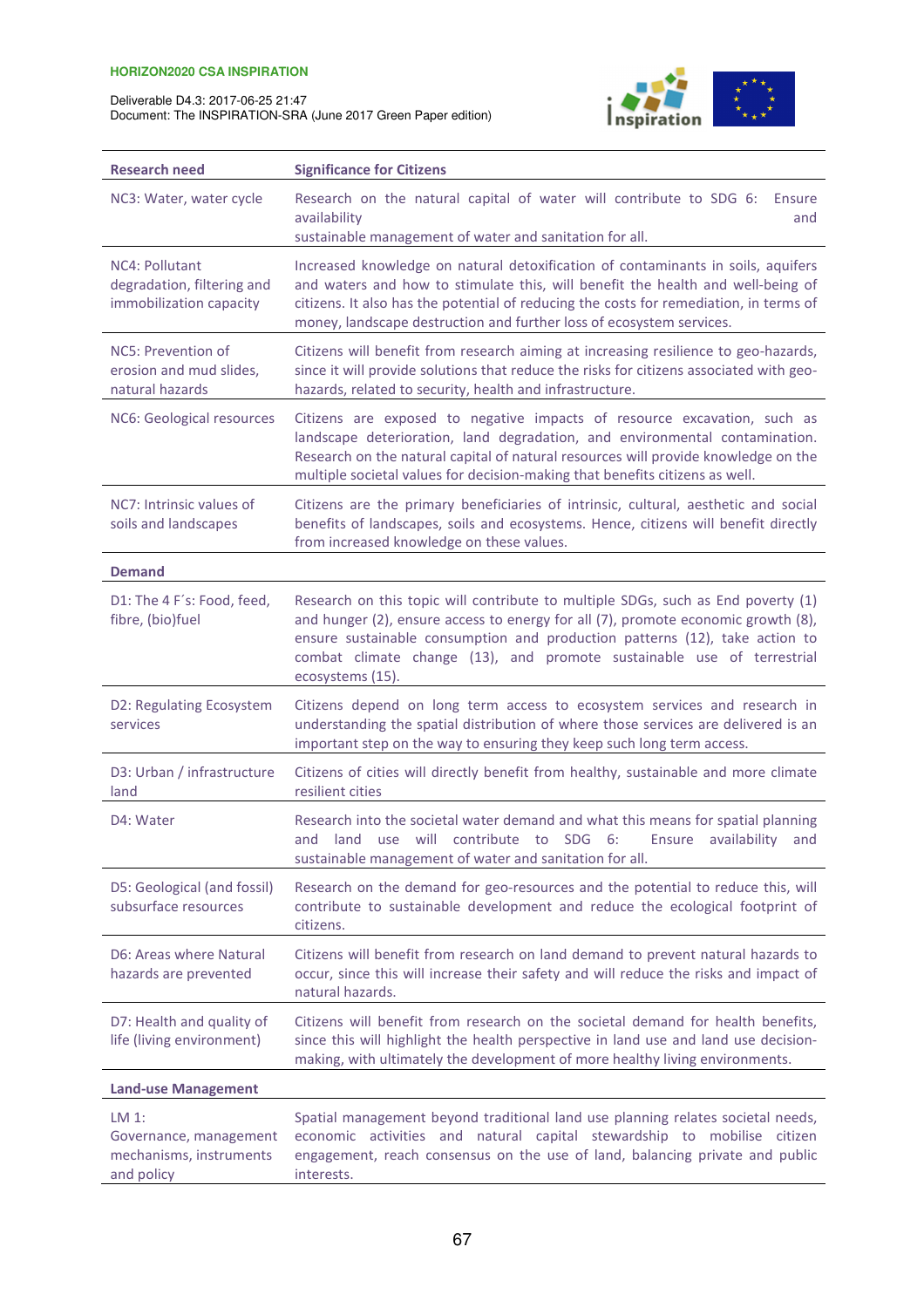| Research need | Significance for Citizens |
|---|---|
| NC3: Water, water cycle | Research on the natural capital of water will contribute to SDG 6: Ensure availability and sustainable management of water and sanitation for all. |
| NC4: Pollutant degradation, filtering and immobilization capacity | Increased knowledge on natural detoxification of contaminants in soils, aquifers and waters and how to stimulate this, will benefit the health and well-being of citizens. It also has the potential of reducing the costs for remediation, in terms of money, landscape destruction and further loss of ecosystem services. |
| NC5: Prevention of erosion and mud slides, natural hazards | Citizens will benefit from research aiming at increasing resilience to geo-hazards, since it will provide solutions that reduce the risks for citizens associated with geo-hazards, related to security, health and infrastructure. |
| NC6: Geological resources | Citizens are exposed to negative impacts of resource excavation, such as landscape deterioration, land degradation, and environmental contamination. Research on the natural capital of natural resources will provide knowledge on the multiple societal values for decision-making that benefits citizens as well. |
| NC7: Intrinsic values of soils and landscapes | Citizens are the primary beneficiaries of intrinsic, cultural, aesthetic and social benefits of landscapes, soils and ecosystems. Hence, citizens will benefit directly from increased knowledge on these values. |
| **Demand** | |
| D1: The 4 F´s: Food, feed, fibre, (bio)fuel | Research on this topic will contribute to multiple SDGs, such as End poverty (1) and hunger (2), ensure access to energy for all (7), promote economic growth (8), ensure sustainable consumption and production patterns (12), take action to combat climate change (13), and promote sustainable use of terrestrial ecosystems (15). |
| D2: Regulating Ecosystem services | Citizens depend on long term access to ecosystem services and research in understanding the spatial distribution of where those services are delivered is an important step on the way to ensuring they keep such long term access. |
| D3: Urban / infrastructure land | Citizens of cities will directly benefit from healthy, sustainable and more climate resilient cities |
| D4: Water | Research into the societal water demand and what this means for spatial planning and land use will contribute to SDG 6: Ensure availability and sustainable management of water and sanitation for all. |
| D5: Geological (and fossil) subsurface resources | Research on the demand for geo-resources and the potential to reduce this, will contribute to sustainable development and reduce the ecological footprint of citizens. |
| D6: Areas where Natural hazards are prevented | Citizens will benefit from research on land demand to prevent natural hazards to occur, since this will increase their safety and will reduce the risks and impact of natural hazards. |
| D7: Health and quality of life (living environment) | Citizens will benefit from research on the societal demand for health benefits, since this will highlight the health perspective in land use and land use decision-making, with ultimately the development of more healthy living environments. |
| **Land-use Management** | |
| LM 1: Governance, management mechanisms, instruments and policy | Spatial management beyond traditional land use planning relates societal needs, economic activities and natural capital stewardship to mobilise citizen engagement, reach consensus on the use of land, balancing private and public interests. |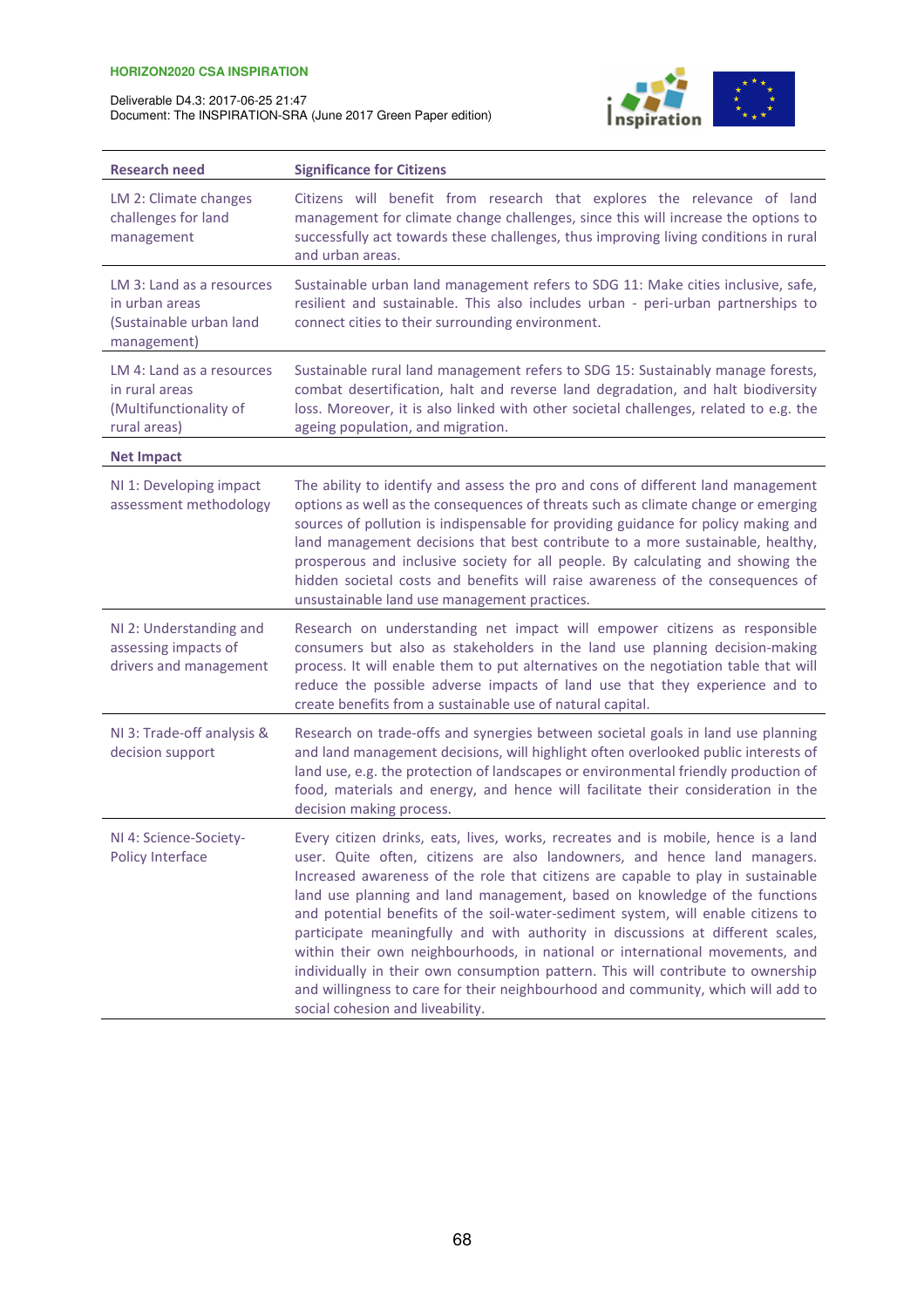| Research need | Significance for Citizens |
|---|---|
| LM 2: Climate changes challenges for land management | Citizens will benefit from research that explores the relevance of land management for climate change challenges, since this will increase the options to successfully act towards these challenges, thus improving living conditions in rural and urban areas. |
| LM 3: Land as a resources in urban areas (Sustainable urban land management) | Sustainable urban land management refers to SDG 11: Make cities inclusive, safe, resilient and sustainable. This also includes urban - peri-urban partnerships to connect cities to their surrounding environment. |
| LM 4: Land as a resources in rural areas (Multifunctionality of rural areas) | Sustainable rural land management refers to SDG 15: Sustainably manage forests, combat desertification, halt and reverse land degradation, and halt biodiversity loss. Moreover, it is also linked with other societal challenges, related to e.g. the ageing population, and migration. |
| **Net Impact** | |
| NI 1: Developing impact assessment methodology | The ability to identify and assess the pro and cons of different land management options as well as the consequences of threats such as climate change or emerging sources of pollution is indispensable for providing guidance for policy making and land management decisions that best contribute to a more sustainable, healthy, prosperous and inclusive society for all people. By calculating and showing the hidden societal costs and benefits will raise awareness of the consequences of unsustainable land use management practices. |
| NI 2: Understanding and assessing impacts of drivers and management | Research on understanding net impact will empower citizens as responsible consumers but also as stakeholders in the land use planning decision-making process. It will enable them to put alternatives on the negotiation table that will reduce the possible adverse impacts of land use that they experience and to create benefits from a sustainable use of natural capital. |
| NI 3: Trade-off analysis & decision support | Research on trade-offs and synergies between societal goals in land use planning and land management decisions, will highlight often overlooked public interests of land use, e.g. the protection of landscapes or environmental friendly production of food, materials and energy, and hence will facilitate their consideration in the decision making process. |
| NI 4: Science-Society-Policy Interface | Every citizen drinks, eats, lives, works, recreates and is mobile, hence is a land user. Quite often, citizens are also landowners, and hence land managers. Increased awareness of the role that citizens are capable to play in sustainable land use planning and land management, based on knowledge of the functions and potential benefits of the soil-water-sediment system, will enable citizens to participate meaningfully and with authority in discussions at different scales, within their own neighbourhoods, in national or international movements, and individually in their own consumption pattern. This will contribute to ownership and willingness to care for their neighbourhood and community, which will add to social cohesion and liveability. |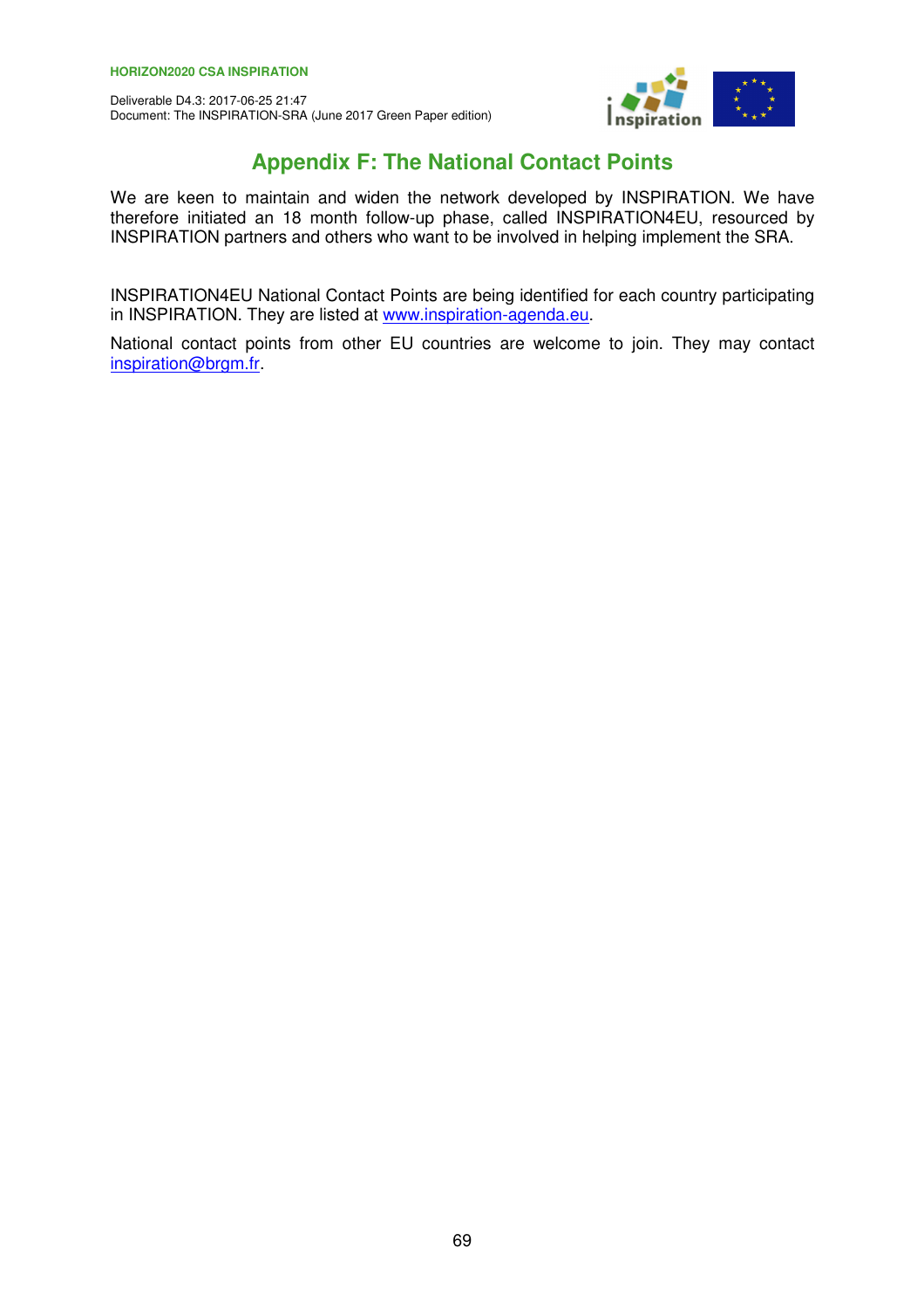# Appendix F: The National Contact Points

We are keen to maintain and widen the network developed by INSPIRATION. We have therefore initiated an 18 month follow-up phase, called INSPIRATION4EU, resourced by INSPIRATION partners and others who want to be involved in helping implement the SRA.

INSPIRATION4EU National Contact Points are being identified for each country participating in INSPIRATION. They are listed at www.inspiration-agenda.eu.

National contact points from other EU countries are welcome to join. They may contact inspiration@brgm.fr.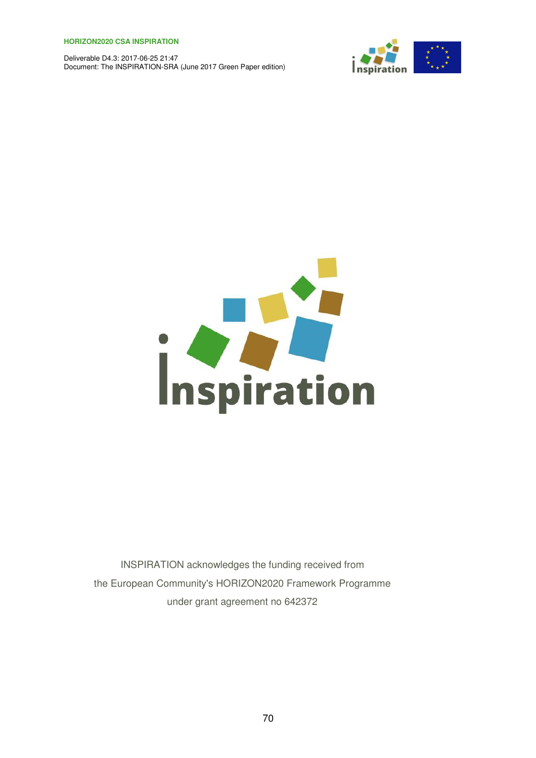INSPIRATION acknowledges the funding received from
the European Community's HORIZON2020 Framework Programme
under grant agreement no 642372